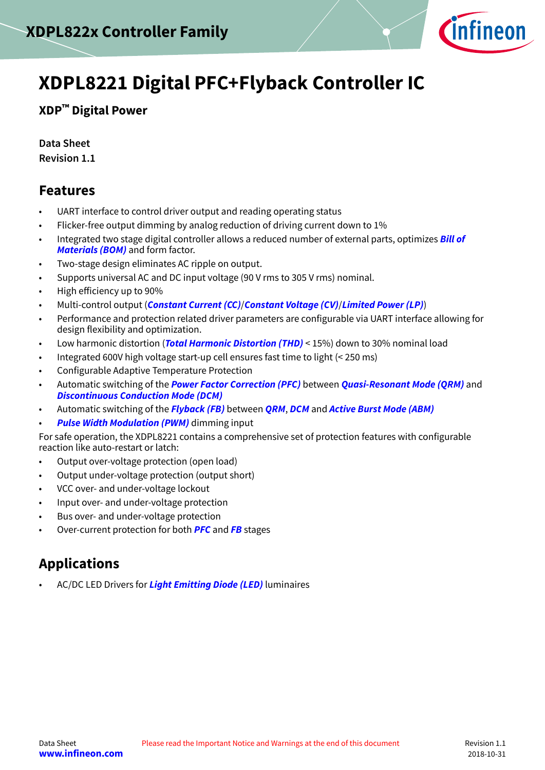# XDPL8221 Digital PFC+Flyback Controller IC

**XDP™ Digital Power**

**Data Sheet**
**Revision 1.1**

## Features

- UART interface to control driver output and reading operating status
- Flicker-free output dimming by analog reduction of driving current down to 1%
- Integrated two stage digital controller allows a reduced number of external parts, optimizes ***Bill of Materials (BOM)*** and form factor.
- Two-stage design eliminates AC ripple on output.
- Supports universal AC and DC input voltage (90 V rms to 305 V rms) nominal.
- High efficiency up to 90%
- Multi-control output (***Constant Current (CC)***/***Constant Voltage (CV)***/***Limited Power (LP)***)
- Performance and protection related driver parameters are configurable via UART interface allowing for design flexibility and optimization.
- Low harmonic distortion (***Total Harmonic Distortion (THD)*** < 15%) down to 30% nominal load
- Integrated 600V high voltage start-up cell ensures fast time to light (< 250 ms)
- Configurable Adaptive Temperature Protection
- Automatic switching of the ***Power Factor Correction (PFC)*** between ***Quasi-Resonant Mode (QRM)*** and ***Discontinuous Conduction Mode (DCM)***
- Automatic switching of the ***Flyback (FB)*** between ***QRM***, ***DCM*** and ***Active Burst Mode (ABM)***
- ***Pulse Width Modulation (PWM)*** dimming input

For safe operation, the XDPL8221 contains a comprehensive set of protection features with configurable reaction like auto-restart or latch:

- Output over-voltage protection (open load)
- Output under-voltage protection (output short)
- VCC over- and under-voltage lockout
- Input over- and under-voltage protection
- Bus over- and under-voltage protection
- Over-current protection for both ***PFC*** and ***FB*** stages

## Applications

- AC/DC LED Drivers for ***Light Emitting Diode (LED)*** luminaires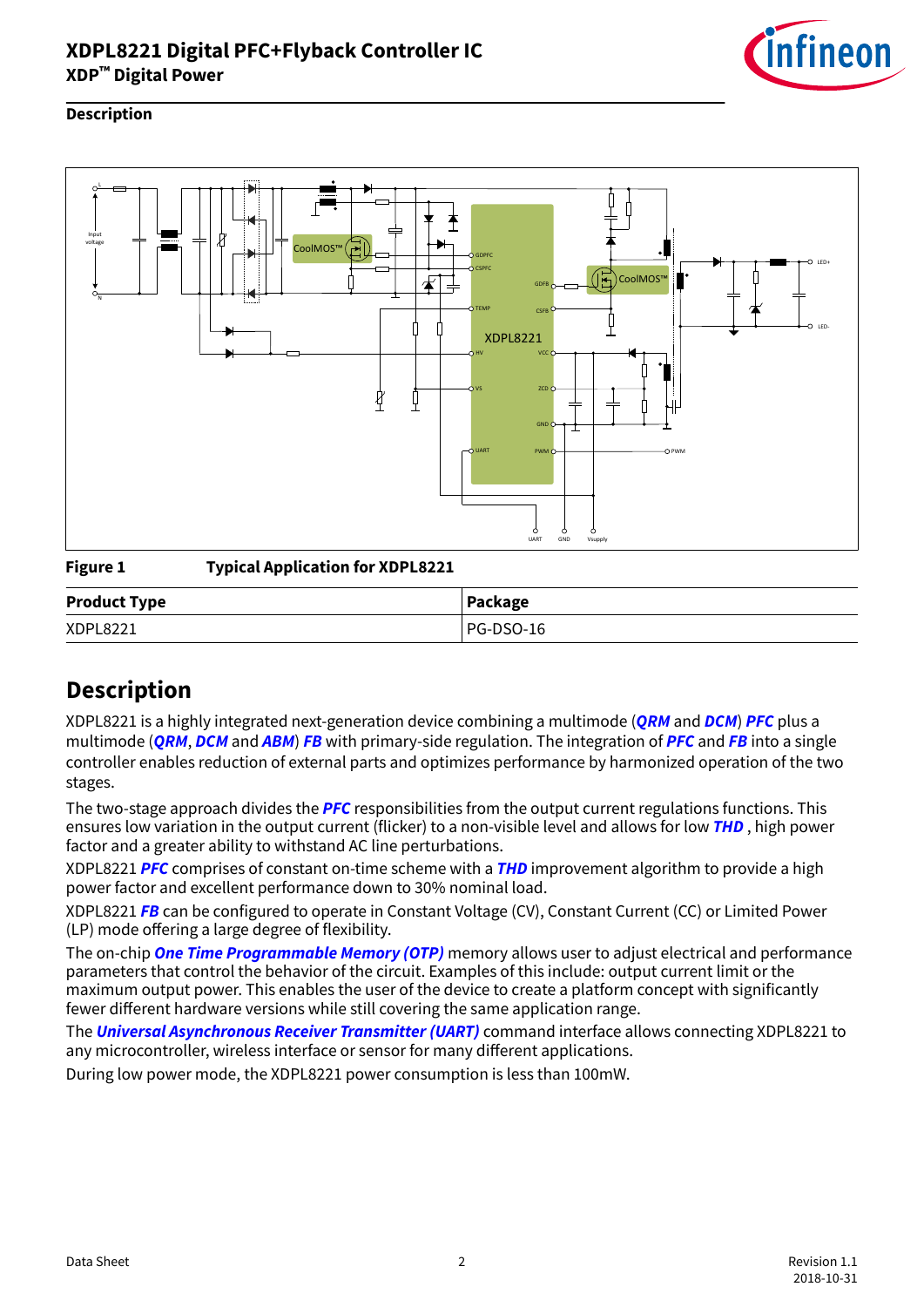Figure 1 Typical Application for XDPL8221

| Product Type | Package |
| --- | --- |
| XDPL8221 | PG-DSO-16 |

## Description

XDPL8221 is a highly integrated next-generation device combining a multimode (***QRM*** and ***DCM***) ***PFC*** plus a multimode (***QRM***, ***DCM*** and ***ABM***) ***FB*** with primary-side regulation. The integration of ***PFC*** and ***FB*** into a single controller enables reduction of external parts and optimizes performance by harmonized operation of the two stages.

The two-stage approach divides the ***PFC*** responsibilities from the output current regulations functions. This ensures low variation in the output current (flicker) to a non-visible level and allows for low ***THD*** , high power factor and a greater ability to withstand AC line perturbations.

XDPL8221 ***PFC*** comprises of constant on-time scheme with a ***THD*** improvement algorithm to provide a high power factor and excellent performance down to 30% nominal load.

XDPL8221 ***FB*** can be configured to operate in Constant Voltage (CV), Constant Current (CC) or Limited Power (LP) mode offering a large degree of flexibility.

The on-chip ***One Time Programmable Memory (OTP)*** memory allows user to adjust electrical and performance parameters that control the behavior of the circuit. Examples of this include: output current limit or the maximum output power. This enables the user of the device to create a platform concept with significantly fewer different hardware versions while still covering the same application range.

The ***Universal Asynchronous Receiver Transmitter (UART)*** command interface allows connecting XDPL8221 to any microcontroller, wireless interface or sensor for many different applications.

During low power mode, the XDPL8221 power consumption is less than 100mW.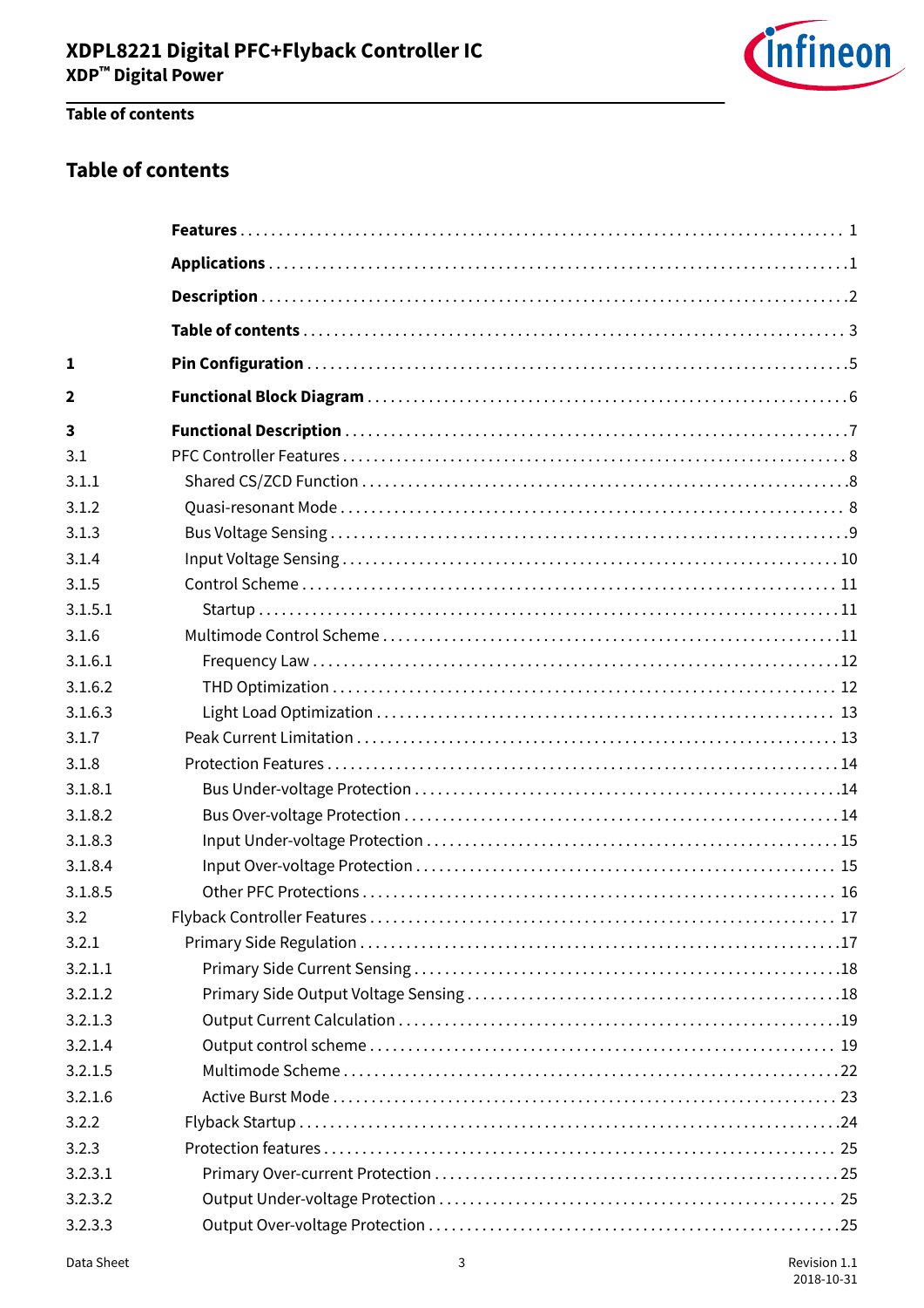## Table of contents

| | | |
|---|---|---|
| | **Features** | 1 |
| | **Applications** | 1 |
| | **Description** | 2 |
| | **Table of contents** | 3 |
| **1** | **Pin Configuration** | 5 |
| **2** | **Functional Block Diagram** | 6 |
| **3** | **Functional Description** | 7 |
| 3.1 | PFC Controller Features | 8 |
| 3.1.1 | Shared CS/ZCD Function | 8 |
| 3.1.2 | Quasi-resonant Mode | 8 |
| 3.1.3 | Bus Voltage Sensing | 9 |
| 3.1.4 | Input Voltage Sensing | 10 |
| 3.1.5 | Control Scheme | 11 |
| 3.1.5.1 | Startup | 11 |
| 3.1.6 | Multimode Control Scheme | 11 |
| 3.1.6.1 | Frequency Law | 12 |
| 3.1.6.2 | THD Optimization | 12 |
| 3.1.6.3 | Light Load Optimization | 13 |
| 3.1.7 | Peak Current Limitation | 13 |
| 3.1.8 | Protection Features | 14 |
| 3.1.8.1 | Bus Under-voltage Protection | 14 |
| 3.1.8.2 | Bus Over-voltage Protection | 14 |
| 3.1.8.3 | Input Under-voltage Protection | 15 |
| 3.1.8.4 | Input Over-voltage Protection | 15 |
| 3.1.8.5 | Other PFC Protections | 16 |
| 3.2 | Flyback Controller Features | 17 |
| 3.2.1 | Primary Side Regulation | 17 |
| 3.2.1.1 | Primary Side Current Sensing | 18 |
| 3.2.1.2 | Primary Side Output Voltage Sensing | 18 |
| 3.2.1.3 | Output Current Calculation | 19 |
| 3.2.1.4 | Output control scheme | 19 |
| 3.2.1.5 | Multimode Scheme | 22 |
| 3.2.1.6 | Active Burst Mode | 23 |
| 3.2.2 | Flyback Startup | 24 |
| 3.2.3 | Protection features | 25 |
| 3.2.3.1 | Primary Over-current Protection | 25 |
| 3.2.3.2 | Output Under-voltage Protection | 25 |
| 3.2.3.3 | Output Over-voltage Protection | 25 |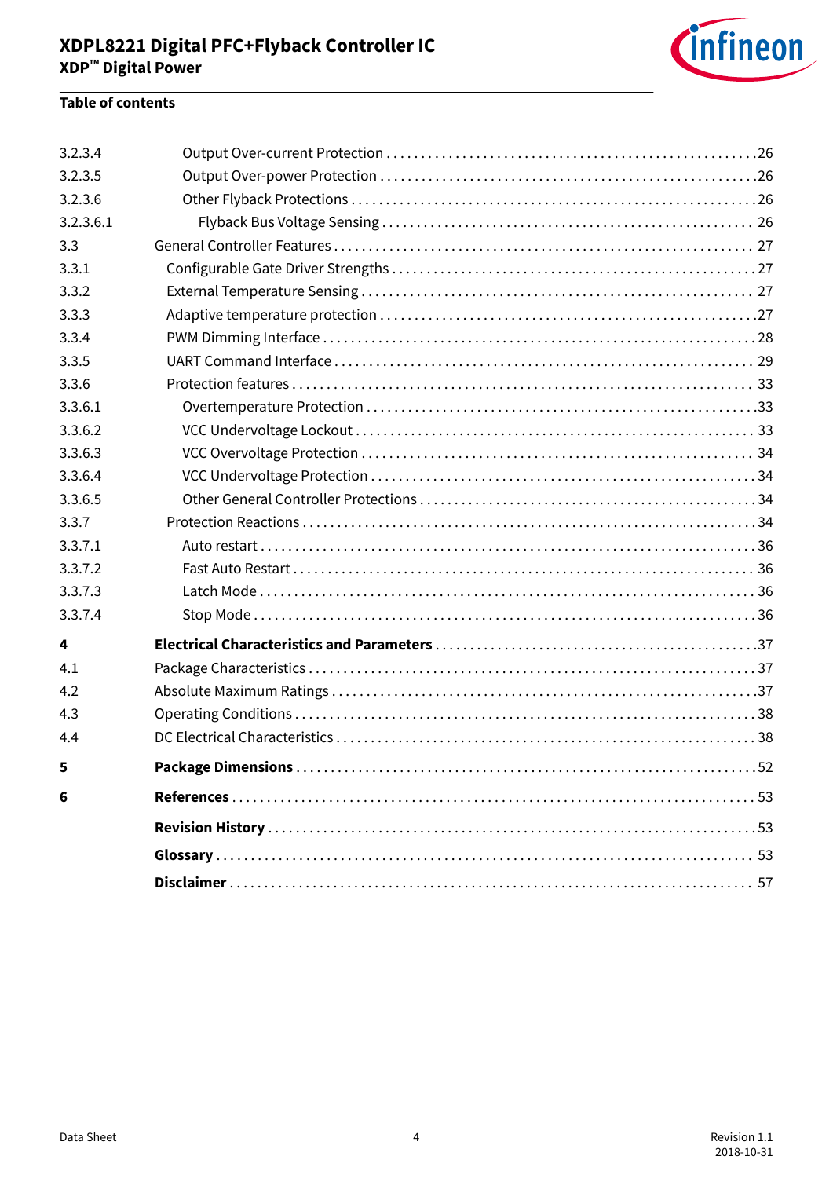**Table of contents**

| | | |
|---|---|---|
| 3.2.3.4 | Output Over-current Protection | 26 |
| 3.2.3.5 | Output Over-power Protection | 26 |
| 3.2.3.6 | Other Flyback Protections | 26 |
| 3.2.3.6.1 | Flyback Bus Voltage Sensing | 26 |
| 3.3 | General Controller Features | 27 |
| 3.3.1 | Configurable Gate Driver Strengths | 27 |
| 3.3.2 | External Temperature Sensing | 27 |
| 3.3.3 | Adaptive temperature protection | 27 |
| 3.3.4 | PWM Dimming Interface | 28 |
| 3.3.5 | UART Command Interface | 29 |
| 3.3.6 | Protection features | 33 |
| 3.3.6.1 | Overtemperature Protection | 33 |
| 3.3.6.2 | VCC Undervoltage Lockout | 33 |
| 3.3.6.3 | VCC Overvoltage Protection | 34 |
| 3.3.6.4 | VCC Undervoltage Protection | 34 |
| 3.3.6.5 | Other General Controller Protections | 34 |
| 3.3.7 | Protection Reactions | 34 |
| 3.3.7.1 | Auto restart | 36 |
| 3.3.7.2 | Fast Auto Restart | 36 |
| 3.3.7.3 | Latch Mode | 36 |
| 3.3.7.4 | Stop Mode | 36 |
| **4** | **Electrical Characteristics and Parameters** | 37 |
| 4.1 | Package Characteristics | 37 |
| 4.2 | Absolute Maximum Ratings | 37 |
| 4.3 | Operating Conditions | 38 |
| 4.4 | DC Electrical Characteristics | 38 |
| **5** | **Package Dimensions** | 52 |
| **6** | **References** | 53 |
| | **Revision History** | 53 |
| | **Glossary** | 53 |
| | **Disclaimer** | 57 |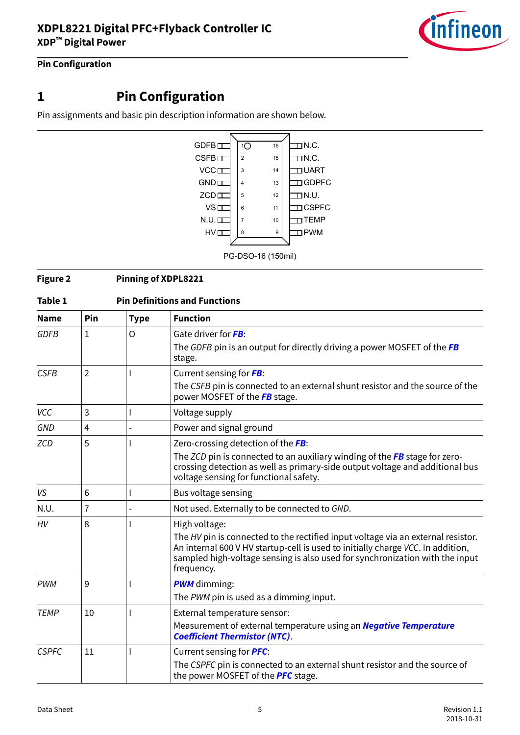# 1 Pin Configuration

Pin assignments and basic pin description information are shown below.

**Figure 2** **Pinning of XDPL8221**

**Table 1** **Pin Definitions and Functions**

| Name | Pin | Type | Function |
|---|---|---|---|
| *GDFB* | 1 | O | Gate driver for ***FB***:<br>The *GDFB* pin is an output for directly driving a power MOSFET of the ***FB*** stage. |
| *CSFB* | 2 | I | Current sensing for ***FB***:<br>The *CSFB* pin is connected to an external shunt resistor and the source of the power MOSFET of the ***FB*** stage. |
| *VCC* | 3 | I | Voltage supply |
| *GND* | 4 | - | Power and signal ground |
| *ZCD* | 5 | I | Zero-crossing detection of the ***FB***:<br>The *ZCD* pin is connected to an auxiliary winding of the ***FB*** stage for zero-crossing detection as well as primary-side output voltage and additional bus voltage sensing for functional safety. |
| *VS* | 6 | I | Bus voltage sensing |
| N.U. | 7 | - | Not used. Externally to be connected to *GND*. |
| *HV* | 8 | I | High voltage:<br>The *HV* pin is connected to the rectified input voltage via an external resistor. An internal 600 V HV startup-cell is used to initially charge *VCC*. In addition, sampled high-voltage sensing is also used for synchronization with the input frequency. |
| *PWM* | 9 | I | ***PWM*** dimming:<br>The *PWM* pin is used as a dimming input. |
| *TEMP* | 10 | I | External temperature sensor:<br>Measurement of external temperature using an ***Negative Temperature Coefficient Thermistor (NTC)***. |
| *CSPFC* | 11 | I | Current sensing for ***PFC***:<br>The *CSPFC* pin is connected to an external shunt resistor and the source of the power MOSFET of the ***PFC*** stage. |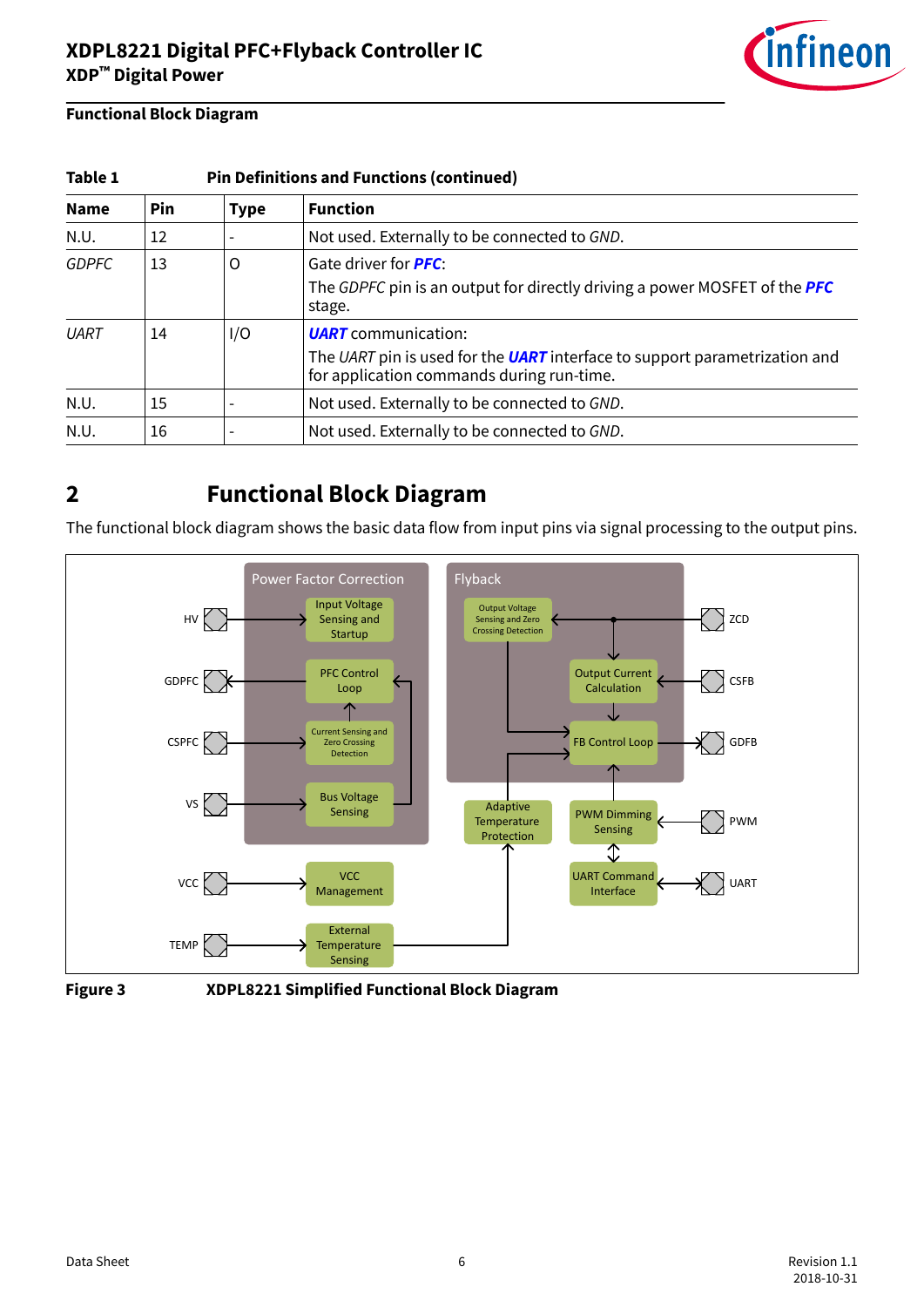**Functional Block Diagram**

**Table 1 Pin Definitions and Functions (continued)**

| Name | Pin | Type | Function |
|---|---|---|---|
| N.U. | 12 | - | Not used. Externally to be connected to *GND*. |
| *GDPFC* | 13 | O | Gate driver for ***PFC***:<br>The *GDPFC* pin is an output for directly driving a power MOSFET of the ***PFC*** stage. |
| *UART* | 14 | I/O | ***UART*** communication:<br>The *UART* pin is used for the ***UART*** interface to support parametrization and for application commands during run-time. |
| N.U. | 15 | - | Not used. Externally to be connected to *GND*. |
| N.U. | 16 | - | Not used. Externally to be connected to *GND*. |

## 2 Functional Block Diagram

The functional block diagram shows the basic data flow from input pins via signal processing to the output pins.

**Figure 3 XDPL8221 Simplified Functional Block Diagram**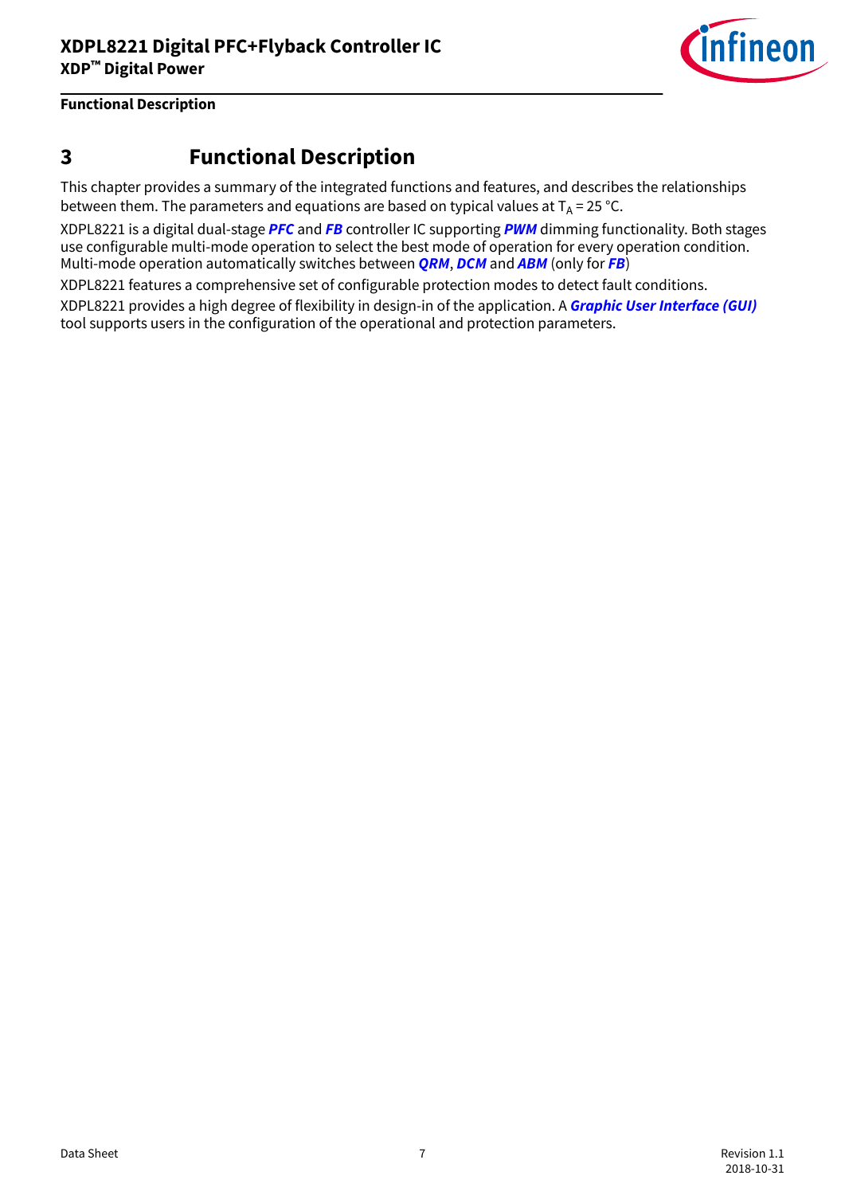# 3 Functional Description

This chapter provides a summary of the integrated functions and features, and describes the relationships between them. The parameters and equations are based on typical values at $T_A$ = 25 °C.

XDPL8221 is a digital dual-stage ***PFC*** and ***FB*** controller IC supporting ***PWM*** dimming functionality. Both stages use configurable multi-mode operation to select the best mode of operation for every operation condition. Multi-mode operation automatically switches between ***QRM***, ***DCM*** and ***ABM*** (only for ***FB***)

XDPL8221 features a comprehensive set of configurable protection modes to detect fault conditions.

XDPL8221 provides a high degree of flexibility in design-in of the application. A ***Graphic User Interface (GUI)*** tool supports users in the configuration of the operational and protection parameters.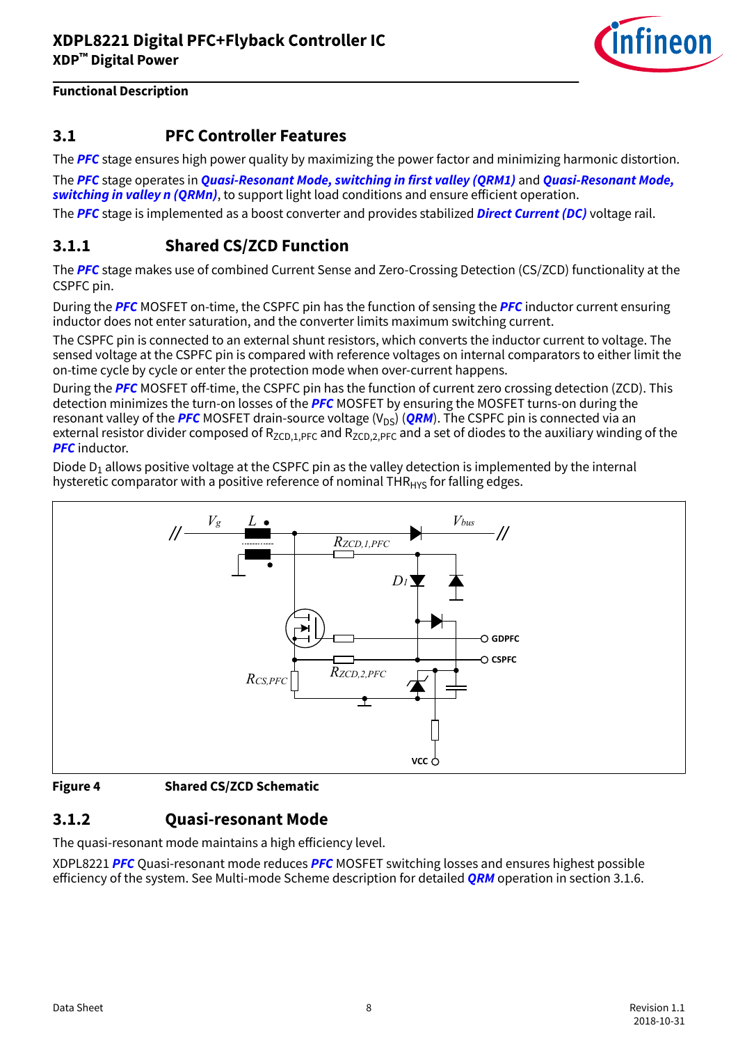## 3.1 PFC Controller Features

The ***PFC*** stage ensures high power quality by maximizing the power factor and minimizing harmonic distortion.

The ***PFC*** stage operates in ***Quasi-Resonant Mode, switching in first valley (QRM1)*** and ***Quasi-Resonant Mode, switching in valley n (QRMn)***, to support light load conditions and ensure efficient operation.

The ***PFC*** stage is implemented as a boost converter and provides stabilized ***Direct Current (DC)*** voltage rail.

### 3.1.1 Shared CS/ZCD Function

The ***PFC*** stage makes use of combined Current Sense and Zero-Crossing Detection (CS/ZCD) functionality at the CSPFC pin.

During the ***PFC*** MOSFET on-time, the CSPFC pin has the function of sensing the ***PFC*** inductor current ensuring inductor does not enter saturation, and the converter limits maximum switching current.

The CSPFC pin is connected to an external shunt resistors, which converts the inductor current to voltage. The sensed voltage at the CSPFC pin is compared with reference voltages on internal comparators to either limit the on-time cycle by cycle or enter the protection mode when over-current happens.

During the ***PFC*** MOSFET off-time, the CSPFC pin has the function of current zero crossing detection (ZCD). This detection minimizes the turn-on losses of the ***PFC*** MOSFET by ensuring the MOSFET turns-on during the resonant valley of the ***PFC*** MOSFET drain-source voltage ($V_{DS}$) (***QRM***). The CSPFC pin is connected via an external resistor divider composed of $R_{ZCD,1,PFC}$ and $R_{ZCD,2,PFC}$ and a set of diodes to the auxiliary winding of the ***PFC*** inductor.

Diode $D_1$ allows positive voltage at the CSPFC pin as the valley detection is implemented by the internal hysteretic comparator with a positive reference of nominal $THR_{HYS}$ for falling edges.

**Figure 4 Shared CS/ZCD Schematic**

### 3.1.2 Quasi-resonant Mode

The quasi-resonant mode maintains a high efficiency level.

XDPL8221 ***PFC*** Quasi-resonant mode reduces ***PFC*** MOSFET switching losses and ensures highest possible efficiency of the system. See Multi-mode Scheme description for detailed ***QRM*** operation in section 3.1.6.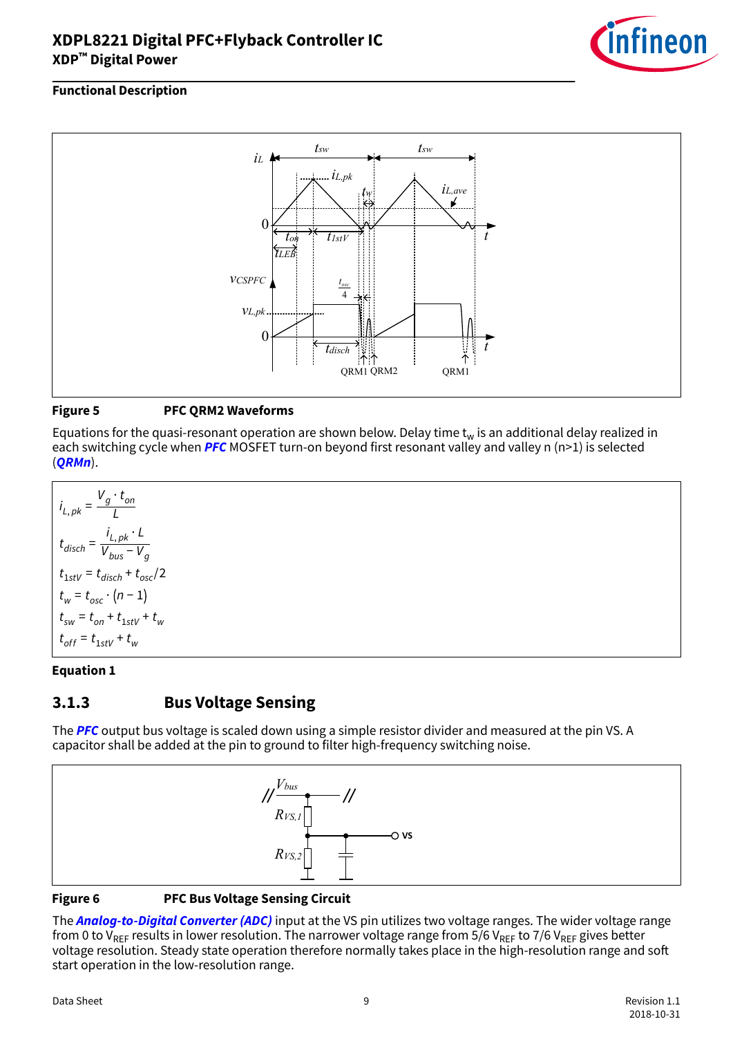**Figure 5 PFC QRM2 Waveforms**

Equations for the quasi-resonant operation are shown below. Delay time $t_w$ is an additional delay realized in each switching cycle when ***PFC*** MOSFET turn-on beyond first resonant valley and valley n (n>1) is selected (***QRMn***).

$$i_{L,pk} = \frac{V_g \cdot t_{on}}{L}$$

$$t_{disch} = \frac{i_{L,pk} \cdot L}{V_{bus} - V_g}$$

$$t_{1stV} = t_{disch} + t_{osc}/2$$

$$t_w = t_{osc} \cdot (n-1)$$

$$t_{sw} = t_{on} + t_{1stV} + t_w$$

$$t_{off} = t_{1stV} + t_w$$

**Equation 1**

## 3.1.3 Bus Voltage Sensing

The ***PFC*** output bus voltage is scaled down using a simple resistor divider and measured at the pin VS. A capacitor shall be added at the pin to ground to filter high-frequency switching noise.

**Figure 6 PFC Bus Voltage Sensing Circuit**

The ***Analog-to-Digital Converter (ADC)*** input at the VS pin utilizes two voltage ranges. The wider voltage range from 0 to $V_{REF}$ results in lower resolution. The narrower voltage range from 5/6 $V_{REF}$ to 7/6 $V_{REF}$ gives better voltage resolution. Steady state operation therefore normally takes place in the high-resolution range and soft start operation in the low-resolution range.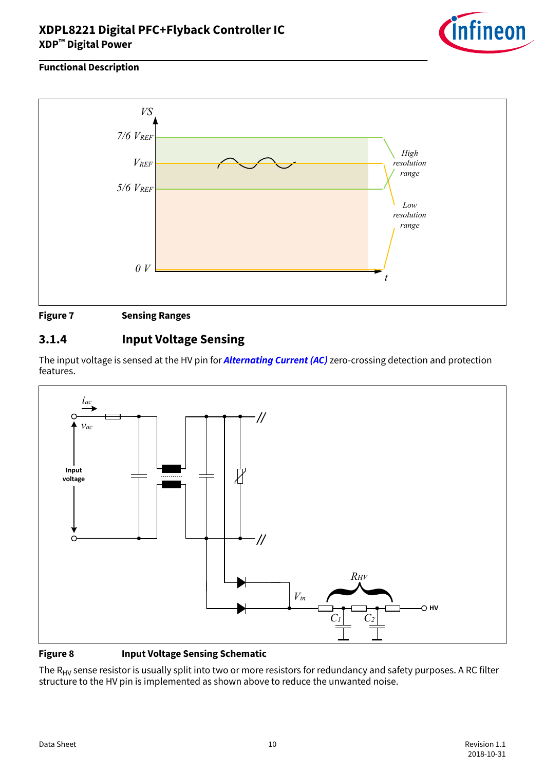**Figure 7 Sensing Ranges**

### 3.1.4 Input Voltage Sensing

The input voltage is sensed at the HV pin for ***Alternating Current (AC)*** zero-crossing detection and protection features.

**Figure 8 Input Voltage Sensing Schematic**

The $R_{HV}$ sense resistor is usually split into two or more resistors for redundancy and safety purposes. A RC filter structure to the HV pin is implemented as shown above to reduce the unwanted noise.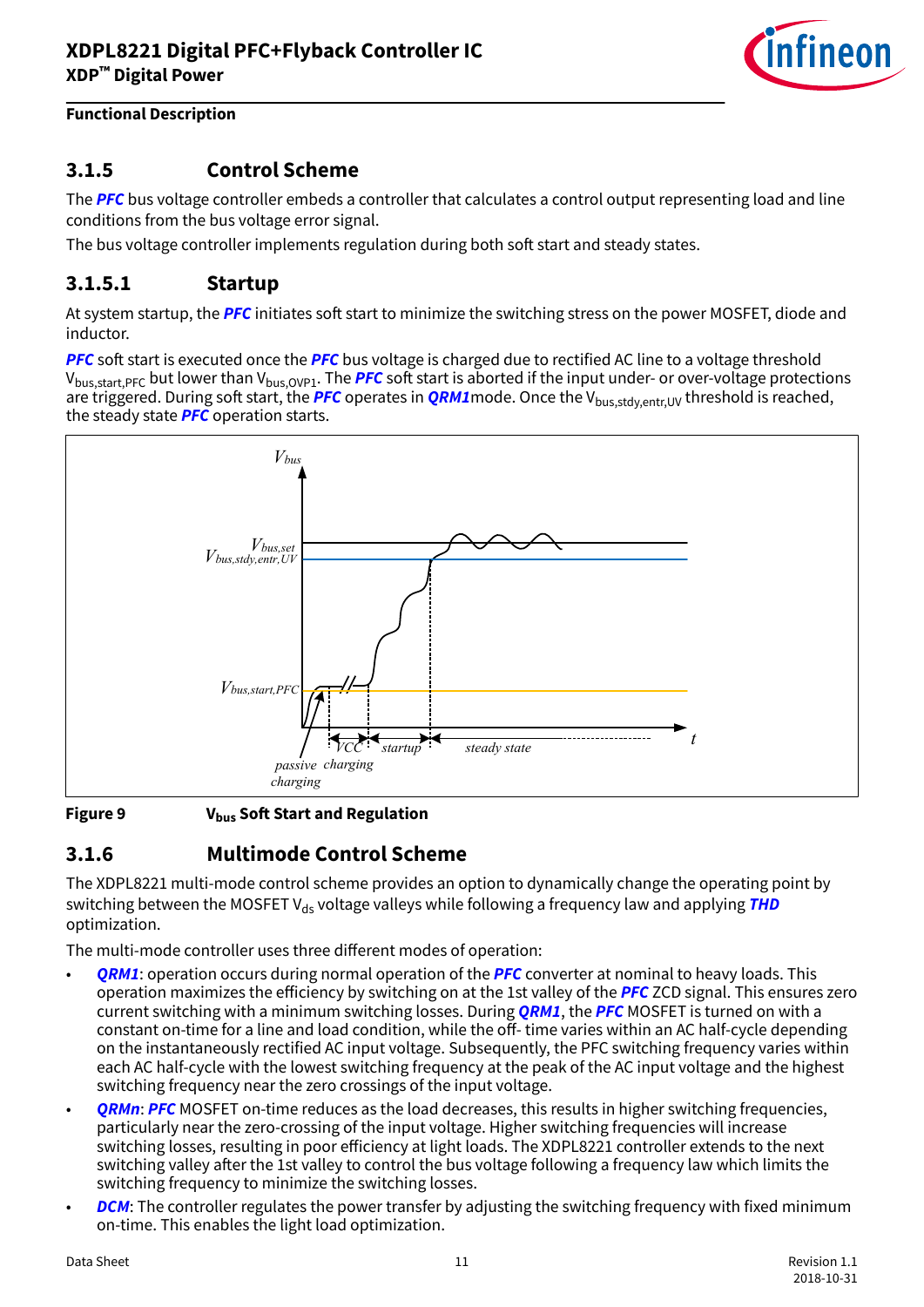## 3.1.5 Control Scheme

The ***PFC*** bus voltage controller embeds a controller that calculates a control output representing load and line conditions from the bus voltage error signal.

The bus voltage controller implements regulation during both soft start and steady states.

### 3.1.5.1 Startup

At system startup, the ***PFC*** initiates soft start to minimize the switching stress on the power MOSFET, diode and inductor.

***PFC*** soft start is executed once the ***PFC*** bus voltage is charged due to rectified AC line to a voltage threshold $V_{bus,start,PFC}$ but lower than $V_{bus,OVP1}$. The ***PFC*** soft start is aborted if the input under- or over-voltage protections are triggered. During soft start, the ***PFC*** operates in ***QRM1***mode. Once the $V_{bus,stdy,entr,UV}$ threshold is reached, the steady state ***PFC*** operation starts.

**Figure 9** $V_{bus}$ **Soft Start and Regulation**

## 3.1.6 Multimode Control Scheme

The XDPL8221 multi-mode control scheme provides an option to dynamically change the operating point by switching between the MOSFET $V_{ds}$ voltage valleys while following a frequency law and applying ***THD*** optimization.

The multi-mode controller uses three different modes of operation:

- ***QRM1***: operation occurs during normal operation of the ***PFC*** converter at nominal to heavy loads. This operation maximizes the efficiency by switching on at the 1st valley of the ***PFC*** ZCD signal. This ensures zero current switching with a minimum switching losses. During ***QRM1***, the ***PFC*** MOSFET is turned on with a constant on-time for a line and load condition, while the off- time varies within an AC half-cycle depending on the instantaneously rectified AC input voltage. Subsequently, the PFC switching frequency varies within each AC half-cycle with the lowest switching frequency at the peak of the AC input voltage and the highest switching frequency near the zero crossings of the input voltage.
- ***QRMn***: ***PFC*** MOSFET on-time reduces as the load decreases, this results in higher switching frequencies, particularly near the zero-crossing of the input voltage. Higher switching frequencies will increase switching losses, resulting in poor efficiency at light loads. The XDPL8221 controller extends to the next switching valley after the 1st valley to control the bus voltage following a frequency law which limits the switching frequency to minimize the switching losses.
- ***DCM***: The controller regulates the power transfer by adjusting the switching frequency with fixed minimum on-time. This enables the light load optimization.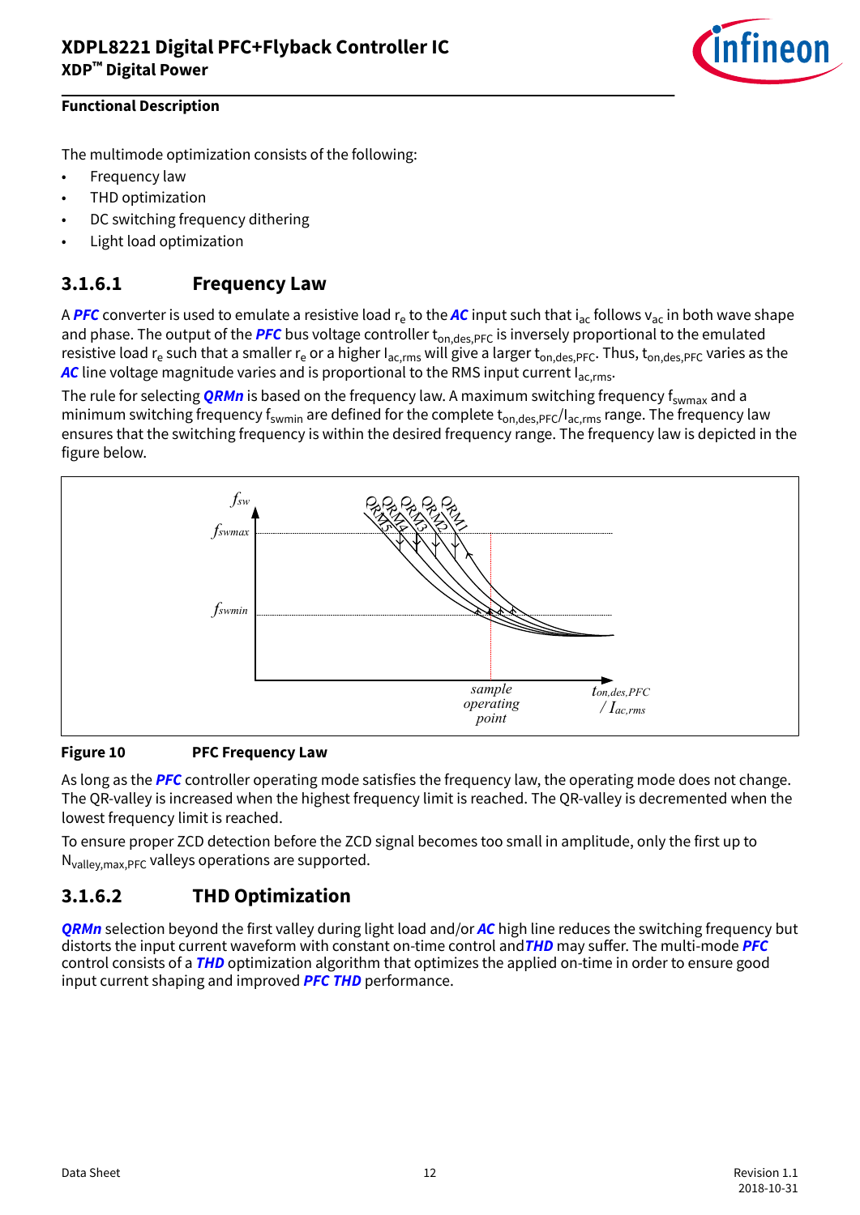## Functional Description

The multimode optimization consists of the following:

- Frequency law
- THD optimization
- DC switching frequency dithering
- Light load optimization

### 3.1.6.1 Frequency Law

A ***PFC*** converter is used to emulate a resistive load $r_e$ to the ***AC*** input such that $i_{ac}$ follows $v_{ac}$ in both wave shape and phase. The output of the ***PFC*** bus voltage controller $t_{on,des,PFC}$ is inversely proportional to the emulated resistive load $r_e$ such that a smaller $r_e$ or a higher $I_{ac,rms}$ will give a larger $t_{on,des,PFC}$. Thus, $t_{on,des,PFC}$ varies as the ***AC*** line voltage magnitude varies and is proportional to the RMS input current $I_{ac,rms}$.

The rule for selecting ***QRMn*** is based on the frequency law. A maximum switching frequency $f_{swmax}$ and a minimum switching frequency $f_{swmin}$ are defined for the complete $t_{on,des,PFC}/I_{ac,rms}$ range. The frequency law ensures that the switching frequency is within the desired frequency range. The frequency law is depicted in the figure below.

**Figure 10 PFC Frequency Law**

As long as the ***PFC*** controller operating mode satisfies the frequency law, the operating mode does not change. The QR-valley is increased when the highest frequency limit is reached. The QR-valley is decremented when the lowest frequency limit is reached.

To ensure proper ZCD detection before the ZCD signal becomes too small in amplitude, only the first up to $N_{valley,max,PFC}$ valleys operations are supported.

### 3.1.6.2 THD Optimization

***QRMn*** selection beyond the first valley during light load and/or ***AC*** high line reduces the switching frequency but distorts the input current waveform with constant on-time control and ***THD*** may suffer. The multi-mode ***PFC*** control consists of a ***THD*** optimization algorithm that optimizes the applied on-time in order to ensure good input current shaping and improved ***PFC THD*** performance.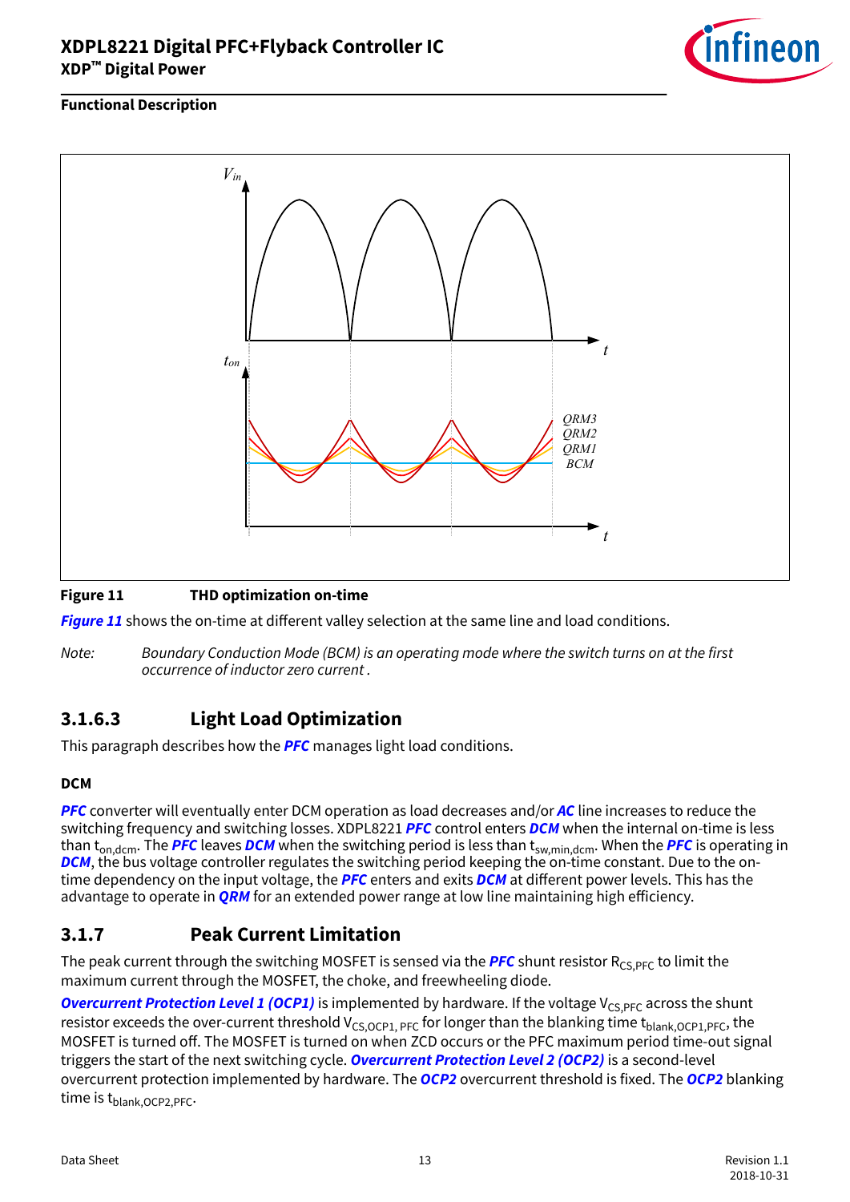**Figure 11 THD optimization on-time**

*Figure 11* shows the on-time at different valley selection at the same line and load conditions.

*Note: Boundary Conduction Mode (BCM) is an operating mode where the switch turns on at the first occurrence of inductor zero current .*

### 3.1.6.3 Light Load Optimization

This paragraph describes how the *PFC* manages light load conditions.

**DCM**

*PFC* converter will eventually enter DCM operation as load decreases and/or *AC* line increases to reduce the switching frequency and switching losses. XDPL8221 *PFC* control enters *DCM* when the internal on-time is less than $t_{on,dcm}$. The *PFC* leaves *DCM* when the switching period is less than $t_{sw,min,dcm}$. When the *PFC* is operating in *DCM*, the bus voltage controller regulates the switching period keeping the on-time constant. Due to the on-time dependency on the input voltage, the *PFC* enters and exits *DCM* at different power levels. This has the advantage to operate in *QRM* for an extended power range at low line maintaining high efficiency.

## 3.1.7 Peak Current Limitation

The peak current through the switching MOSFET is sensed via the *PFC* shunt resistor $R_{CS,PFC}$ to limit the maximum current through the MOSFET, the choke, and freewheeling diode.

*Overcurrent Protection Level 1 (OCP1)* is implemented by hardware. If the voltage $V_{CS,PFC}$ across the shunt resistor exceeds the over-current threshold $V_{CS,OCP1,\ PFC}$ for longer than the blanking time $t_{blank,OCP1,PFC}$, the MOSFET is turned off. The MOSFET is turned on when ZCD occurs or the PFC maximum period time-out signal triggers the start of the next switching cycle. *Overcurrent Protection Level 2 (OCP2)* is a second-level overcurrent protection implemented by hardware. The *OCP2* overcurrent threshold is fixed. The *OCP2* blanking time is $t_{blank,OCP2,PFC}$.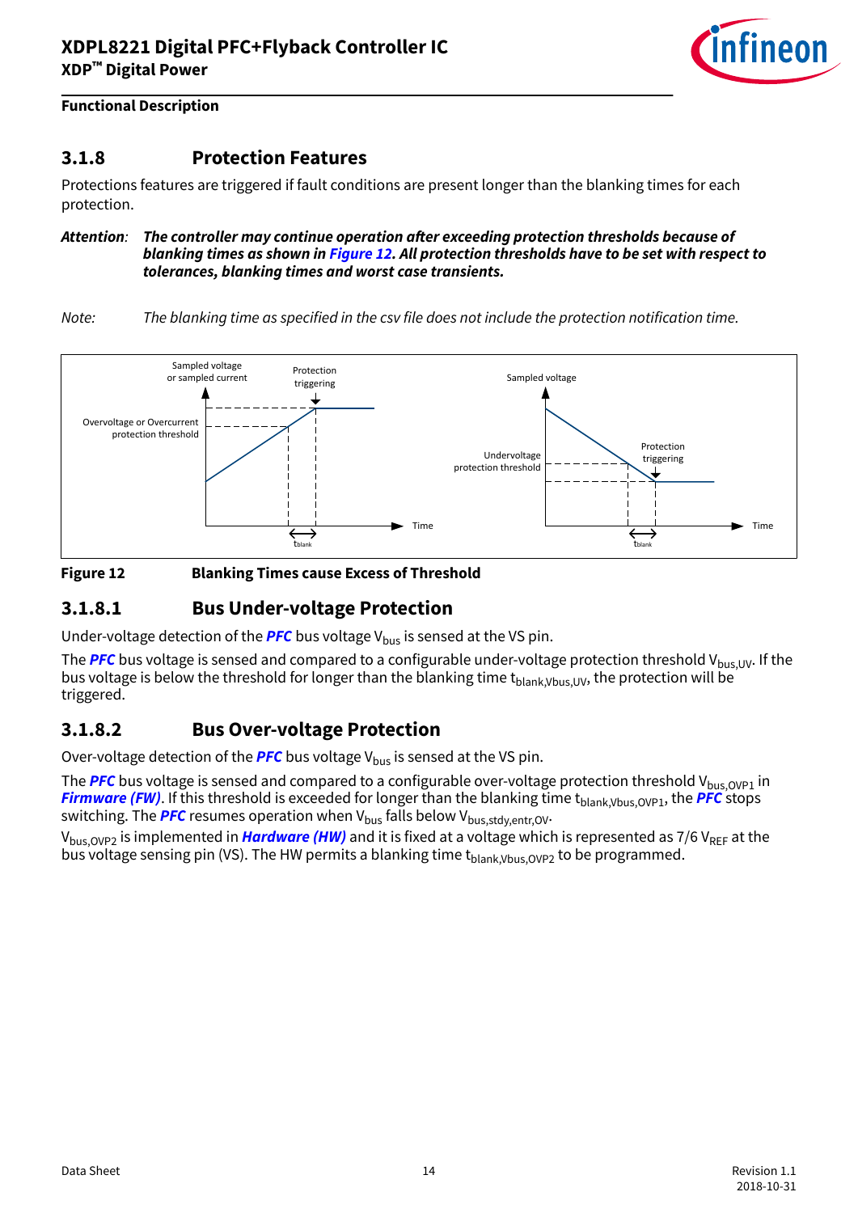## 3.1.8 Protection Features

Protections features are triggered if fault conditions are present longer than the blanking times for each protection.

*Attention*: ***The controller may continue operation after exceeding protection thresholds because of blanking times as shown in Figure 12. All protection thresholds have to be set with respect to tolerances, blanking times and worst case transients.***

*Note: The blanking time as specified in the csv file does not include the protection notification time.*

**Figure 12 Blanking Times cause Excess of Threshold**

### 3.1.8.1 Bus Under-voltage Protection

Under-voltage detection of the ***PFC*** bus voltage $V_{bus}$ is sensed at the VS pin.

The ***PFC*** bus voltage is sensed and compared to a configurable under-voltage protection threshold $V_{bus,UV}$. If the bus voltage is below the threshold for longer than the blanking time $t_{blank,Vbus,UV}$, the protection will be triggered.

### 3.1.8.2 Bus Over-voltage Protection

Over-voltage detection of the ***PFC*** bus voltage $V_{bus}$ is sensed at the VS pin.

The ***PFC*** bus voltage is sensed and compared to a configurable over-voltage protection threshold $V_{bus,OVP1}$ in ***Firmware (FW)***. If this threshold is exceeded for longer than the blanking time $t_{blank,Vbus,OVP1}$, the ***PFC*** stops switching. The ***PFC*** resumes operation when $V_{bus}$ falls below $V_{bus,stdy,entr,OV}$.

$V_{bus,OVP2}$ is implemented in ***Hardware (HW)*** and it is fixed at a voltage which is represented as 7/6 $V_{REF}$ at the bus voltage sensing pin (VS). The HW permits a blanking time $t_{blank,Vbus,OVP2}$ to be programmed.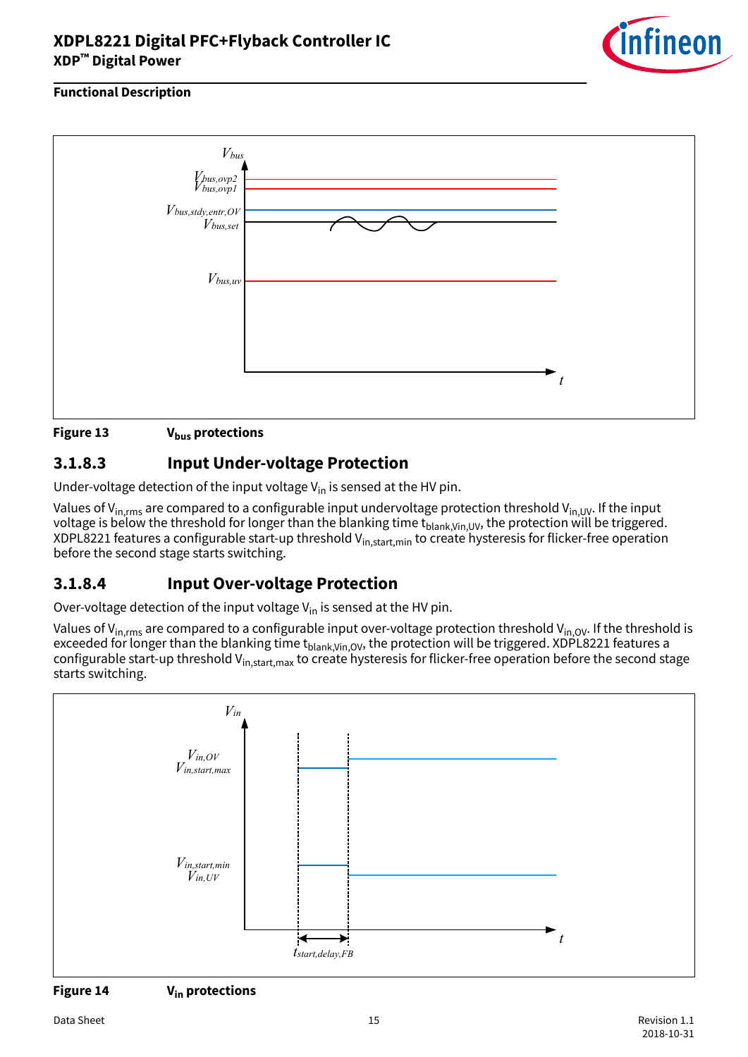**Figure 13** $V_{bus}$ **protections**

### 3.1.8.3 Input Under-voltage Protection

Under-voltage detection of the input voltage $V_{in}$ is sensed at the HV pin.

Values of $V_{in,rms}$ are compared to a configurable input undervoltage protection threshold $V_{in,UV}$. If the input voltage is below the threshold for longer than the blanking time $t_{blank,Vin,UV}$, the protection will be triggered. XDPL8221 features a configurable start-up threshold $V_{in,start,min}$ to create hysteresis for flicker-free operation before the second stage starts switching.

### 3.1.8.4 Input Over-voltage Protection

Over-voltage detection of the input voltage $V_{in}$ is sensed at the HV pin.

Values of $V_{in,rms}$ are compared to a configurable input over-voltage protection threshold $V_{in,OV}$. If the threshold is exceeded for longer than the blanking time $t_{blank,Vin,OV}$, the protection will be triggered. XDPL8221 features a configurable start-up threshold $V_{in,start,max}$ to create hysteresis for flicker-free operation before the second stage starts switching.

**Figure 14** $V_{in}$ **protections**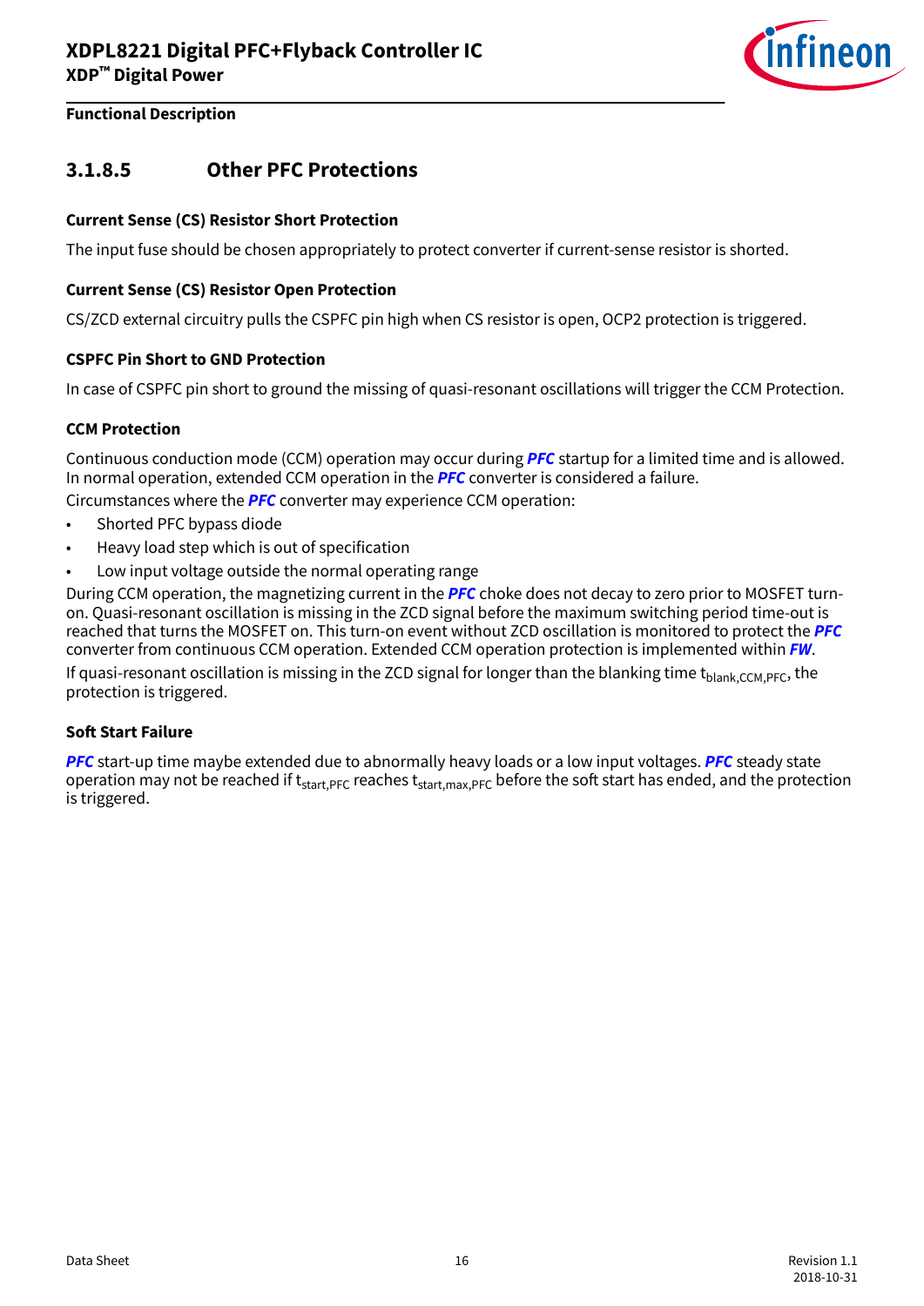### 3.1.8.5 Other PFC Protections

**Current Sense (CS) Resistor Short Protection**

The input fuse should be chosen appropriately to protect converter if current-sense resistor is shorted.

**Current Sense (CS) Resistor Open Protection**

CS/ZCD external circuitry pulls the CSPFC pin high when CS resistor is open, OCP2 protection is triggered.

**CSPFC Pin Short to GND Protection**

In case of CSPFC pin short to ground the missing of quasi-resonant oscillations will trigger the CCM Protection.

**CCM Protection**

Continuous conduction mode (CCM) operation may occur during ***PFC*** startup for a limited time and is allowed. In normal operation, extended CCM operation in the ***PFC*** converter is considered a failure.

Circumstances where the ***PFC*** converter may experience CCM operation:

- Shorted PFC bypass diode
- Heavy load step which is out of specification
- Low input voltage outside the normal operating range

During CCM operation, the magnetizing current in the ***PFC*** choke does not decay to zero prior to MOSFET turn-on. Quasi-resonant oscillation is missing in the ZCD signal before the maximum switching period time-out is reached that turns the MOSFET on. This turn-on event without ZCD oscillation is monitored to protect the ***PFC*** converter from continuous CCM operation. Extended CCM operation protection is implemented within ***FW***.

If quasi-resonant oscillation is missing in the ZCD signal for longer than the blanking time $t_{blank,CCM,PFC}$, the protection is triggered.

**Soft Start Failure**

***PFC*** start-up time maybe extended due to abnormally heavy loads or a low input voltages. ***PFC*** steady state operation may not be reached if $t_{start,PFC}$ reaches $t_{start,max,PFC}$ before the soft start has ended, and the protection is triggered.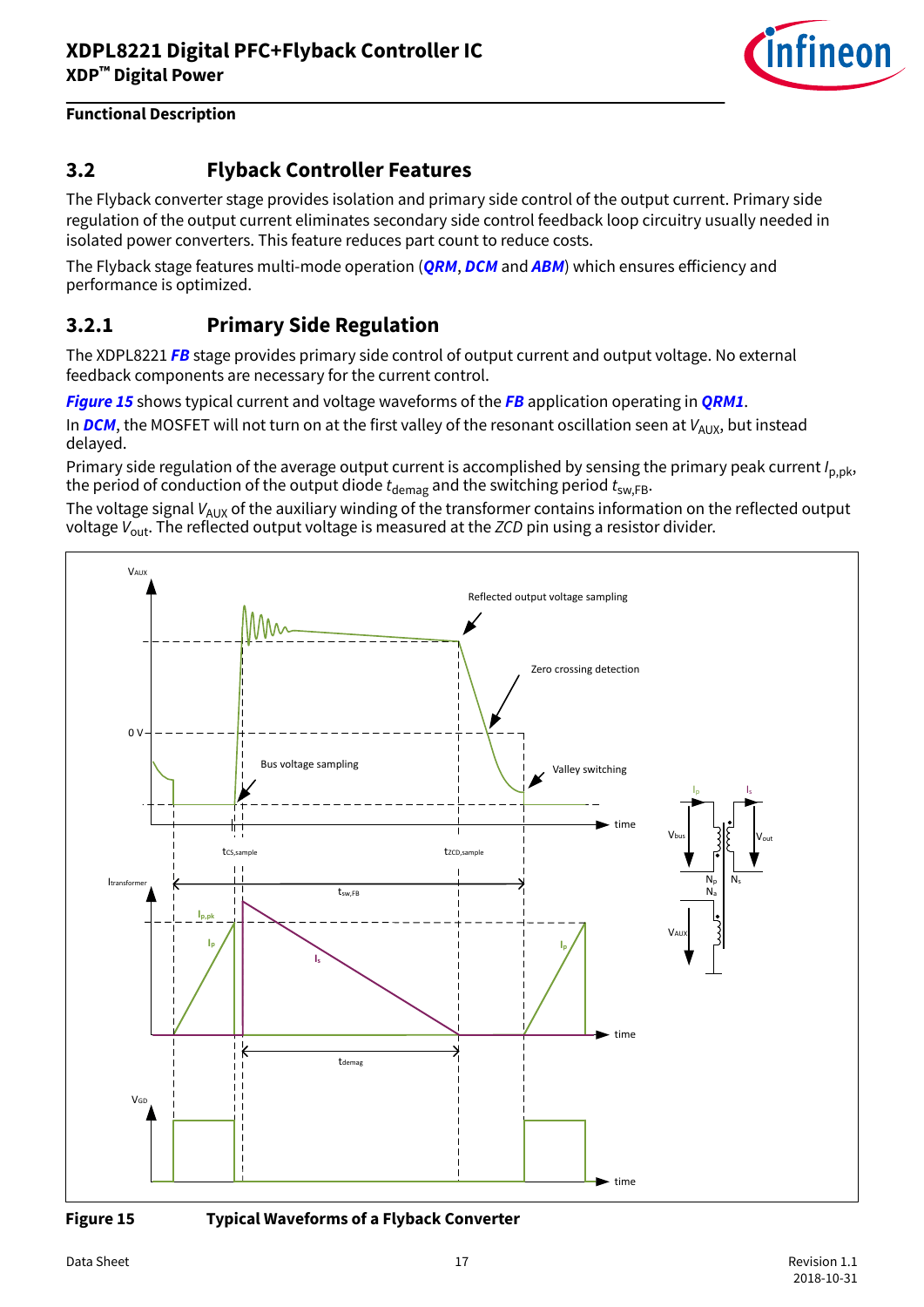## 3.2 Flyback Controller Features

The Flyback converter stage provides isolation and primary side control of the output current. Primary side regulation of the output current eliminates secondary side control feedback loop circuitry usually needed in isolated power converters. This feature reduces part count to reduce costs.

The Flyback stage features multi-mode operation (***QRM***, ***DCM*** and ***ABM***) which ensures efficiency and performance is optimized.

### 3.2.1 Primary Side Regulation

The XDPL8221 ***FB*** stage provides primary side control of output current and output voltage. No external feedback components are necessary for the current control.

***Figure 15*** shows typical current and voltage waveforms of the ***FB*** application operating in ***QRM1***.

In ***DCM***, the MOSFET will not turn on at the first valley of the resonant oscillation seen at $V_{AUX}$, but instead delayed.

Primary side regulation of the average output current is accomplished by sensing the primary peak current $I_{p,pk}$, the period of conduction of the output diode $t_{demag}$ and the switching period $t_{sw,FB}$.

The voltage signal $V_{AUX}$ of the auxiliary winding of the transformer contains information on the reflected output voltage $V_{out}$. The reflected output voltage is measured at the *ZCD* pin using a resistor divider.

**Figure 15 Typical Waveforms of a Flyback Converter**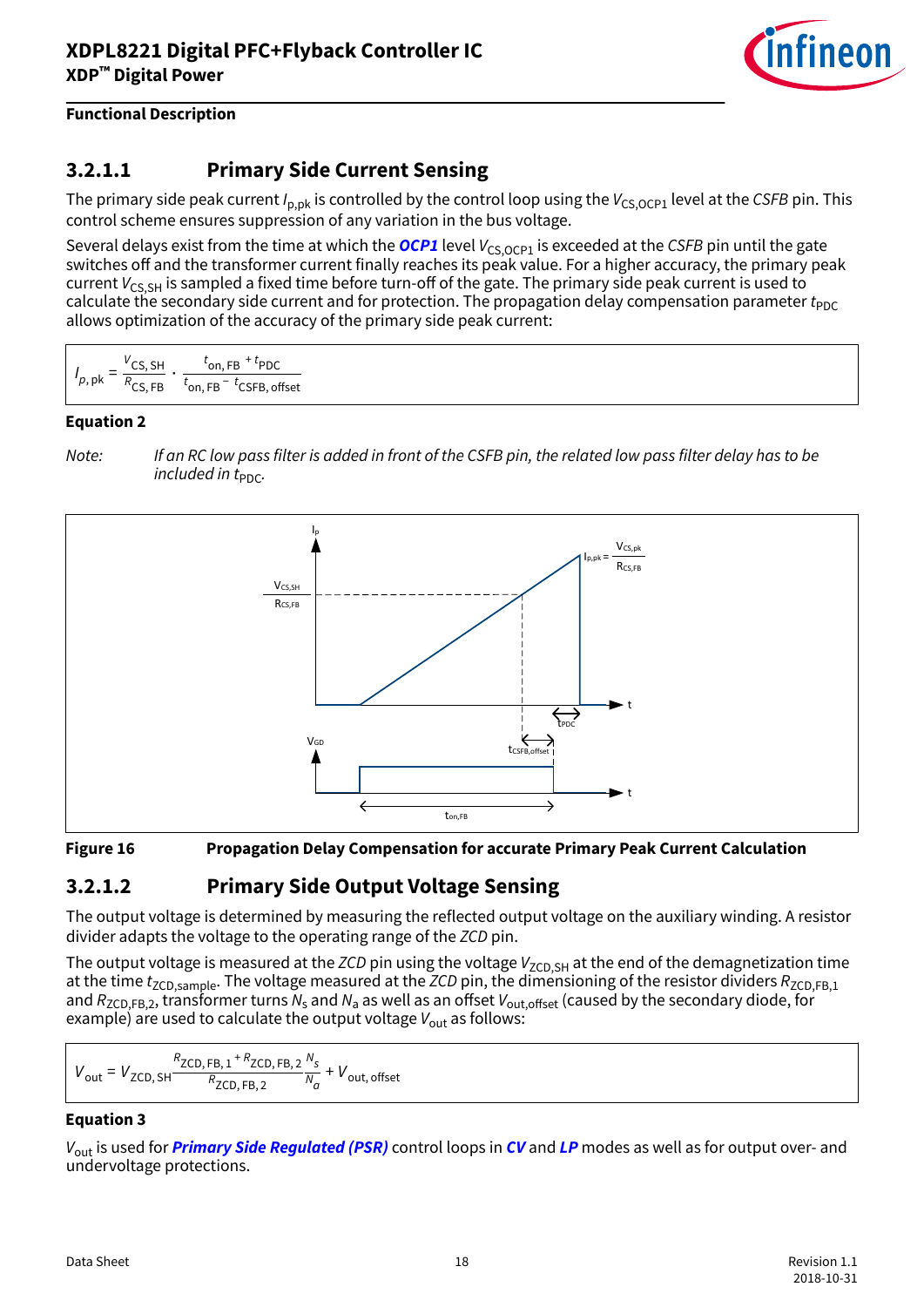### 3.2.1.1 Primary Side Current Sensing

The primary side peak current $I_{p,pk}$ is controlled by the control loop using the $V_{CS,OCP1}$ level at the *CSFB* pin. This control scheme ensures suppression of any variation in the bus voltage.

Several delays exist from the time at which the ***OCP1*** level $V_{CS,OCP1}$ is exceeded at the *CSFB* pin until the gate switches off and the transformer current finally reaches its peak value. For a higher accuracy, the primary peak current $V_{CS,SH}$ is sampled a fixed time before turn-off of the gate. The primary side peak current is used to calculate the secondary side current and for protection. The propagation delay compensation parameter $t_{PDC}$ allows optimization of the accuracy of the primary side peak current:

$$I_{p,pk} = \frac{V_{CS,SH}}{R_{CS,FB}} \cdot \frac{t_{on,FB} + t_{PDC}}{t_{on,FB} - t_{CSFB,offset}}$$

**Equation 2**

*Note: If an RC low pass filter is added in front of the CSFB pin, the related low pass filter delay has to be included in $t_{PDC}$.*

**Figure 16 Propagation Delay Compensation for accurate Primary Peak Current Calculation**

### 3.2.1.2 Primary Side Output Voltage Sensing

The output voltage is determined by measuring the reflected output voltage on the auxiliary winding. A resistor divider adapts the voltage to the operating range of the *ZCD* pin.

The output voltage is measured at the *ZCD* pin using the voltage $V_{ZCD,SH}$ at the end of the demagnetization time at the time $t_{ZCD,sample}$. The voltage measured at the *ZCD* pin, the dimensioning of the resistor dividers $R_{ZCD,FB,1}$ and $R_{ZCD,FB,2}$, transformer turns $N_s$ and $N_a$ as well as an offset $V_{out,offset}$ (caused by the secondary diode, for example) are used to calculate the output voltage $V_{out}$ as follows:

$$V_{out} = V_{ZCD,SH} \frac{R_{ZCD,FB,1} + R_{ZCD,FB,2}}{R_{ZCD,FB,2}} \frac{N_s}{N_a} + V_{out,offset}$$

**Equation 3**

$V_{out}$ is used for ***Primary Side Regulated (PSR)*** control loops in ***CV*** and ***LP*** modes as well as for output over- and undervoltage protections.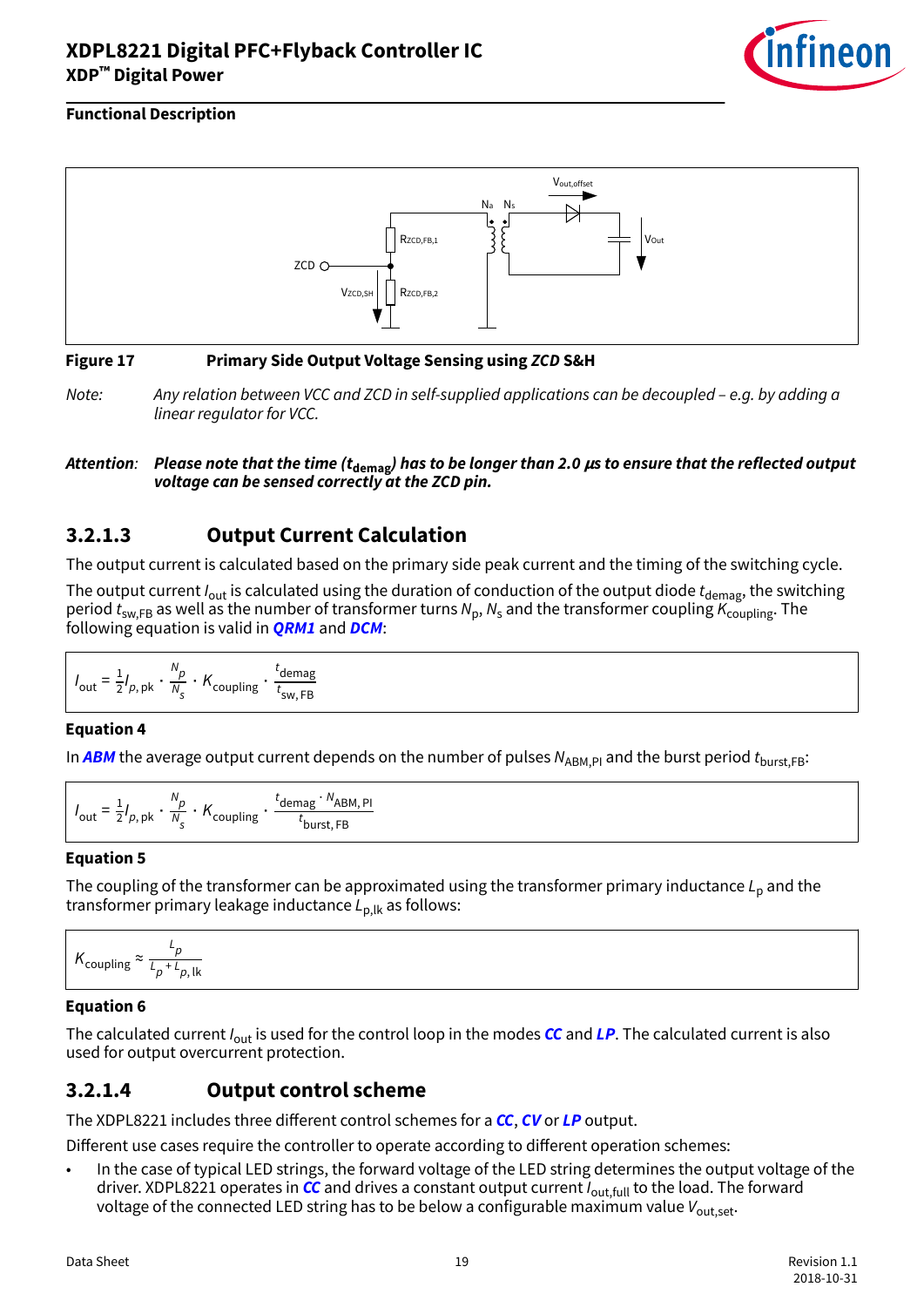**Functional Description**

**Figure 17 Primary Side Output Voltage Sensing using *ZCD* S&H**

*Note: Any relation between VCC and ZCD in self-supplied applications can be decoupled – e.g. by adding a linear regulator for VCC.*

***Attention: Please note that the time ($t_{demag}$) has to be longer than 2.0 µs to ensure that the reflected output voltage can be sensed correctly at the ZCD pin.***

### 3.2.1.3 Output Current Calculation

The output current is calculated based on the primary side peak current and the timing of the switching cycle.

The output current $I_{out}$ is calculated using the duration of conduction of the output diode $t_{demag}$, the switching period $t_{sw,FB}$ as well as the number of transformer turns $N_p$, $N_s$ and the transformer coupling $K_{coupling}$. The following equation is valid in ***QRM1*** and ***DCM***:

$$I_{out} = \frac{1}{2} I_{p,pk} \cdot \frac{N_p}{N_s} \cdot K_{coupling} \cdot \frac{t_{demag}}{t_{sw,FB}}$$

**Equation 4**

In ***ABM*** the average output current depends on the number of pulses $N_{ABM,PI}$ and the burst period $t_{burst,FB}$:

$$I_{out} = \frac{1}{2} I_{p,pk} \cdot \frac{N_p}{N_s} \cdot K_{coupling} \cdot \frac{t_{demag} \cdot N_{ABM,PI}}{t_{burst,FB}}$$

**Equation 5**

The coupling of the transformer can be approximated using the transformer primary inductance $L_p$ and the transformer primary leakage inductance $L_{p,lk}$ as follows:

$$K_{coupling} \approx \frac{L_p}{L_p + L_{p,lk}}$$

**Equation 6**

The calculated current $I_{out}$ is used for the control loop in the modes ***CC*** and ***LP***. The calculated current is also used for output overcurrent protection.

### 3.2.1.4 Output control scheme

The XDPL8221 includes three different control schemes for a ***CC***, ***CV*** or ***LP*** output.

Different use cases require the controller to operate according to different operation schemes:

- In the case of typical LED strings, the forward voltage of the LED string determines the output voltage of the driver. XDPL8221 operates in ***CC*** and drives a constant output current $I_{out,full}$ to the load. The forward voltage of the connected LED string has to be below a configurable maximum value $V_{out,set}$.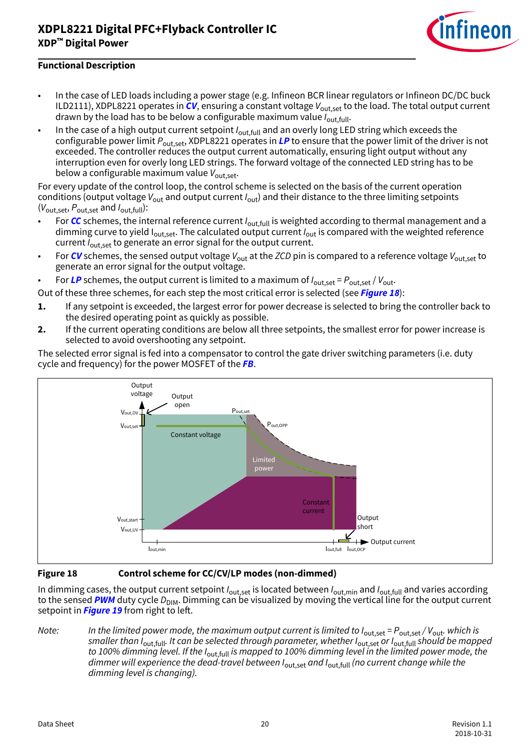**Functional Description**

- In the case of LED loads including a power stage (e.g. Infineon BCR linear regulators or Infineon DC/DC buck ILD2111), XDPL8221 operates in ***CV***, ensuring a constant voltage $V_{out,set}$ to the load. The total output current drawn by the load has to be below a configurable maximum value $I_{out,full}$.
- In the case of a high output current setpoint $I_{out,full}$ and an overly long LED string which exceeds the configurable power limit $P_{out,set}$, XDPL8221 operates in ***LP*** to ensure that the power limit of the driver is not exceeded. The controller reduces the output current automatically, ensuring light output without any interruption even for overly long LED strings. The forward voltage of the connected LED string has to be below a configurable maximum value $V_{out,set}$.

For every update of the control loop, the control scheme is selected on the basis of the current operation conditions (output voltage $V_{out}$ and output current $I_{out}$) and their distance to the three limiting setpoints ($V_{out,set}$, $P_{out,set}$ and $I_{out,full}$):

- For ***CC*** schemes, the internal reference current $I_{out,full}$ is weighted according to thermal management and a dimming curve to yield $I_{out,set}$. The calculated output current $I_{out}$ is compared with the weighted reference current $I_{out,set}$ to generate an error signal for the output current.
- For ***CV*** schemes, the sensed output voltage $V_{out}$ at the *ZCD* pin is compared to a reference voltage $V_{out,set}$ to generate an error signal for the output voltage.
- For ***LP*** schemes, the output current is limited to a maximum of $I_{out,set} = P_{out,set} / V_{out}$.

Out of these three schemes, for each step the most critical error is selected (see ***Figure 18***):

1. If any setpoint is exceeded, the largest error for power decrease is selected to bring the controller back to the desired operating point as quickly as possible.
2. If the current operating conditions are below all three setpoints, the smallest error for power increase is selected to avoid overshooting any setpoint.

The selected error signal is fed into a compensator to control the gate driver switching parameters (i.e. duty cycle and frequency) for the power MOSFET of the ***FB***.

**Figure 18** Control scheme for CC/CV/LP modes (non-dimmed)

In dimming cases, the output current setpoint $I_{out,set}$ is located between $I_{out,min}$ and $I_{out,full}$ and varies according to the sensed ***PWM*** duty cycle $D_{DIM}$. Dimming can be visualized by moving the vertical line for the output current setpoint in ***Figure 19*** from right to left.

*Note: In the limited power mode, the maximum output current is limited to $I_{out,set} = P_{out,set} / V_{out}$, which is smaller than $I_{out,full}$. It can be selected through parameter, whether $I_{out,set}$ or $I_{out,full}$ should be mapped to 100% dimming level. If the $I_{out,full}$ is mapped to 100% dimming level in the limited power mode, the dimmer will experience the dead-travel between $I_{out,set}$ and $I_{out,full}$ (no current change while the dimming level is changing).*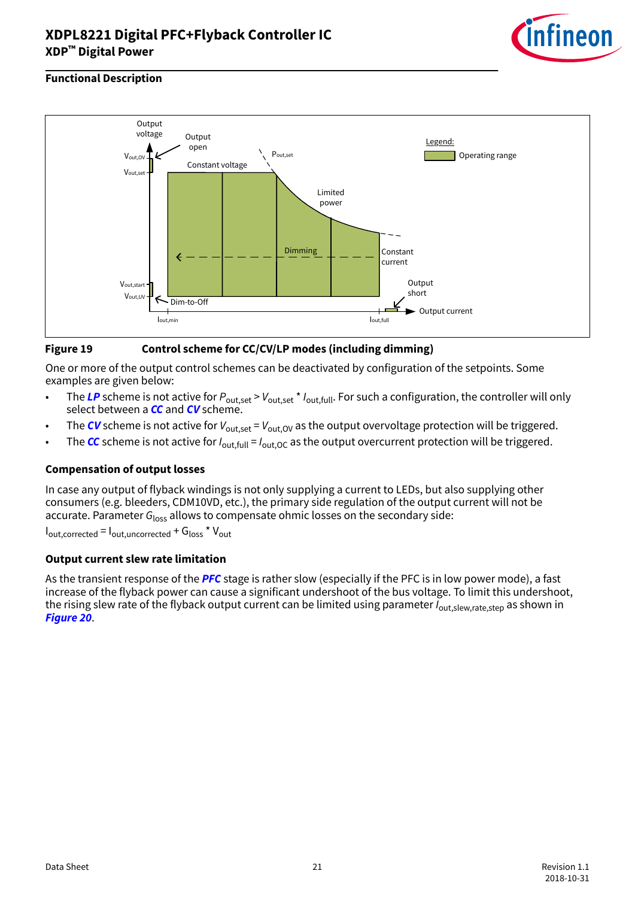## Functional Description

Figure 19 Control scheme for CC/CV/LP modes (including dimming)

One or more of the output control schemes can be deactivated by configuration of the setpoints. Some examples are given below:

- The ***LP*** scheme is not active for $P_{out,set} > V_{out,set} * I_{out,full}$. For such a configuration, the controller will only select between a ***CC*** and ***CV*** scheme.
- The ***CV*** scheme is not active for $V_{out,set} = V_{out,OV}$ as the output overvoltage protection will be triggered.
- The ***CC*** scheme is not active for $I_{out,full} = I_{out,OC}$ as the output overcurrent protection will be triggered.

### Compensation of output losses

In case any output of flyback windings is not only supplying a current to LEDs, but also supplying other consumers (e.g. bleeders, CDM10VD, etc.), the primary side regulation of the output current will not be accurate. Parameter $G_{loss}$ allows to compensate ohmic losses on the secondary side:

$$I_{out,corrected} = I_{out,uncorrected} + G_{loss} * V_{out}$$

### Output current slew rate limitation

As the transient response of the ***PFC*** stage is rather slow (especially if the PFC is in low power mode), a fast increase of the flyback power can cause a significant undershoot of the bus voltage. To limit this undershoot, the rising slew rate of the flyback output current can be limited using parameter $I_{out,slew,rate,step}$ as shown in ***Figure 20***.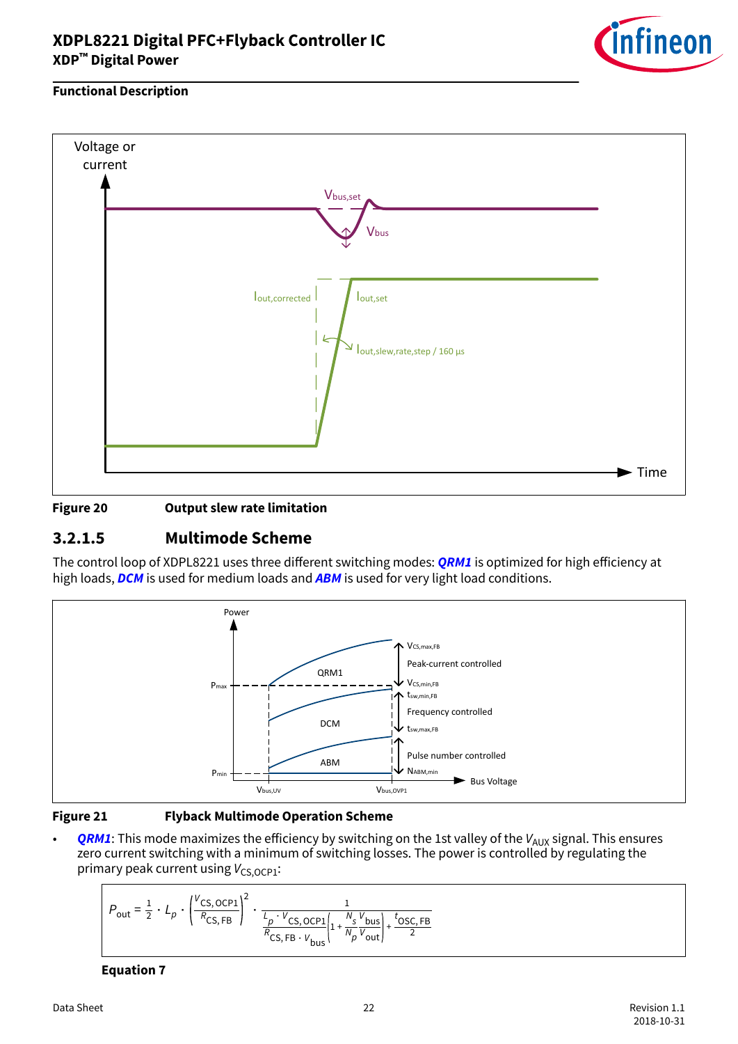**Functional Description**

Figure 20 Output slew rate limitation

### 3.2.1.5 Multimode Scheme

The control loop of XDPL8221 uses three different switching modes: ***QRM1*** is optimized for high efficiency at high loads, ***DCM*** is used for medium loads and ***ABM*** is used for very light load conditions.

Figure 21 Flyback Multimode Operation Scheme

- ***QRM1***: This mode maximizes the efficiency by switching on the 1st valley of the $V_{AUX}$ signal. This ensures zero current switching with a minimum of switching losses. The power is controlled by regulating the primary peak current using $V_{CS,OCP1}$:

$$P_{out} = \frac{1}{2} \cdot L_p \cdot \left(\frac{V_{CS,OCP1}}{R_{CS,FB}}\right)^2 \cdot \frac{1}{\frac{L_p \cdot V_{CS,OCP1}}{R_{CS,FB} \cdot V_{bus}}\left(1 + \frac{N_s}{N_p}\frac{V_{bus}}{V_{out}}\right) + \frac{t_{OSC,FB}}{2}}$$

**Equation 7**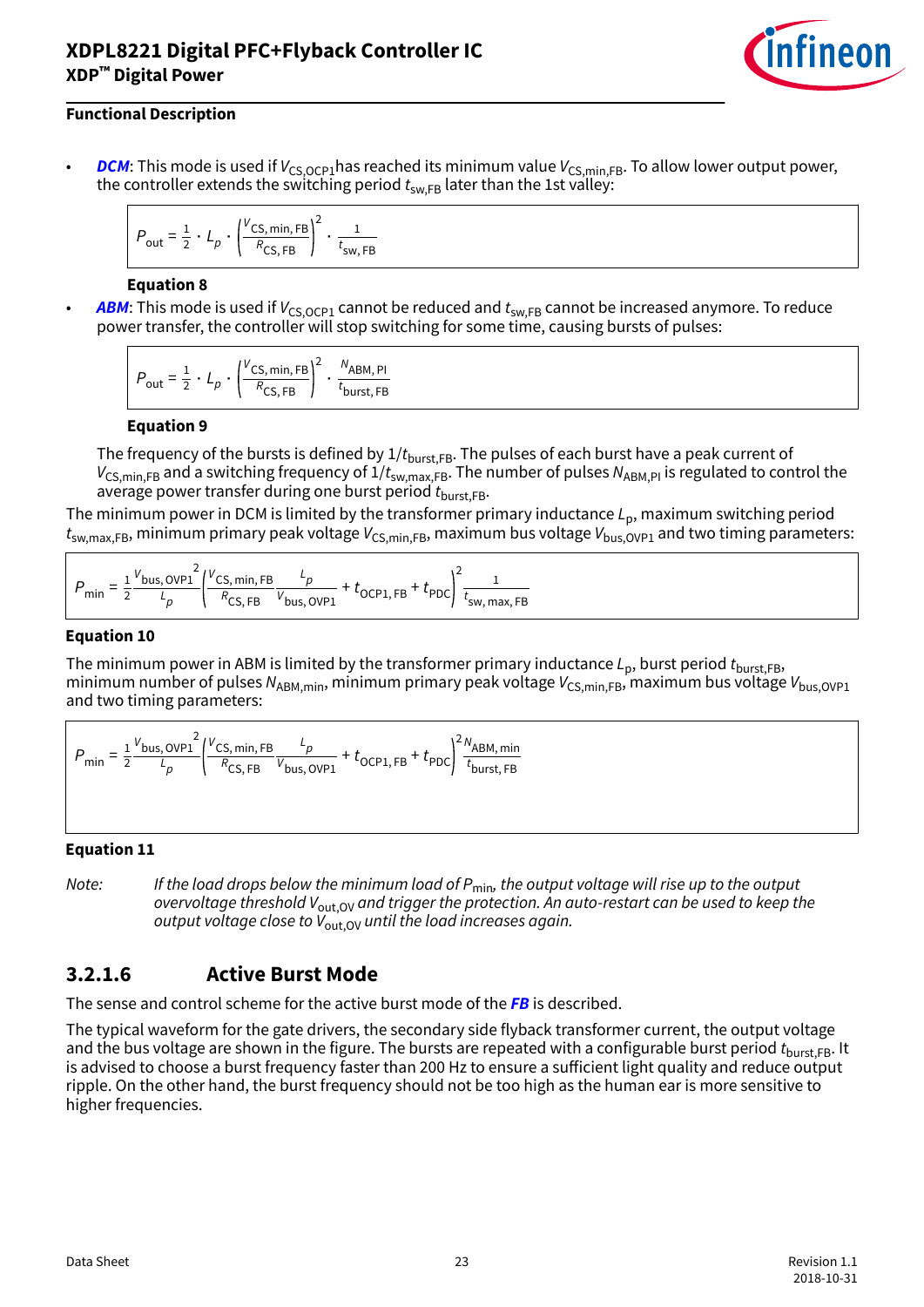**Functional Description**

- ***DCM***: This mode is used if $V_{CS,OCP1}$ has reached its minimum value $V_{CS,min,FB}$. To allow lower output power, the controller extends the switching period $t_{sw,FB}$ later than the 1st valley:

$$P_{out} = \frac{1}{2} \cdot L_p \cdot \left(\frac{V_{CS,min,FB}}{R_{CS,FB}}\right)^2 \cdot \frac{1}{t_{sw,FB}}$$

**Equation 8**

- ***ABM***: This mode is used if $V_{CS,OCP1}$ cannot be reduced and $t_{sw,FB}$ cannot be increased anymore. To reduce power transfer, the controller will stop switching for some time, causing bursts of pulses:

$$P_{out} = \frac{1}{2} \cdot L_p \cdot \left(\frac{V_{CS,min,FB}}{R_{CS,FB}}\right)^2 \cdot \frac{N_{ABM,PI}}{t_{burst,FB}}$$

**Equation 9**

The frequency of the bursts is defined by $1/t_{burst,FB}$. The pulses of each burst have a peak current of $V_{CS,min,FB}$ and a switching frequency of $1/t_{sw,max,FB}$. The number of pulses $N_{ABM,PI}$ is regulated to control the average power transfer during one burst period $t_{burst,FB}$.

The minimum power in DCM is limited by the transformer primary inductance $L_p$, maximum switching period $t_{sw,max,FB}$, minimum primary peak voltage $V_{CS,min,FB}$, maximum bus voltage $V_{bus,OVP1}$ and two timing parameters:

$$P_{min} = \frac{1}{2}\frac{V_{bus,OVP1}^2}{L_p}\left(\frac{V_{CS,min,FB}}{R_{CS,FB}}\frac{L_p}{V_{bus,OVP1}} + t_{OCP1,FB} + t_{PDC}\right)^2 \frac{1}{t_{sw,max,FB}}$$

**Equation 10**

The minimum power in ABM is limited by the transformer primary inductance $L_p$, burst period $t_{burst,FB}$, minimum number of pulses $N_{ABM,min}$, minimum primary peak voltage $V_{CS,min,FB}$, maximum bus voltage $V_{bus,OVP1}$ and two timing parameters:

$$P_{min} = \frac{1}{2}\frac{V_{bus,OVP1}^2}{L_p}\left(\frac{V_{CS,min,FB}}{R_{CS,FB}}\frac{L_p}{V_{bus,OVP1}} + t_{OCP1,FB} + t_{PDC}\right)^2 \frac{N_{ABM,min}}{t_{burst,FB}}$$

**Equation 11**

*Note: If the load drops below the minimum load of $P_{min}$, the output voltage will rise up to the output overvoltage threshold $V_{out,OV}$ and trigger the protection. An auto-restart can be used to keep the output voltage close to $V_{out,OV}$ until the load increases again.*

### 3.2.1.6 Active Burst Mode

The sense and control scheme for the active burst mode of the ***FB*** is described.

The typical waveform for the gate drivers, the secondary side flyback transformer current, the output voltage and the bus voltage are shown in the figure. The bursts are repeated with a configurable burst period $t_{burst,FB}$. It is advised to choose a burst frequency faster than 200 Hz to ensure a sufficient light quality and reduce output ripple. On the other hand, the burst frequency should not be too high as the human ear is more sensitive to higher frequencies.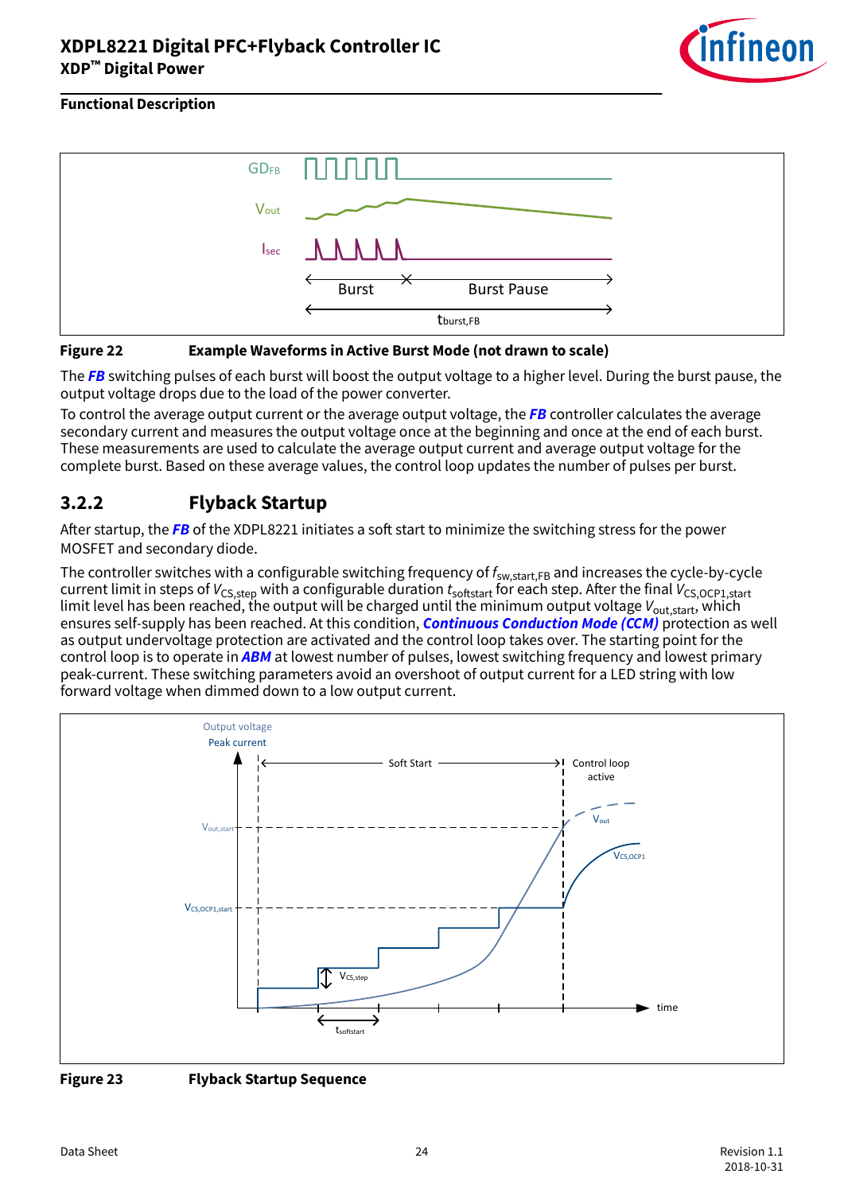**Figure 22 Example Waveforms in Active Burst Mode (not drawn to scale)**

The ***FB*** switching pulses of each burst will boost the output voltage to a higher level. During the burst pause, the output voltage drops due to the load of the power converter.

To control the average output current or the average output voltage, the ***FB*** controller calculates the average secondary current and measures the output voltage once at the beginning and once at the end of each burst. These measurements are used to calculate the average output current and average output voltage for the complete burst. Based on these average values, the control loop updates the number of pulses per burst.

## 3.2.2 Flyback Startup

After startup, the ***FB*** of the XDPL8221 initiates a soft start to minimize the switching stress for the power MOSFET and secondary diode.

The controller switches with a configurable switching frequency of $f_{sw,start,FB}$ and increases the cycle-by-cycle current limit in steps of $V_{CS,step}$ with a configurable duration $t_{softstart}$ for each step. After the final $V_{CS,OCP1,start}$ limit level has been reached, the output will be charged until the minimum output voltage $V_{out,start}$, which ensures self-supply has been reached. At this condition, ***Continuous Conduction Mode (CCM)*** protection as well as output undervoltage protection are activated and the control loop takes over. The starting point for the control loop is to operate in ***ABM*** at lowest number of pulses, lowest switching frequency and lowest primary peak-current. These switching parameters avoid an overshoot of output current for a LED string with low forward voltage when dimmed down to a low output current.

**Figure 23 Flyback Startup Sequence**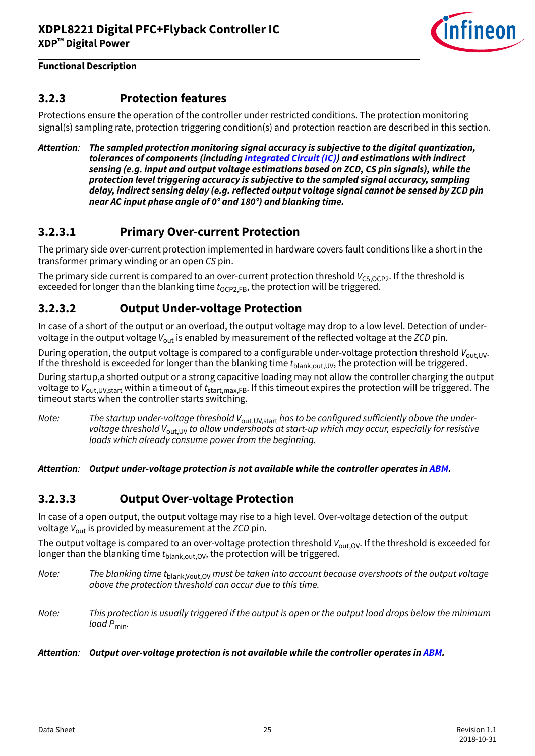### 3.2.3 Protection features

Protections ensure the operation of the controller under restricted conditions. The protection monitoring signal(s) sampling rate, protection triggering condition(s) and protection reaction are described in this section.

*Attention:* ***The sampled protection monitoring signal accuracy is subjective to the digital quantization, tolerances of components (including Integrated Circuit (IC)) and estimations with indirect sensing (e.g. input and output voltage estimations based on ZCD, CS pin signals), while the protection level triggering accuracy is subjective to the sampled signal accuracy, sampling delay, indirect sensing delay (e.g. reflected output voltage signal cannot be sensed by ZCD pin near AC input phase angle of 0° and 180°) and blanking time.***

#### 3.2.3.1 Primary Over-current Protection

The primary side over-current protection implemented in hardware covers fault conditions like a short in the transformer primary winding or an open *CS* pin.

The primary side current is compared to an over-current protection threshold $V_{CS,OCP2}$. If the threshold is exceeded for longer than the blanking time $t_{OCP2,FB}$, the protection will be triggered.

#### 3.2.3.2 Output Under-voltage Protection

In case of a short of the output or an overload, the output voltage may drop to a low level. Detection of under-voltage in the output voltage $V_{out}$ is enabled by measurement of the reflected voltage at the *ZCD* pin.

During operation, the output voltage is compared to a configurable under-voltage protection threshold $V_{out,UV}$. If the threshold is exceeded for longer than the blanking time $t_{blank,out,UV}$, the protection will be triggered.

During startup,a shorted output or a strong capacitive loading may not allow the controller charging the output voltage to $V_{out,UV,start}$ within a timeout of $t_{start,max,FB}$. If this timeout expires the protection will be triggered. The timeout starts when the controller starts switching.

*Note: The startup under-voltage threshold $V_{out,UV,start}$ has to be configured sufficiently above the under-voltage threshold $V_{out,UV}$ to allow undershoots at start-up which may occur, especially for resistive loads which already consume power from the beginning.*

*Attention:* ***Output under-voltage protection is not available while the controller operates in ABM.***

#### 3.2.3.3 Output Over-voltage Protection

In case of a open output, the output voltage may rise to a high level. Over-voltage detection of the output voltage $V_{out}$ is provided by measurement at the *ZCD* pin.

The output voltage is compared to an over-voltage protection threshold $V_{out,OV}$. If the threshold is exceeded for longer than the blanking time $t_{blank,out,OV}$, the protection will be triggered.

*Note: The blanking time $t_{blank,Vout,OV}$ must be taken into account because overshoots of the output voltage above the protection threshold can occur due to this time.*

*Note: This protection is usually triggered if the output is open or the output load drops below the minimum load $P_{min}$.*

*Attention:* ***Output over-voltage protection is not available while the controller operates in ABM.***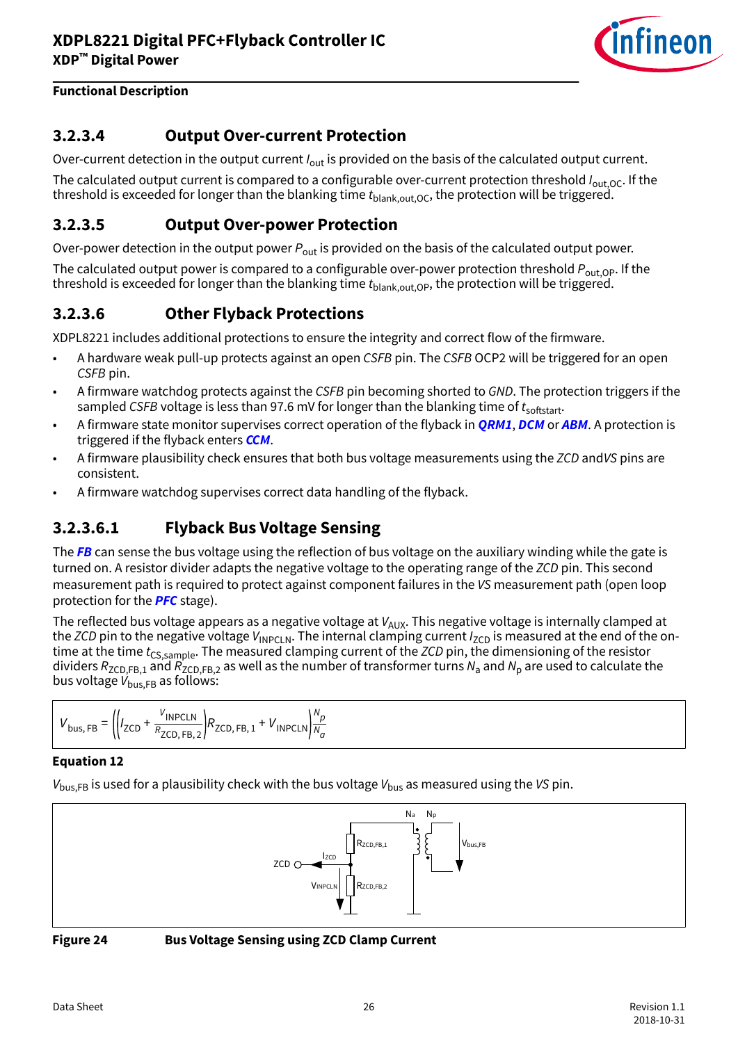### 3.2.3.4 Output Over-current Protection

Over-current detection in the output current $I_{out}$ is provided on the basis of the calculated output current.

The calculated output current is compared to a configurable over-current protection threshold $I_{out,OC}$. If the threshold is exceeded for longer than the blanking time $t_{blank,out,OC}$, the protection will be triggered.

### 3.2.3.5 Output Over-power Protection

Over-power detection in the output power $P_{out}$ is provided on the basis of the calculated output power.

The calculated output power is compared to a configurable over-power protection threshold $P_{out,OP}$. If the threshold is exceeded for longer than the blanking time $t_{blank,out,OP}$, the protection will be triggered.

### 3.2.3.6 Other Flyback Protections

XDPL8221 includes additional protections to ensure the integrity and correct flow of the firmware.

- A hardware weak pull-up protects against an open *CSFB* pin. The *CSFB* OCP2 will be triggered for an open *CSFB* pin.
- A firmware watchdog protects against the *CSFB* pin becoming shorted to *GND*. The protection triggers if the sampled *CSFB* voltage is less than 97.6 mV for longer than the blanking time of $t_{softstart}$.
- A firmware state monitor supervises correct operation of the flyback in **QRM1**, **DCM** or **ABM**. A protection is triggered if the flyback enters **CCM**.
- A firmware plausibility check ensures that both bus voltage measurements using the *ZCD* and*VS* pins are consistent.
- A firmware watchdog supervises correct data handling of the flyback.

#### 3.2.3.6.1 Flyback Bus Voltage Sensing

The **FB** can sense the bus voltage using the reflection of bus voltage on the auxiliary winding while the gate is turned on. A resistor divider adapts the negative voltage to the operating range of the *ZCD* pin. This second measurement path is required to protect against component failures in the *VS* measurement path (open loop protection for the **PFC** stage).

The reflected bus voltage appears as a negative voltage at $V_{AUX}$. This negative voltage is internally clamped at the *ZCD* pin to the negative voltage $V_{INPCLN}$. The internal clamping current $I_{ZCD}$ is measured at the end of the on-time at the time $t_{CS,sample}$. The measured clamping current of the *ZCD* pin, the dimensioning of the resistor dividers $R_{ZCD,FB,1}$ and $R_{ZCD,FB,2}$ as well as the number of transformer turns $N_a$ and $N_p$ are used to calculate the bus voltage $V_{bus,FB}$ as follows:

$$V_{bus,FB} = \left(\left(I_{ZCD} + \frac{V_{INPCLN}}{R_{ZCD,FB,2}}\right)R_{ZCD,FB,1} + V_{INPCLN}\right)\frac{N_p}{N_a}$$

**Equation 12**

$V_{bus,FB}$ is used for a plausibility check with the bus voltage $V_{bus}$ as measured using the *VS* pin.

**Figure 24** **Bus Voltage Sensing using ZCD Clamp Current**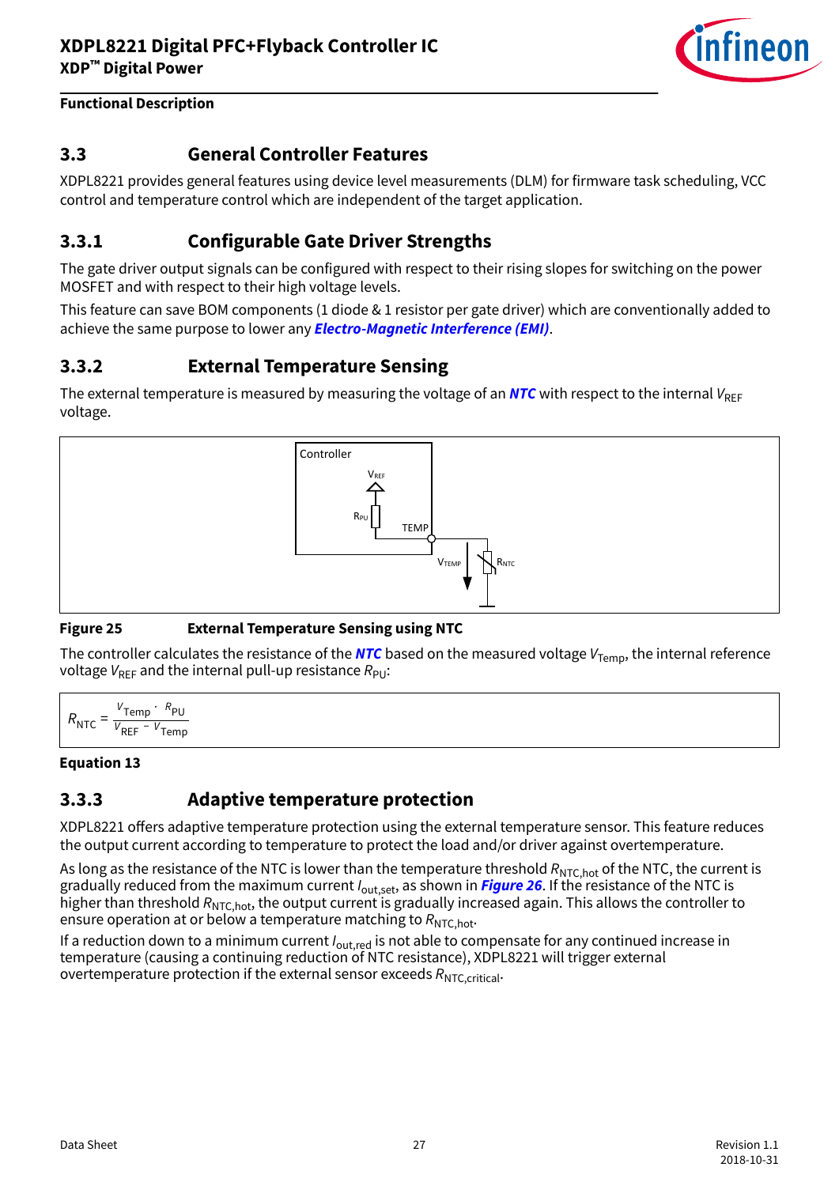## 3.3 General Controller Features

XDPL8221 provides general features using device level measurements (DLM) for firmware task scheduling, VCC control and temperature control which are independent of the target application.

### 3.3.1 Configurable Gate Driver Strengths

The gate driver output signals can be configured with respect to their rising slopes for switching on the power MOSFET and with respect to their high voltage levels.

This feature can save BOM components (1 diode & 1 resistor per gate driver) which are conventionally added to achieve the same purpose to lower any ***Electro-Magnetic Interference (EMI)***.

### 3.3.2 External Temperature Sensing

The external temperature is measured by measuring the voltage of an ***NTC*** with respect to the internal $V_{REF}$ voltage.

**Figure 25 External Temperature Sensing using NTC**

The controller calculates the resistance of the ***NTC*** based on the measured voltage $V_{Temp}$, the internal reference voltage $V_{REF}$ and the internal pull-up resistance $R_{PU}$:

$$R_{NTC} = \frac{V_{Temp} \cdot R_{PU}}{V_{REF} - V_{Temp}}$$

**Equation 13**

### 3.3.3 Adaptive temperature protection

XDPL8221 offers adaptive temperature protection using the external temperature sensor. This feature reduces the output current according to temperature to protect the load and/or driver against overtemperature.

As long as the resistance of the NTC is lower than the temperature threshold $R_{NTC,hot}$ of the NTC, the current is gradually reduced from the maximum current $I_{out,set}$, as shown in ***Figure 26***. If the resistance of the NTC is higher than threshold $R_{NTC,hot}$, the output current is gradually increased again. This allows the controller to ensure operation at or below a temperature matching to $R_{NTC,hot}$.

If a reduction down to a minimum current $I_{out,red}$ is not able to compensate for any continued increase in temperature (causing a continuing reduction of NTC resistance), XDPL8221 will trigger external overtemperature protection if the external sensor exceeds $R_{NTC,critical}$.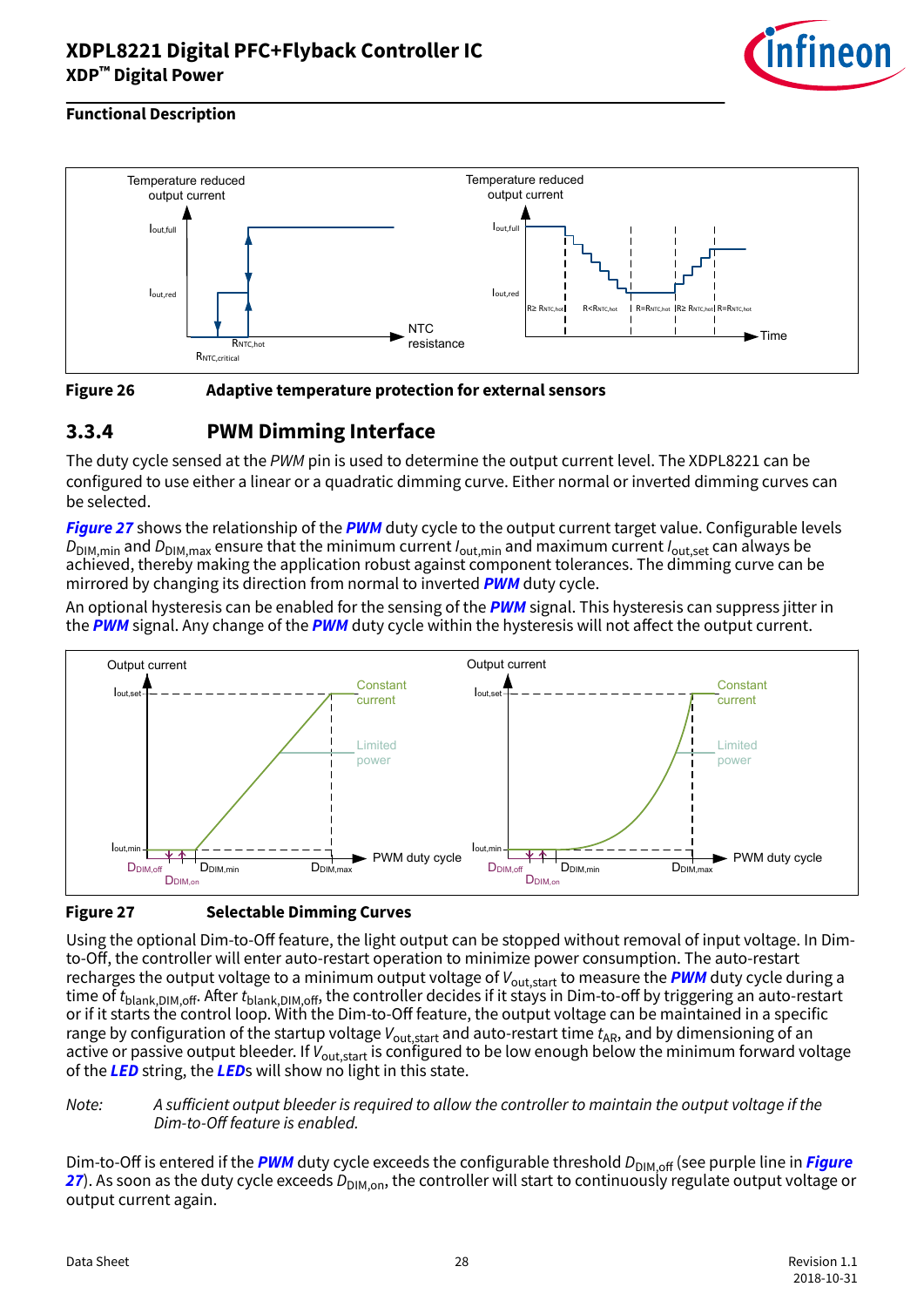**Figure 26 Adaptive temperature protection for external sensors**

### 3.3.4 PWM Dimming Interface

The duty cycle sensed at the *PWM* pin is used to determine the output current level. The XDPL8221 can be configured to use either a linear or a quadratic dimming curve. Either normal or inverted dimming curves can be selected.

***Figure 27*** shows the relationship of the ***PWM*** duty cycle to the output current target value. Configurable levels $D_{\mathrm{DIM,min}}$ and $D_{\mathrm{DIM,max}}$ ensure that the minimum current $I_{\mathrm{out,min}}$ and maximum current $I_{\mathrm{out,set}}$ can always be achieved, thereby making the application robust against component tolerances. The dimming curve can be mirrored by changing its direction from normal to inverted ***PWM*** duty cycle.

An optional hysteresis can be enabled for the sensing of the ***PWM*** signal. This hysteresis can suppress jitter in the ***PWM*** signal. Any change of the ***PWM*** duty cycle within the hysteresis will not affect the output current.

**Figure 27 Selectable Dimming Curves**

Using the optional Dim-to-Off feature, the light output can be stopped without removal of input voltage. In Dim-to-Off, the controller will enter auto-restart operation to minimize power consumption. The auto-restart recharges the output voltage to a minimum output voltage of $V_{\mathrm{out,start}}$ to measure the ***PWM*** duty cycle during a time of $t_{\mathrm{blank,DIM,off}}$. After $t_{\mathrm{blank,DIM,off}}$, the controller decides if it stays in Dim-to-off by triggering an auto-restart or if it starts the control loop. With the Dim-to-Off feature, the output voltage can be maintained in a specific range by configuration of the startup voltage $V_{\mathrm{out,start}}$ and auto-restart time $t_{\mathrm{AR}}$, and by dimensioning of an active or passive output bleeder. If $V_{\mathrm{out,start}}$ is configured to be low enough below the minimum forward voltage of the ***LED*** string, the ***LED***s will show no light in this state.

*Note: A sufficient output bleeder is required to allow the controller to maintain the output voltage if the Dim-to-Off feature is enabled.*

Dim-to-Off is entered if the ***PWM*** duty cycle exceeds the configurable threshold $D_{\mathrm{DIM,off}}$ (see purple line in ***Figure 27***). As soon as the duty cycle exceeds $D_{\mathrm{DIM,on}}$, the controller will start to continuously regulate output voltage or output current again.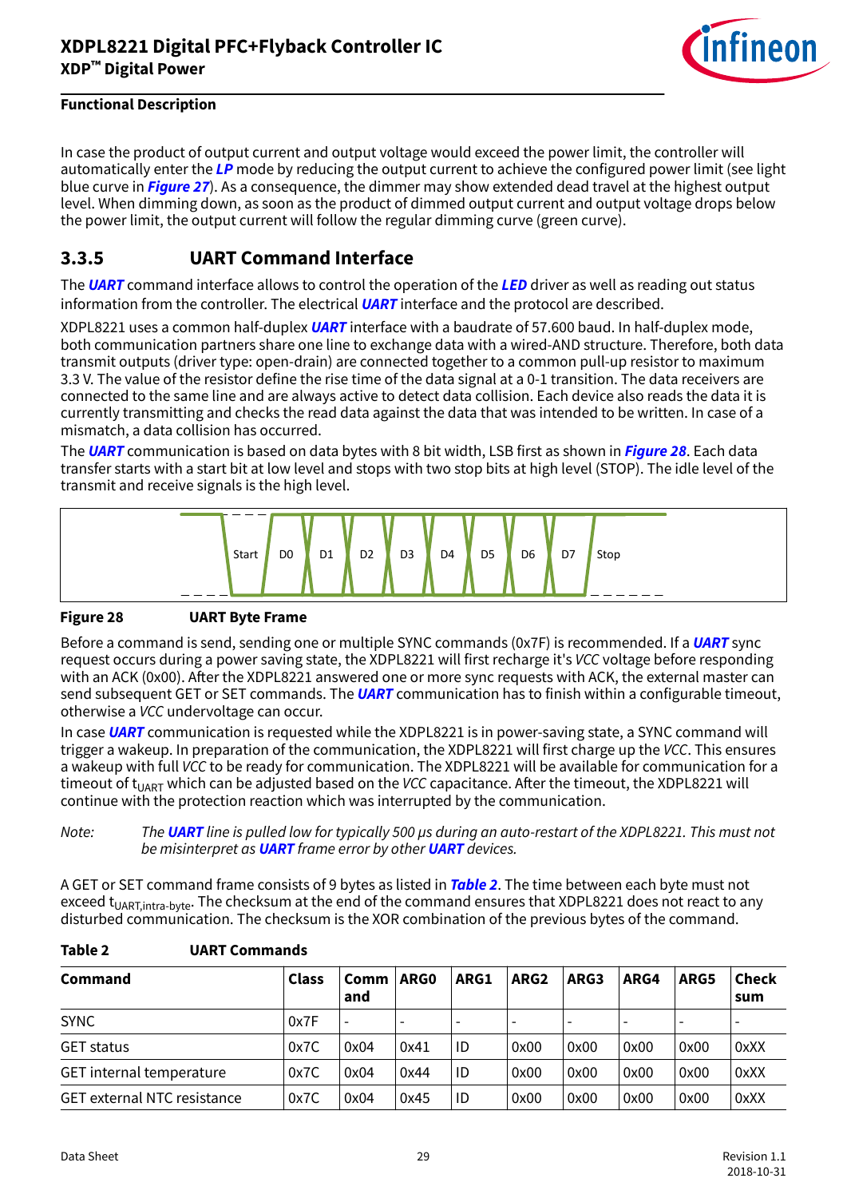In case the product of output current and output voltage would exceed the power limit, the controller will automatically enter the ***LP*** mode by reducing the output current to achieve the configured power limit (see light blue curve in ***Figure 27***). As a consequence, the dimmer may show extended dead travel at the highest output level. When dimming down, as soon as the product of dimmed output current and output voltage drops below the power limit, the output current will follow the regular dimming curve (green curve).

## 3.3.5 UART Command Interface

The ***UART*** command interface allows to control the operation of the ***LED*** driver as well as reading out status information from the controller. The electrical ***UART*** interface and the protocol are described.

XDPL8221 uses a common half-duplex ***UART*** interface with a baudrate of 57.600 baud. In half-duplex mode, both communication partners share one line to exchange data with a wired-AND structure. Therefore, both data transmit outputs (driver type: open-drain) are connected together to a common pull-up resistor to maximum 3.3 V. The value of the resistor define the rise time of the data signal at a 0-1 transition. The data receivers are connected to the same line and are always active to detect data collision. Each device also reads the data it is currently transmitting and checks the read data against the data that was intended to be written. In case of a mismatch, a data collision has occurred.

The ***UART*** communication is based on data bytes with 8 bit width, LSB first as shown in ***Figure 28***. Each data transfer starts with a start bit at low level and stops with two stop bits at high level (STOP). The idle level of the transmit and receive signals is the high level.

Start D0 D1 D2 D3 D4 D5 D6 D7 Stop

**Figure 28 UART Byte Frame**

Before a command is send, sending one or multiple SYNC commands (0x7F) is recommended. If a ***UART*** sync request occurs during a power saving state, the XDPL8221 will first recharge it's *VCC* voltage before responding with an ACK (0x00). After the XDPL8221 answered one or more sync requests with ACK, the external master can send subsequent GET or SET commands. The ***UART*** communication has to finish within a configurable timeout, otherwise a *VCC* undervoltage can occur.

In case ***UART*** communication is requested while the XDPL8221 is in power-saving state, a SYNC command will trigger a wakeup. In preparation of the communication, the XDPL8221 will first charge up the *VCC*. This ensures a wakeup with full *VCC* to be ready for communication. The XDPL8221 will be available for communication for a timeout of $t_{UART}$ which can be adjusted based on the *VCC* capacitance. After the timeout, the XDPL8221 will continue with the protection reaction which was interrupted by the communication.

*Note: The **UART** line is pulled low for typically 500 µs during an auto-restart of the XDPL8221. This must not be misinterpret as **UART** frame error by other **UART** devices.*

A GET or SET command frame consists of 9 bytes as listed in ***Table 2***. The time between each byte must not exceed $t_{UART,intra\text{-}byte}$. The checksum at the end of the command ensures that XDPL8221 does not react to any disturbed communication. The checksum is the XOR combination of the previous bytes of the command.

**Table 2 UART Commands**

| Command | Class | Command | ARG0 | ARG1 | ARG2 | ARG3 | ARG4 | ARG5 | Checksum |
|---|---|---|---|---|---|---|---|---|---|
| SYNC | 0x7F | - | - | - | - | - | - | - | - |
| GET status | 0x7C | 0x04 | 0x41 | ID | 0x00 | 0x00 | 0x00 | 0x00 | 0xXX |
| GET internal temperature | 0x7C | 0x04 | 0x44 | ID | 0x00 | 0x00 | 0x00 | 0x00 | 0xXX |
| GET external NTC resistance | 0x7C | 0x04 | 0x45 | ID | 0x00 | 0x00 | 0x00 | 0x00 | 0xXX |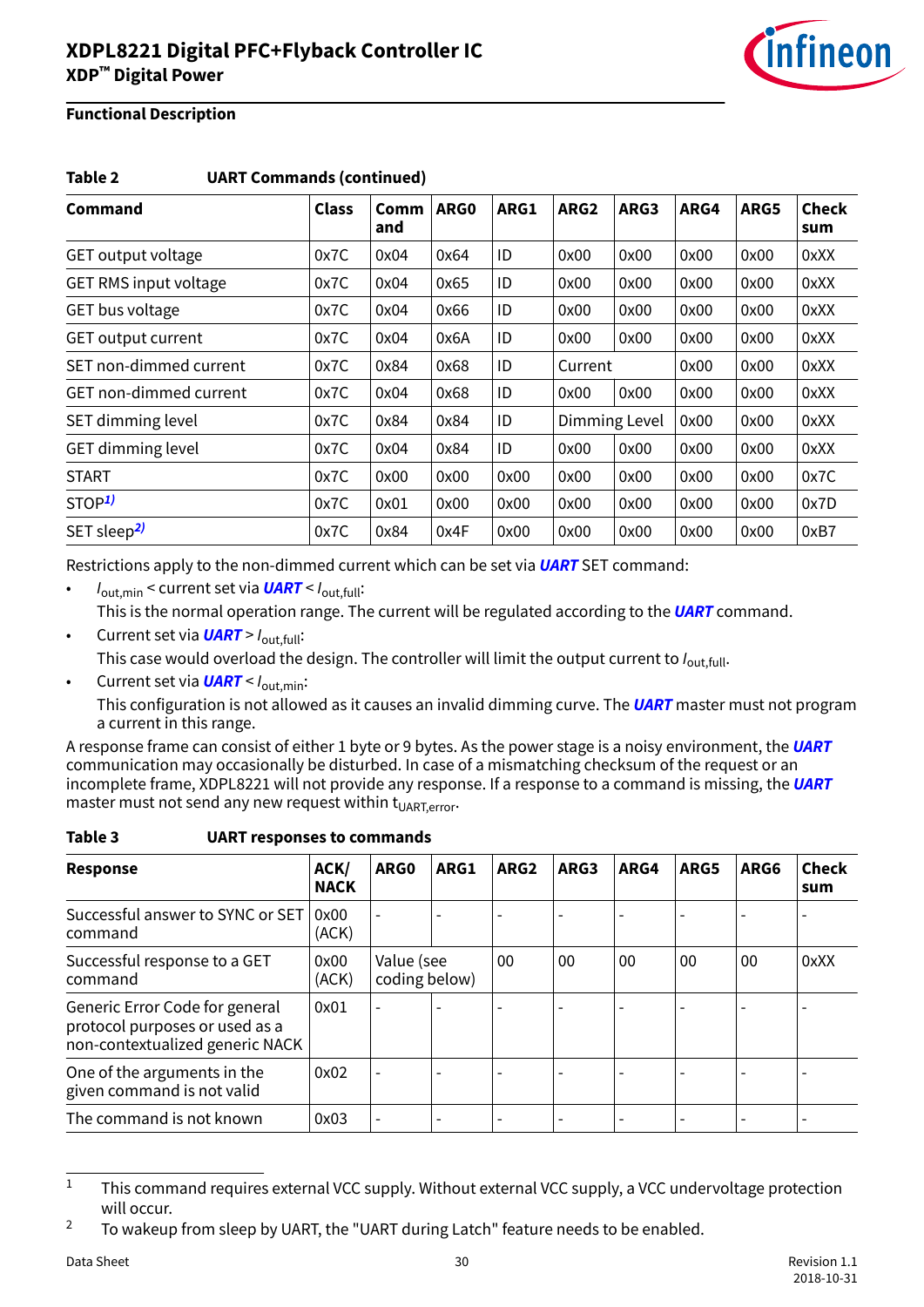**Functional Description**

**Table 2 UART Commands (continued)**

| Command | Class | Command | ARG0 | ARG1 | ARG2 | ARG3 | ARG4 | ARG5 | Checksum |
|---|---|---|---|---|---|---|---|---|---|
| GET output voltage | 0x7C | 0x04 | 0x64 | ID | 0x00 | 0x00 | 0x00 | 0x00 | 0xXX |
| GET RMS input voltage | 0x7C | 0x04 | 0x65 | ID | 0x00 | 0x00 | 0x00 | 0x00 | 0xXX |
| GET bus voltage | 0x7C | 0x04 | 0x66 | ID | 0x00 | 0x00 | 0x00 | 0x00 | 0xXX |
| GET output current | 0x7C | 0x04 | 0x6A | ID | 0x00 | 0x00 | 0x00 | 0x00 | 0xXX |
| SET non-dimmed current | 0x7C | 0x84 | 0x68 | ID | Current | | 0x00 | 0x00 | 0xXX |
| GET non-dimmed current | 0x7C | 0x04 | 0x68 | ID | 0x00 | 0x00 | 0x00 | 0x00 | 0xXX |
| SET dimming level | 0x7C | 0x84 | 0x84 | ID | Dimming Level | | 0x00 | 0x00 | 0xXX |
| GET dimming level | 0x7C | 0x04 | 0x84 | ID | 0x00 | 0x00 | 0x00 | 0x00 | 0xXX |
| START | 0x7C | 0x00 | 0x00 | 0x00 | 0x00 | 0x00 | 0x00 | 0x00 | 0x7C |
| STOP[1] | 0x7C | 0x01 | 0x00 | 0x00 | 0x00 | 0x00 | 0x00 | 0x00 | 0x7D |
| SET sleep[2] | 0x7C | 0x84 | 0x4F | 0x00 | 0x00 | 0x00 | 0x00 | 0x00 | 0xB7 |

Restrictions apply to the non-dimmed current which can be set via ***UART*** SET command:

- $I_{out,min}$ < current set via ***UART*** < $I_{out,full}$:
  This is the normal operation range. The current will be regulated according to the ***UART*** command.
- Current set via ***UART*** > $I_{out,full}$:
  This case would overload the design. The controller will limit the output current to $I_{out,full}$.
- Current set via ***UART*** < $I_{out,min}$:
  This configuration is not allowed as it causes an invalid dimming curve. The ***UART*** master must not program a current in this range.

A response frame can consist of either 1 byte or 9 bytes. As the power stage is a noisy environment, the ***UART*** communication may occasionally be disturbed. In case of a mismatching checksum of the request or an incomplete frame, XDPL8221 will not provide any response. If a response to a command is missing, the ***UART*** master must not send any new request within $t_{UART,error}$.

**Table 3 UART responses to commands**

| Response | ACK/NACK | ARG0 | ARG1 | ARG2 | ARG3 | ARG4 | ARG5 | ARG6 | Checksum |
|---|---|---|---|---|---|---|---|---|---|
| Successful answer to SYNC or SET command | 0x00 (ACK) | - | - | - | - | - | - | - | - |
| Successful response to a GET command | 0x00 (ACK) | Value (see coding below) | | 00 | 00 | 00 | 00 | 00 | 0xXX |
| Generic Error Code for general protocol purposes or used as a non-contextualized generic NACK | 0x01 | - | - | - | - | - | - | - | - |
| One of the arguments in the given command is not valid | 0x02 | - | - | - | - | - | - | - | - |
| The command is not known | 0x03 | - | - | - | - | - | - | - | - |

1 This command requires external VCC supply. Without external VCC supply, a VCC undervoltage protection will occur.

2 To wakeup from sleep by UART, the "UART during Latch" feature needs to be enabled.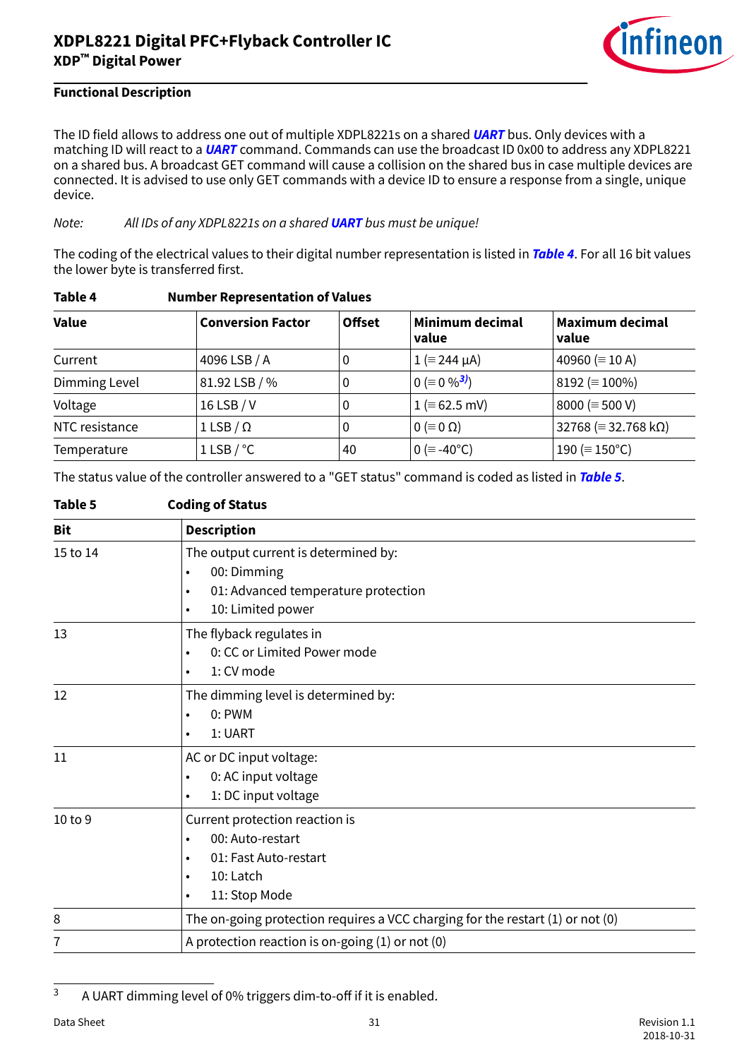The ID field allows to address one out of multiple XDPL8221s on a shared ***UART*** bus. Only devices with a matching ID will react to a ***UART*** command. Commands can use the broadcast ID 0x00 to address any XDPL8221 on a shared bus. A broadcast GET command will cause a collision on the shared bus in case multiple devices are connected. It is advised to use only GET commands with a device ID to ensure a response from a single, unique device.

*Note: All IDs of any XDPL8221s on a shared **UART** bus must be unique!*

The coding of the electrical values to their digital number representation is listed in ***Table 4***. For all 16 bit values the lower byte is transferred first.

**Table 4 Number Representation of Values**

| Value | Conversion Factor | Offset | Minimum decimal value | Maximum decimal value |
|---|---|---|---|---|
| Current | 4096 LSB / A | 0 | 1 (≡ 244 µA) | 40960 (≡ 10 A) |
| Dimming Level | 81.92 LSB / % | 0 | 0 (≡ 0 %[3]) | 8192 (≡ 100%) |
| Voltage | 16 LSB / V | 0 | 1 (≡ 62.5 mV) | 8000 (≡ 500 V) |
| NTC resistance | 1 LSB / Ω | 0 | 0 (≡ 0 Ω) | 32768 (≡ 32.768 kΩ) |
| Temperature | 1 LSB / °C | 40 | 0 (≡ -40°C) | 190 (≡ 150°C) |

The status value of the controller answered to a "GET status" command is coded as listed in ***Table 5***.

**Table 5 Coding of Status**

| Bit | Description |
|---|---|
| 15 to 14 | The output current is determined by:<br>• 00: Dimming<br>• 01: Advanced temperature protection<br>• 10: Limited power |
| 13 | The flyback regulates in<br>• 0: CC or Limited Power mode<br>• 1: CV mode |
| 12 | The dimming level is determined by:<br>• 0: PWM<br>• 1: UART |
| 11 | AC or DC input voltage:<br>• 0: AC input voltage<br>• 1: DC input voltage |
| 10 to 9 | Current protection reaction is<br>• 00: Auto-restart<br>• 01: Fast Auto-restart<br>• 10: Latch<br>• 11: Stop Mode |
| 8 | The on-going protection requires a VCC charging for the restart (1) or not (0) |
| 7 | A protection reaction is on-going (1) or not (0) |

[3] A UART dimming level of 0% triggers dim-to-off if it is enabled.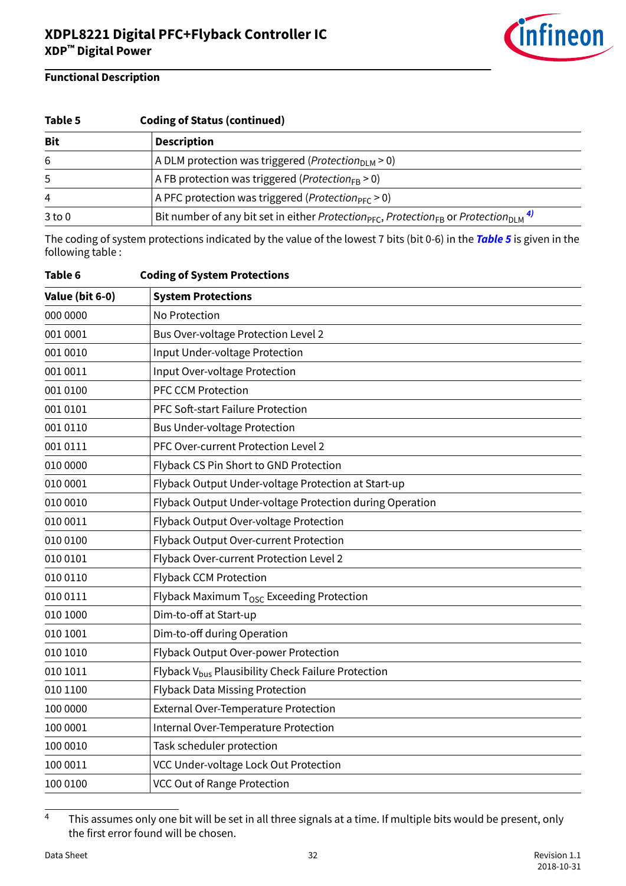**Table 5 Coding of Status (continued)**

| Bit | Description |
|---|---|
| 6 | A DLM protection was triggered (*Protection*$_{DLM}$ > 0) |
| 5 | A FB protection was triggered (*Protection*$_{FB}$ > 0) |
| 4 | A PFC protection was triggered (*Protection*$_{PFC}$ > 0) |
| 3 to 0 | Bit number of any bit set in either *Protection*$_{PFC}$, *Protection*$_{FB}$ or *Protection*$_{DLM}$ [4)] |

The coding of system protections indicated by the value of the lowest 7 bits (bit 0-6) in the ***Table 5*** is given in the following table :

**Table 6 Coding of System Protections**

| Value (bit 6-0) | System Protections |
|---|---|
| 000 0000 | No Protection |
| 001 0001 | Bus Over-voltage Protection Level 2 |
| 001 0010 | Input Under-voltage Protection |
| 001 0011 | Input Over-voltage Protection |
| 001 0100 | PFC CCM Protection |
| 001 0101 | PFC Soft-start Failure Protection |
| 001 0110 | Bus Under-voltage Protection |
| 001 0111 | PFC Over-current Protection Level 2 |
| 010 0000 | Flyback CS Pin Short to GND Protection |
| 010 0001 | Flyback Output Under-voltage Protection at Start-up |
| 010 0010 | Flyback Output Under-voltage Protection during Operation |
| 010 0011 | Flyback Output Over-voltage Protection |
| 010 0100 | Flyback Output Over-current Protection |
| 010 0101 | Flyback Over-current Protection Level 2 |
| 010 0110 | Flyback CCM Protection |
| 010 0111 | Flyback Maximum $T_{OSC}$ Exceeding Protection |
| 010 1000 | Dim-to-off at Start-up |
| 010 1001 | Dim-to-off during Operation |
| 010 1010 | Flyback Output Over-power Protection |
| 010 1011 | Flyback $V_{bus}$ Plausibility Check Failure Protection |
| 010 1100 | Flyback Data Missing Protection |
| 100 0000 | External Over-Temperature Protection |
| 100 0001 | Internal Over-Temperature Protection |
| 100 0010 | Task scheduler protection |
| 100 0011 | VCC Under-voltage Lock Out Protection |
| 100 0100 | VCC Out of Range Protection |

---

4 This assumes only one bit will be set in all three signals at a time. If multiple bits would be present, only the first error found will be chosen.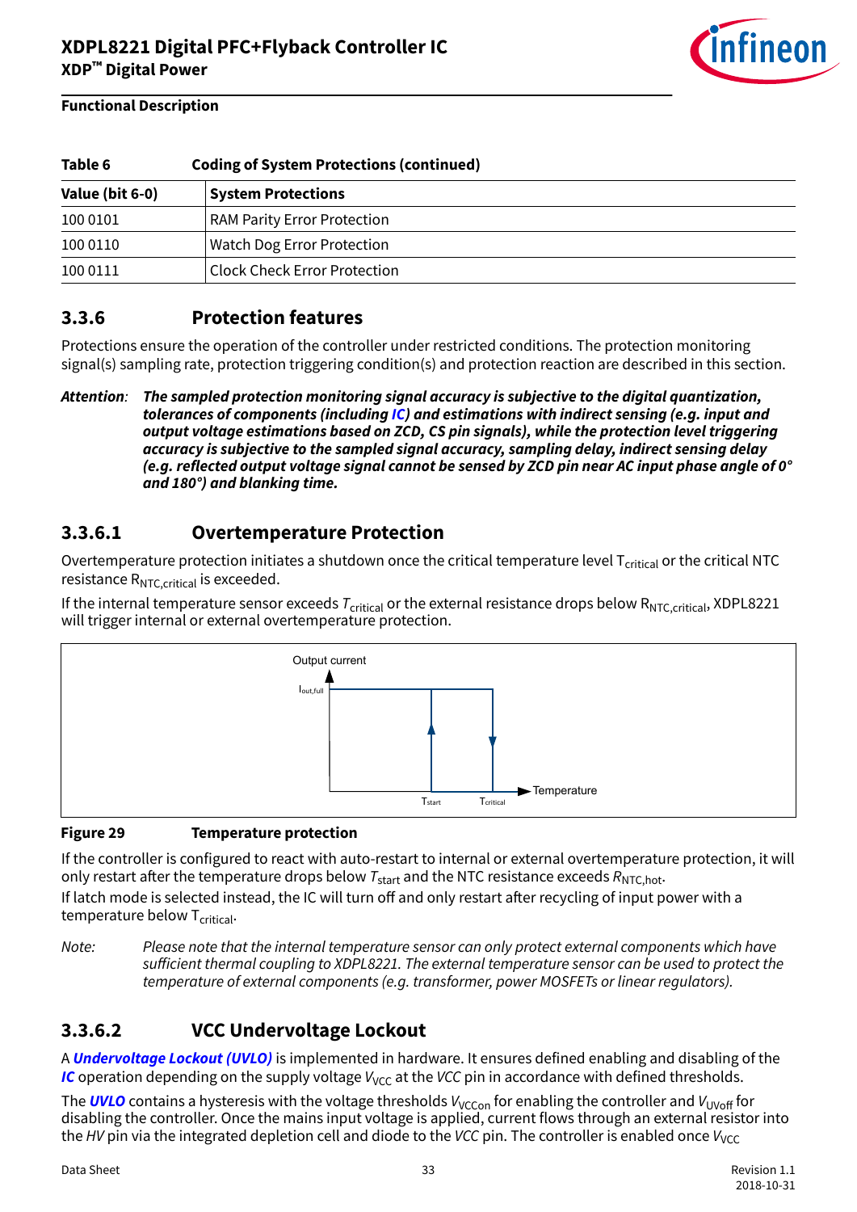**Functional Description**

**Table 6 Coding of System Protections (continued)**

| Value (bit 6-0) | System Protections |
|---|---|
| 100 0101 | RAM Parity Error Protection |
| 100 0110 | Watch Dog Error Protection |
| 100 0111 | Clock Check Error Protection |

## 3.3.6 Protection features

Protections ensure the operation of the controller under restricted conditions. The protection monitoring signal(s) sampling rate, protection triggering condition(s) and protection reaction are described in this section.

*Attention:* ***The sampled protection monitoring signal accuracy is subjective to the digital quantization, tolerances of components (including IC) and estimations with indirect sensing (e.g. input and output voltage estimations based on ZCD, CS pin signals), while the protection level triggering accuracy is subjective to the sampled signal accuracy, sampling delay, indirect sensing delay (e.g. reflected output voltage signal cannot be sensed by ZCD pin near AC input phase angle of 0° and 180°) and blanking time.***

### 3.3.6.1 Overtemperature Protection

Overtemperature protection initiates a shutdown once the critical temperature level $T_{critical}$ or the critical NTC resistance $R_{NTC,critical}$ is exceeded.

If the internal temperature sensor exceeds $T_{critical}$ or the external resistance drops below $R_{NTC,critical}$, XDPL8221 will trigger internal or external overtemperature protection.

**Figure 29 Temperature protection**

If the controller is configured to react with auto-restart to internal or external overtemperature protection, it will only restart after the temperature drops below $T_{start}$ and the NTC resistance exceeds $R_{NTC,hot}$.

If latch mode is selected instead, the IC will turn off and only restart after recycling of input power with a temperature below $T_{critical}$.

*Note: Please note that the internal temperature sensor can only protect external components which have sufficient thermal coupling to XDPL8221. The external temperature sensor can be used to protect the temperature of external components (e.g. transformer, power MOSFETs or linear regulators).*

### 3.3.6.2 VCC Undervoltage Lockout

A ***Undervoltage Lockout (UVLO)*** is implemented in hardware. It ensures defined enabling and disabling of the ***IC*** operation depending on the supply voltage $V_{VCC}$ at the *VCC* pin in accordance with defined thresholds.

The ***UVLO*** contains a hysteresis with the voltage thresholds $V_{VCCon}$ for enabling the controller and $V_{UVoff}$ for disabling the controller. Once the mains input voltage is applied, current flows through an external resistor into the *HV* pin via the integrated depletion cell and diode to the *VCC* pin. The controller is enabled once $V_{VCC}$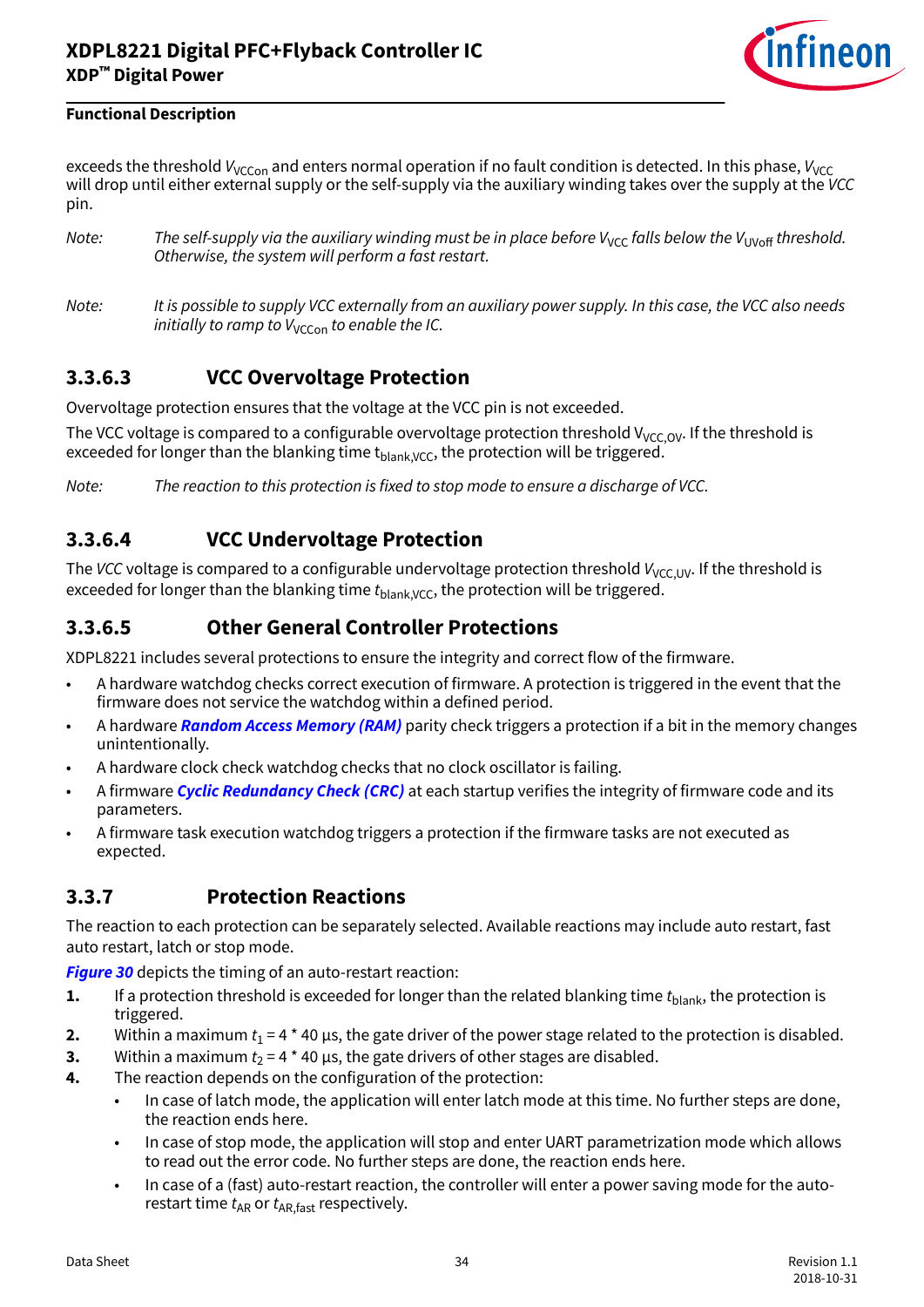exceeds the threshold $V_{VCCon}$ and enters normal operation if no fault condition is detected. In this phase, $V_{VCC}$ will drop until either external supply or the self-supply via the auxiliary winding takes over the supply at the *VCC* pin.

*Note: The self-supply via the auxiliary winding must be in place before $V_{VCC}$ falls below the $V_{UVoff}$ threshold. Otherwise, the system will perform a fast restart.*

*Note: It is possible to supply VCC externally from an auxiliary power supply. In this case, the VCC also needs initially to ramp to $V_{VCCon}$ to enable the IC.*

### 3.3.6.3 VCC Overvoltage Protection

Overvoltage protection ensures that the voltage at the VCC pin is not exceeded.

The VCC voltage is compared to a configurable overvoltage protection threshold $V_{VCC,OV}$. If the threshold is exceeded for longer than the blanking time $t_{blank,VCC}$, the protection will be triggered.

*Note: The reaction to this protection is fixed to stop mode to ensure a discharge of VCC.*

### 3.3.6.4 VCC Undervoltage Protection

The *VCC* voltage is compared to a configurable undervoltage protection threshold $V_{VCC,UV}$. If the threshold is exceeded for longer than the blanking time $t_{blank,VCC}$, the protection will be triggered.

### 3.3.6.5 Other General Controller Protections

XDPL8221 includes several protections to ensure the integrity and correct flow of the firmware.

- A hardware watchdog checks correct execution of firmware. A protection is triggered in the event that the firmware does not service the watchdog within a defined period.
- A hardware ***Random Access Memory (RAM)*** parity check triggers a protection if a bit in the memory changes unintentionally.
- A hardware clock check watchdog checks that no clock oscillator is failing.
- A firmware ***Cyclic Redundancy Check (CRC)*** at each startup verifies the integrity of firmware code and its parameters.
- A firmware task execution watchdog triggers a protection if the firmware tasks are not executed as expected.

## 3.3.7 Protection Reactions

The reaction to each protection can be separately selected. Available reactions may include auto restart, fast auto restart, latch or stop mode.

***Figure 30*** depicts the timing of an auto-restart reaction:

1. If a protection threshold is exceeded for longer than the related blanking time $t_{blank}$, the protection is triggered.
2. Within a maximum $t_1$ = 4 * 40 µs, the gate driver of the power stage related to the protection is disabled.
3. Within a maximum $t_2$ = 4 * 40 µs, the gate drivers of other stages are disabled.
4. The reaction depends on the configuration of the protection:
   - In case of latch mode, the application will enter latch mode at this time. No further steps are done, the reaction ends here.
   - In case of stop mode, the application will stop and enter UART parametrization mode which allows to read out the error code. No further steps are done, the reaction ends here.
   - In case of a (fast) auto-restart reaction, the controller will enter a power saving mode for the auto-restart time $t_{AR}$ or $t_{AR,fast}$ respectively.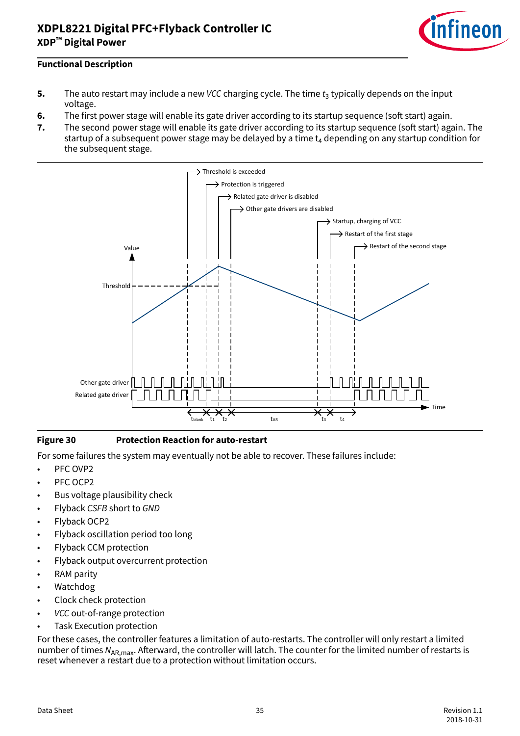5. The auto restart may include a new *VCC* charging cycle. The time $t_3$ typically depends on the input voltage.
6. The first power stage will enable its gate driver according to its startup sequence (soft start) again.
7. The second power stage will enable its gate driver according to its startup sequence (soft start) again. The startup of a subsequent power stage may be delayed by a time $t_4$ depending on any startup condition for the subsequent stage.

**Figure 30 Protection Reaction for auto-restart**

For some failures the system may eventually not be able to recover. These failures include:

- PFC OVP2
- PFC OCP2
- Bus voltage plausibility check
- Flyback *CSFB* short to *GND*
- Flyback OCP2
- Flyback oscillation period too long
- Flyback CCM protection
- Flyback output overcurrent protection
- RAM parity
- Watchdog
- Clock check protection
- *VCC* out-of-range protection
- Task Execution protection

For these cases, the controller features a limitation of auto-restarts. The controller will only restart a limited number of times $N_{AR,max}$. Afterward, the controller will latch. The counter for the limited number of restarts is reset whenever a restart due to a protection without limitation occurs.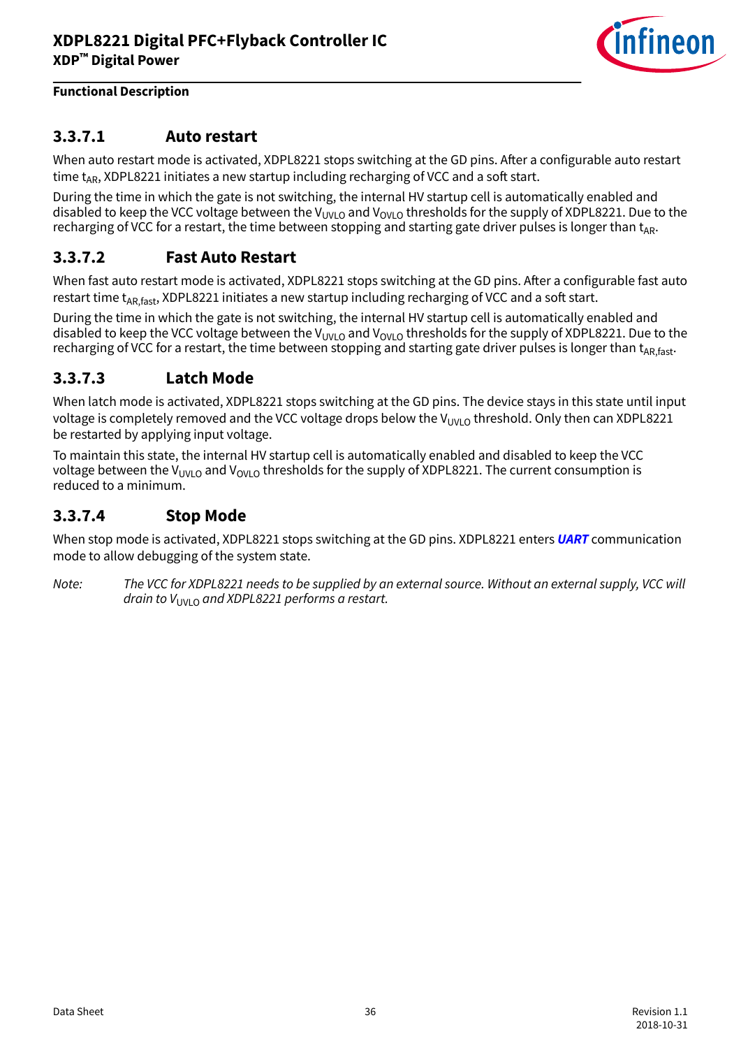### 3.3.7.1 Auto restart

When auto restart mode is activated, XDPL8221 stops switching at the GD pins. After a configurable auto restart time $t_{AR}$, XDPL8221 initiates a new startup including recharging of VCC and a soft start.

During the time in which the gate is not switching, the internal HV startup cell is automatically enabled and disabled to keep the VCC voltage between the $V_{UVLO}$ and $V_{OVLO}$ thresholds for the supply of XDPL8221. Due to the recharging of VCC for a restart, the time between stopping and starting gate driver pulses is longer than $t_{AR}$.

### 3.3.7.2 Fast Auto Restart

When fast auto restart mode is activated, XDPL8221 stops switching at the GD pins. After a configurable fast auto restart time $t_{AR,fast}$, XDPL8221 initiates a new startup including recharging of VCC and a soft start.

During the time in which the gate is not switching, the internal HV startup cell is automatically enabled and disabled to keep the VCC voltage between the $V_{UVLO}$ and $V_{OVLO}$ thresholds for the supply of XDPL8221. Due to the recharging of VCC for a restart, the time between stopping and starting gate driver pulses is longer than $t_{AR,fast}$.

### 3.3.7.3 Latch Mode

When latch mode is activated, XDPL8221 stops switching at the GD pins. The device stays in this state until input voltage is completely removed and the VCC voltage drops below the $V_{UVLO}$ threshold. Only then can XDPL8221 be restarted by applying input voltage.

To maintain this state, the internal HV startup cell is automatically enabled and disabled to keep the VCC voltage between the $V_{UVLO}$ and $V_{OVLO}$ thresholds for the supply of XDPL8221. The current consumption is reduced to a minimum.

### 3.3.7.4 Stop Mode

When stop mode is activated, XDPL8221 stops switching at the GD pins. XDPL8221 enters ***UART*** communication mode to allow debugging of the system state.

*Note: The VCC for XDPL8221 needs to be supplied by an external source. Without an external supply, VCC will drain to $V_{UVLO}$ and XDPL8221 performs a restart.*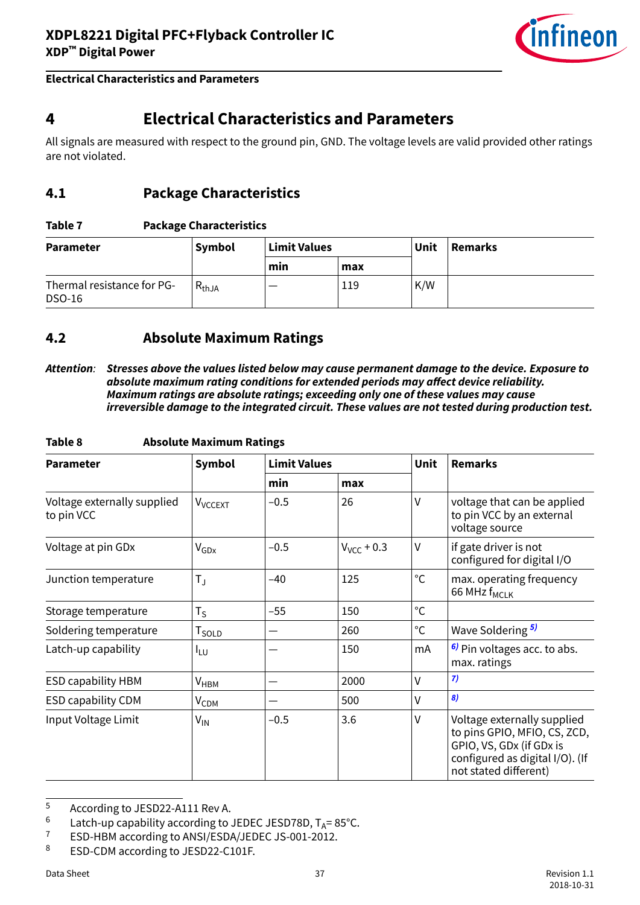# 4 Electrical Characteristics and Parameters

All signals are measured with respect to the ground pin, GND. The voltage levels are valid provided other ratings are not violated.

## 4.1 Package Characteristics

**Table 7 Package Characteristics**

| Parameter | Symbol | Limit Values | | Unit | Remarks |
|---|---|---|---|---|---|
| | | min | max | | |
| Thermal resistance for PG-DSO-16 | $R_{thJA}$ | — | 119 | K/W | |

## 4.2 Absolute Maximum Ratings

***Attention:*** ***Stresses above the values listed below may cause permanent damage to the device. Exposure to absolute maximum rating conditions for extended periods may affect device reliability. Maximum ratings are absolute ratings; exceeding only one of these values may cause irreversible damage to the integrated circuit. These values are not tested during production test.***

**Table 8 Absolute Maximum Ratings**

| Parameter | Symbol | Limit Values | | Unit | Remarks |
|---|---|---|---|---|---|
| | | min | max | | |
| Voltage externally supplied to pin VCC | $V_{VCCEXT}$ | –0.5 | 26 | V | voltage that can be applied to pin VCC by an external voltage source |
| Voltage at pin GDx | $V_{GDx}$ | –0.5 | $V_{VCC}$ + 0.3 | V | if gate driver is not configured for digital I/O |
| Junction temperature | $T_J$ | –40 | 125 | °C | max. operating frequency 66 MHz $f_{MCLK}$ |
| Storage temperature | $T_S$ | –55 | 150 | °C | |
| Soldering temperature | $T_{SOLD}$ | — | 260 | °C | Wave Soldering [5] |
| Latch-up capability | $I_{LU}$ | — | 150 | mA | [6] Pin voltages acc. to abs. max. ratings |
| ESD capability HBM | $V_{HBM}$ | — | 2000 | V | [7] |
| ESD capability CDM | $V_{CDM}$ | — | 500 | V | [8] |
| Input Voltage Limit | $V_{IN}$ | –0.5 | 3.6 | V | Voltage externally supplied to pins GPIO, MFIO, CS, ZCD, GPIO, VS, GDx (if GDx is configured as digital I/O). (If not stated different) |

---

5 According to JEDEC JESD22-A111 Rev A.

6 Latch-up capability according to JEDEC JESD78D, $T_A$= 85°C.

7 ESD-HBM according to ANSI/ESDA/JEDEC JS-001-2012.

8 ESD-CDM according to JESD22-C101F.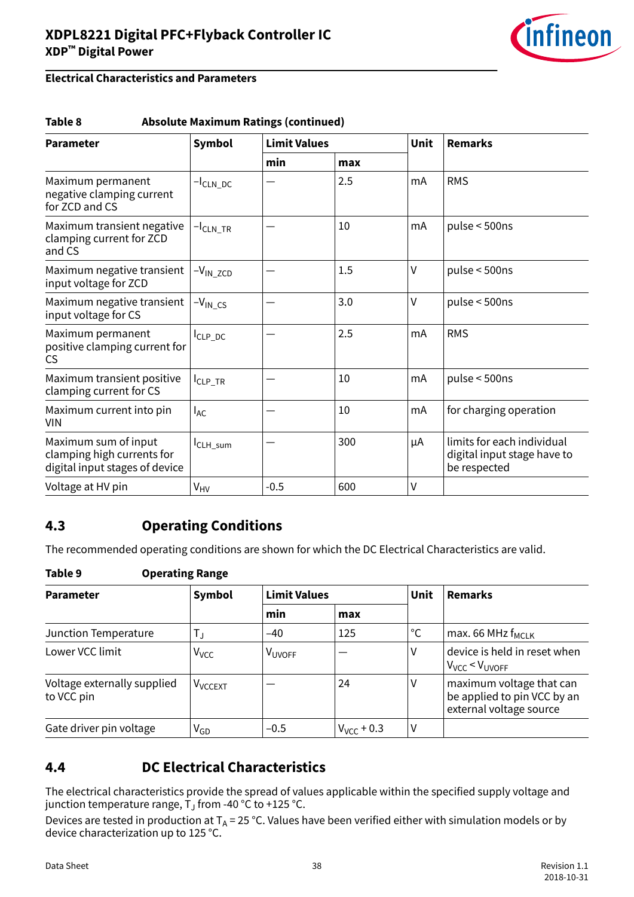**Electrical Characteristics and Parameters**

**Table 8 Absolute Maximum Ratings (continued)**

| Parameter | Symbol | Limit Values | | Unit | Remarks |
|---|---|---|---|---|---|
| | | min | max | | |
| Maximum permanent negative clamping current for ZCD and CS | $-I_{CLN\_DC}$ | — | 2.5 | mA | RMS |
| Maximum transient negative clamping current for ZCD and CS | $-I_{CLN\_TR}$ | — | 10 | mA | pulse < 500ns |
| Maximum negative transient input voltage for ZCD | $-V_{IN\_ZCD}$ | — | 1.5 | V | pulse < 500ns |
| Maximum negative transient input voltage for CS | $-V_{IN\_CS}$ | — | 3.0 | V | pulse < 500ns |
| Maximum permanent positive clamping current for CS | $I_{CLP\_DC}$ | — | 2.5 | mA | RMS |
| Maximum transient positive clamping current for CS | $I_{CLP\_TR}$ | — | 10 | mA | pulse < 500ns |
| Maximum current into pin VIN | $I_{AC}$ | — | 10 | mA | for charging operation |
| Maximum sum of input clamping high currents for digital input stages of device | $I_{CLH\_sum}$ | — | 300 | µA | limits for each individual digital input stage have to be respected |
| Voltage at HV pin | $V_{HV}$ | -0.5 | 600 | V | |

## 4.3 Operating Conditions

The recommended operating conditions are shown for which the DC Electrical Characteristics are valid.

**Table 9 Operating Range**

| Parameter | Symbol | Limit Values | | Unit | Remarks |
|---|---|---|---|---|---|
| | | min | max | | |
| Junction Temperature | $T_J$ | –40 | 125 | °C | max. 66 MHz $f_{MCLK}$ |
| Lower VCC limit | $V_{VCC}$ | $V_{UVOFF}$ | — | V | device is held in reset when $V_{VCC} < V_{UVOFF}$ |
| Voltage externally supplied to VCC pin | $V_{VCCEXT}$ | — | 24 | V | maximum voltage that can be applied to pin VCC by an external voltage source |
| Gate driver pin voltage | $V_{GD}$ | –0.5 | $V_{VCC}$ + 0.3 | V | |

## 4.4 DC Electrical Characteristics

The electrical characteristics provide the spread of values applicable within the specified supply voltage and junction temperature range, $T_J$ from -40 °C to +125 °C.

Devices are tested in production at $T_A$ = 25 °C. Values have been verified either with simulation models or by device characterization up to 125 °C.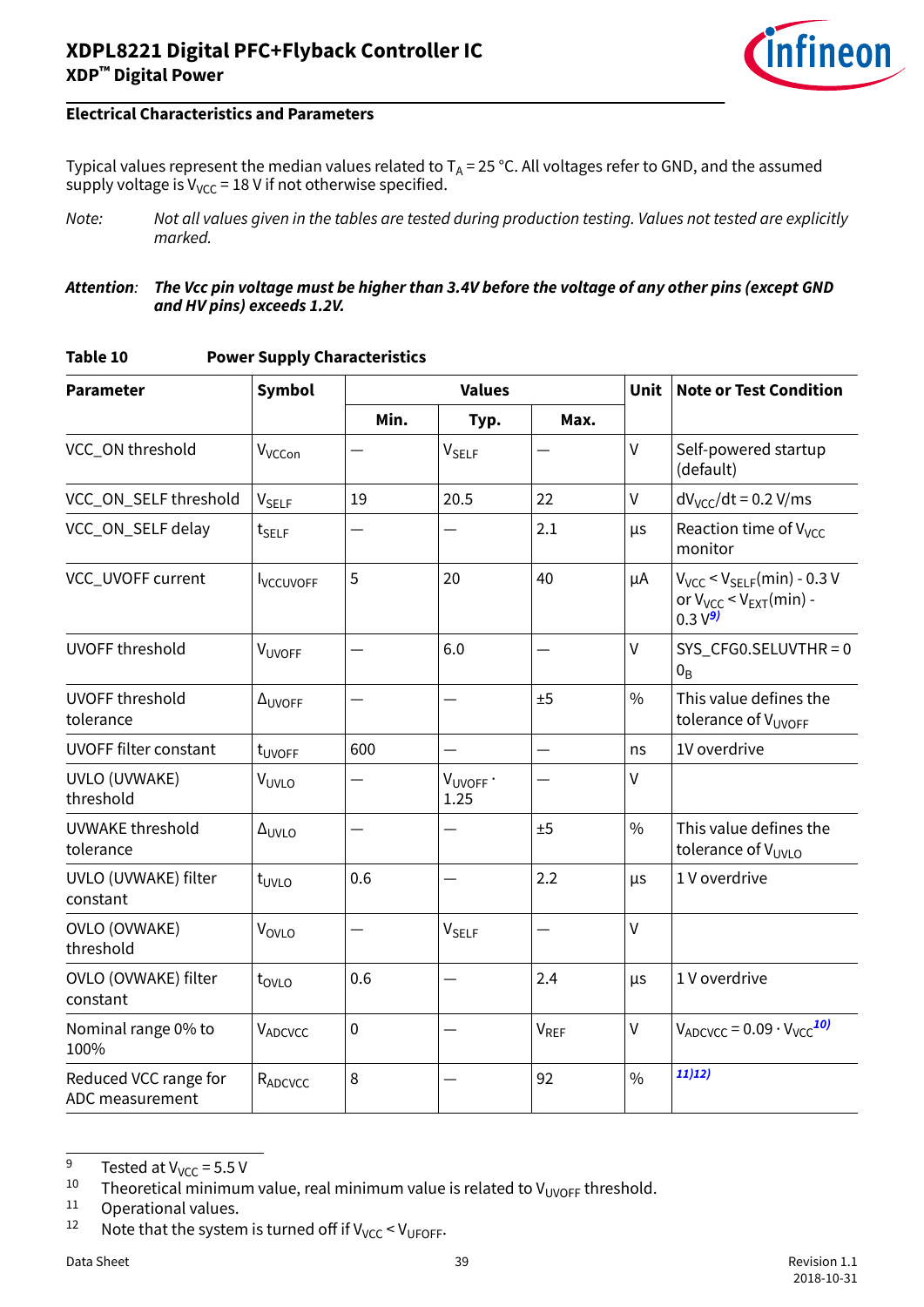## Electrical Characteristics and Parameters

Typical values represent the median values related to $T_A$ = 25 °C. All voltages refer to GND, and the assumed supply voltage is $V_{VCC}$ = 18 V if not otherwise specified.

*Note: Not all values given in the tables are tested during production testing. Values not tested are explicitly marked.*

***Attention: The Vcc pin voltage must be higher than 3.4V before the voltage of any other pins (except GND and HV pins) exceeds 1.2V.***

**Table 10 Power Supply Characteristics**

| Parameter | Symbol | Values | | | Unit | Note or Test Condition |
|---|---|---|---|---|---|---|
| | | Min. | Typ. | Max. | | |
| VCC_ON threshold | $V_{VCCon}$ | — | $V_{SELF}$ | — | V | Self-powered startup (default) |
| VCC_ON_SELF threshold | $V_{SELF}$ | 19 | 20.5 | 22 | V | $dV_{VCC}/dt$ = 0.2 V/ms |
| VCC_ON_SELF delay | $t_{SELF}$ | — | — | 2.1 | µs | Reaction time of $V_{VCC}$ monitor |
| VCC_UVOFF current | $I_{VCCUVOFF}$ | 5 | 20 | 40 | µA | $V_{VCC} < V_{SELF}$(min) - 0.3 V or $V_{VCC} < V_{EXT}$(min) - 0.3 V[9] |
| UVOFF threshold | $V_{UVOFF}$ | — | 6.0 | — | V | SYS_CFG0.SELUVTHR = $0_B$ |
| UVOFF threshold tolerance | $\Delta_{UVOFF}$ | — | — | ±5 | % | This value defines the tolerance of $V_{UVOFF}$ |
| UVOFF filter constant | $t_{UVOFF}$ | 600 | — | — | ns | 1V overdrive |
| UVLO (UVWAKE) threshold | $V_{UVLO}$ | — | $V_{UVOFF} \cdot 1.25$ | — | V | |
| UVWAKE threshold tolerance | $\Delta_{UVLO}$ | — | — | ±5 | % | This value defines the tolerance of $V_{UVLO}$ |
| UVLO (UVWAKE) filter constant | $t_{UVLO}$ | 0.6 | — | 2.2 | µs | 1 V overdrive |
| OVLO (OVWAKE) threshold | $V_{OVLO}$ | — | $V_{SELF}$ | — | V | |
| OVLO (OVWAKE) filter constant | $t_{OVLO}$ | 0.6 | — | 2.4 | µs | 1 V overdrive |
| Nominal range 0% to 100% | $V_{ADCVCC}$ | 0 | — | $V_{REF}$ | V | $V_{ADCVCC} = 0.09 \cdot V_{VCC}$[10] |
| Reduced VCC range for ADC measurement | $R_{ADCVCC}$ | 8 | — | 92 | % | [11][12] |

9 Tested at $V_{VCC}$ = 5.5 V

10 Theoretical minimum value, real minimum value is related to $V_{UVOFF}$ threshold.

11 Operational values.

12 Note that the system is turned off if $V_{VCC} < V_{UFOFF}$.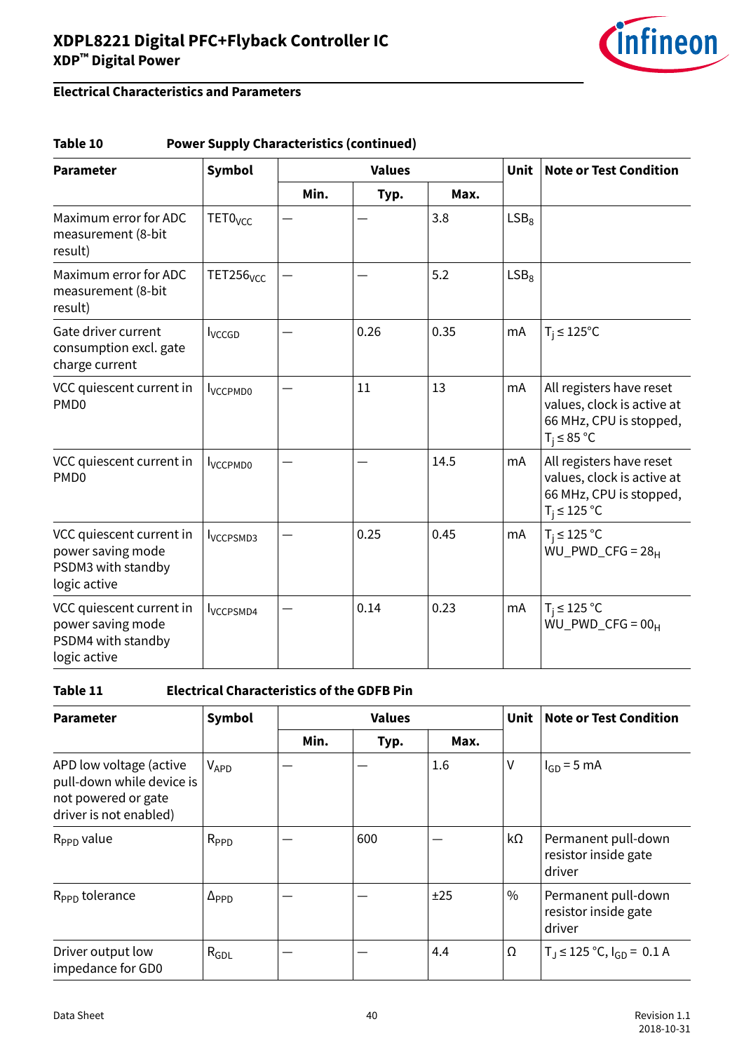## Electrical Characteristics and Parameters

**Table 10 Power Supply Characteristics (continued)**

| Parameter | Symbol | Values | | | Unit | Note or Test Condition |
|---|---|---|---|---|---|---|
| | | Min. | Typ. | Max. | | |
| Maximum error for ADC measurement (8-bit result) | $TET0_{VCC}$ | — | — | 3.8 | $LSB_8$ | |
| Maximum error for ADC measurement (8-bit result) | $TET256_{VCC}$ | — | — | 5.2 | $LSB_8$ | |
| Gate driver current consumption excl. gate charge current | $I_{VCCGD}$ | — | 0.26 | 0.35 | mA | $T_j \leq 125°C$ |
| VCC quiescent current in PMD0 | $I_{VCCPMD0}$ | — | 11 | 13 | mA | All registers have reset values, clock is active at 66 MHz, CPU is stopped, $T_j \leq 85$ °C |
| VCC quiescent current in PMD0 | $I_{VCCPMD0}$ | — | — | 14.5 | mA | All registers have reset values, clock is active at 66 MHz, CPU is stopped, $T_j \leq 125$ °C |
| VCC quiescent current in power saving mode PSDM3 with standby logic active | $I_{VCCPSMD3}$ | — | 0.25 | 0.45 | mA | $T_j \leq 125$ °C WU_PWD_CFG = $28_H$ |
| VCC quiescent current in power saving mode PSDM4 with standby logic active | $I_{VCCPSMD4}$ | — | 0.14 | 0.23 | mA | $T_j \leq 125$ °C WU_PWD_CFG = $00_H$ |

**Table 11 Electrical Characteristics of the GDFB Pin**

| Parameter | Symbol | Values | | | Unit | Note or Test Condition |
|---|---|---|---|---|---|---|
| | | Min. | Typ. | Max. | | |
| APD low voltage (active pull-down while device is not powered or gate driver is not enabled) | $V_{APD}$ | — | — | 1.6 | V | $I_{GD}$ = 5 mA |
| $R_{PPD}$ value | $R_{PPD}$ | — | 600 | — | kΩ | Permanent pull-down resistor inside gate driver |
| $R_{PPD}$ tolerance | $\Delta_{PPD}$ | — | — | ±25 | % | Permanent pull-down resistor inside gate driver |
| Driver output low impedance for GD0 | $R_{GDL}$ | — | — | 4.4 | Ω | $T_J \leq 125$ °C, $I_{GD}$ = 0.1 A |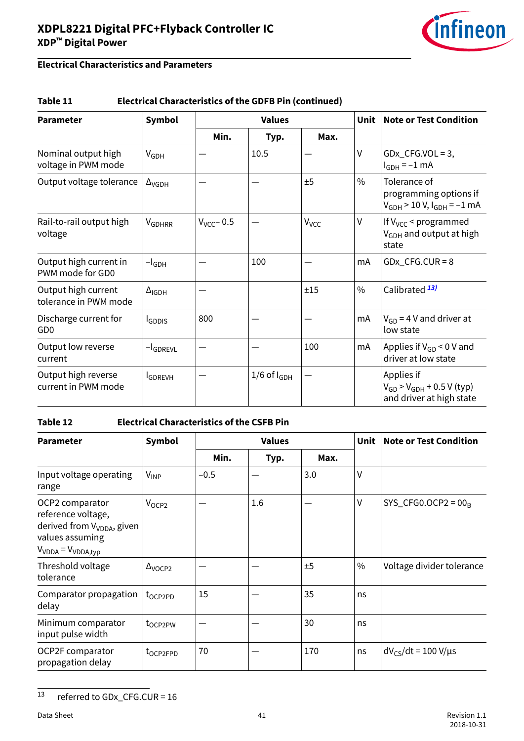**Electrical Characteristics and Parameters**

**Table 11 Electrical Characteristics of the GDFB Pin (continued)**

| Parameter | Symbol | Values | | | Unit | Note or Test Condition |
|---|---|---|---|---|---|---|
| | | Min. | Typ. | Max. | | |
| Nominal output high voltage in PWM mode | $V_{GDH}$ | — | 10.5 | — | V | GDx_CFG.VOL = 3, $I_{GDH}$ = −1 mA |
| Output voltage tolerance | $\Delta_{VGDH}$ | — | — | ±5 | % | Tolerance of programming options if $V_{GDH}$ > 10 V, $I_{GDH}$ = −1 mA |
| Rail-to-rail output high voltage | $V_{GDHRR}$ | $V_{VCC}$ − 0.5 | — | $V_{VCC}$ | V | If $V_{VCC}$ < programmed $V_{GDH}$ and output at high state |
| Output high current in PWM mode for GD0 | $-I_{GDH}$ | — | 100 | — | mA | GDx_CFG.CUR = 8 |
| Output high current tolerance in PWM mode | $\Delta_{IGDH}$ | — | | ±15 | % | Calibrated [13] |
| Discharge current for GD0 | $I_{GDDIS}$ | 800 | — | — | mA | $V_{GD}$ = 4 V and driver at low state |
| Output low reverse current | $-I_{GDREVL}$ | — | — | 100 | mA | Applies if $V_{GD}$ < 0 V and driver at low state |
| Output high reverse current in PWM mode | $I_{GDREVH}$ | — | 1/6 of $I_{GDH}$ | — | | Applies if $V_{GD}$ > $V_{GDH}$ + 0.5 V (typ) and driver at high state |

**Table 12 Electrical Characteristics of the CSFB Pin**

| Parameter | Symbol | Values | | | Unit | Note or Test Condition |
|---|---|---|---|---|---|---|
| | | Min. | Typ. | Max. | | |
| Input voltage operating range | $V_{INP}$ | −0.5 | — | 3.0 | V | |
| OCP2 comparator reference voltage, derived from $V_{VDDA}$, given values assuming $V_{VDDA} = V_{VDDA,typ}$ | $V_{OCP2}$ | — | 1.6 | — | V | SYS_CFG0.OCP2 = $00_B$ |
| Threshold voltage tolerance | $\Delta_{VOCP2}$ | — | — | ±5 | % | Voltage divider tolerance |
| Comparator propagation delay | $t_{OCP2PD}$ | 15 | — | 35 | ns | |
| Minimum comparator input pulse width | $t_{OCP2PW}$ | — | — | 30 | ns | |
| OCP2F comparator propagation delay | $t_{OCP2FPD}$ | 70 | — | 170 | ns | $dV_{CS}/dt$ = 100 V/µs |

13 referred to GDx_CFG.CUR = 16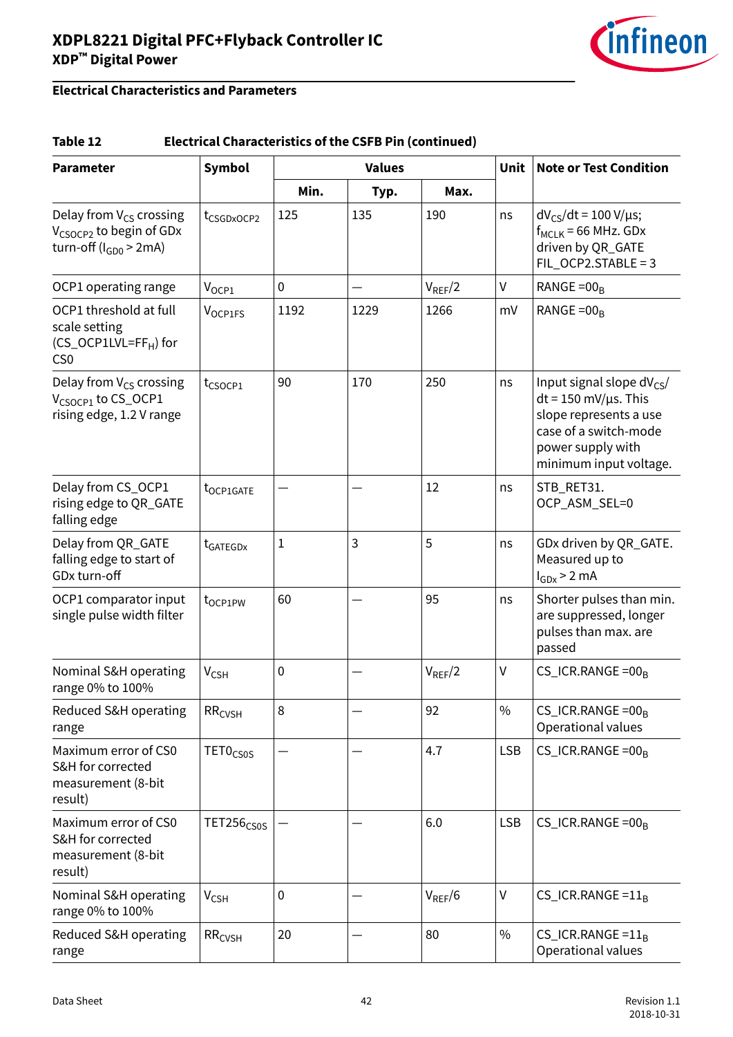## Electrical Characteristics and Parameters

**Table 12 Electrical Characteristics of the CSFB Pin (continued)**

| Parameter | Symbol | Values | | | Unit | Note or Test Condition |
|---|---|---|---|---|---|---|
| | | Min. | Typ. | Max. | | |
| Delay from $V_{CS}$ crossing $V_{CSOCP2}$ to begin of GDx turn-off ($I_{GD0}$ > 2mA) | $t_{CSGDxOCP2}$ | 125 | 135 | 190 | ns | $dV_{CS}/dt$ = 100 V/µs; $f_{MCLK}$ = 66 MHz. GDx driven by QR_GATE FIL_OCP2.STABLE = 3 |
| OCP1 operating range | $V_{OCP1}$ | 0 | — | $V_{REF}/2$ | V | RANGE =$00_B$ |
| OCP1 threshold at full scale setting (CS_OCP1LVL=$FF_H$) for CS0 | $V_{OCP1FS}$ | 1192 | 1229 | 1266 | mV | RANGE =$00_B$ |
| Delay from $V_{CS}$ crossing $V_{CSOCP1}$ to CS_OCP1 rising edge, 1.2 V range | $t_{CSOCP1}$ | 90 | 170 | 250 | ns | Input signal slope $dV_{CS}/dt$ = 150 mV/µs. This slope represents a use case of a switch-mode power supply with minimum input voltage. |
| Delay from CS_OCP1 rising edge to QR_GATE falling edge | $t_{OCP1GATE}$ | — | — | 12 | ns | STB_RET31. OCP_ASM_SEL=0 |
| Delay from QR_GATE falling edge to start of GDx turn-off | $t_{GATEGDx}$ | 1 | 3 | 5 | ns | GDx driven by QR_GATE. Measured up to $I_{GDx}$ > 2 mA |
| OCP1 comparator input single pulse width filter | $t_{OCP1PW}$ | 60 | — | 95 | ns | Shorter pulses than min. are suppressed, longer pulses than max. are passed |
| Nominal S&H operating range 0% to 100% | $V_{CSH}$ | 0 | — | $V_{REF}/2$ | V | CS_ICR.RANGE =$00_B$ |
| Reduced S&H operating range | $RR_{CVSH}$ | 8 | — | 92 | % | CS_ICR.RANGE =$00_B$ Operational values |
| Maximum error of CS0 S&H for corrected measurement (8-bit result) | $TET0_{CS0S}$ | — | — | 4.7 | LSB | CS_ICR.RANGE =$00_B$ |
| Maximum error of CS0 S&H for corrected measurement (8-bit result) | $TET256_{CS0S}$ | — | — | 6.0 | LSB | CS_ICR.RANGE =$00_B$ |
| Nominal S&H operating range 0% to 100% | $V_{CSH}$ | 0 | — | $V_{REF}/6$ | V | CS_ICR.RANGE =$11_B$ |
| Reduced S&H operating range | $RR_{CVSH}$ | 20 | — | 80 | % | CS_ICR.RANGE =$11_B$ Operational values |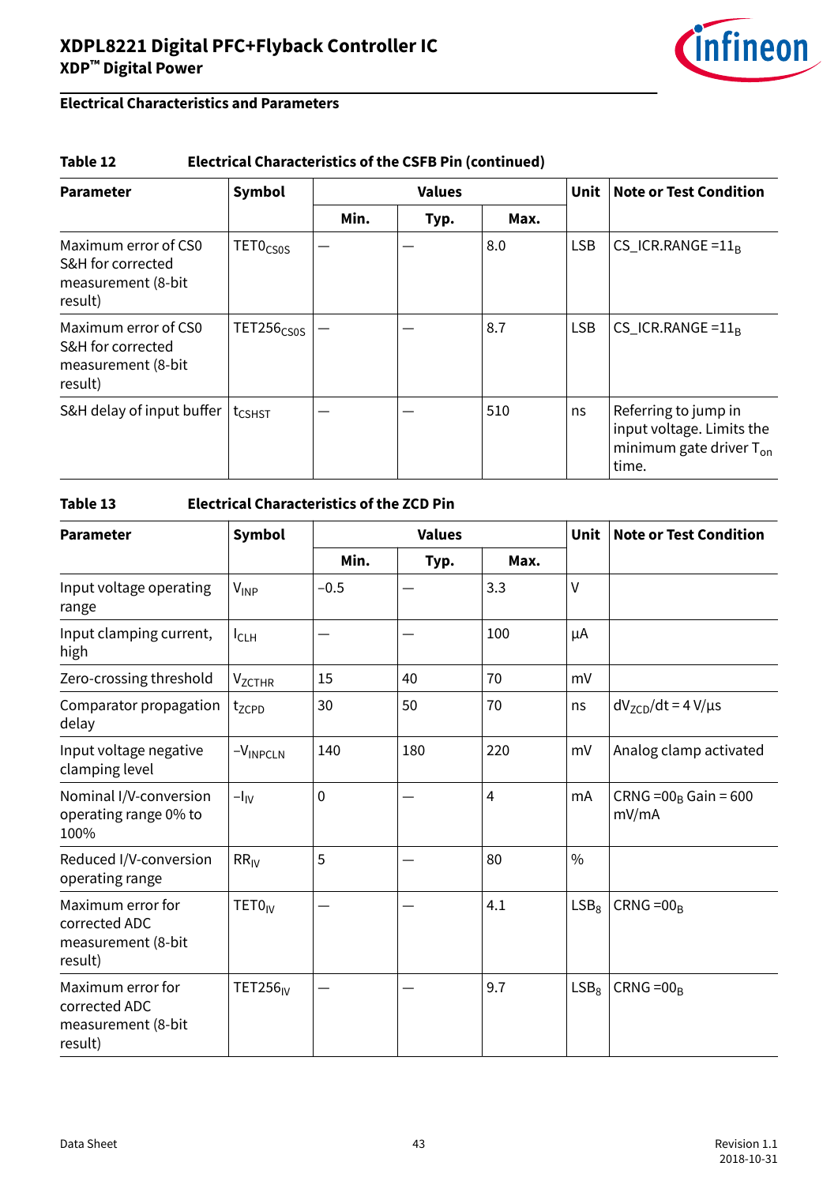**Electrical Characteristics and Parameters**

**Table 12 Electrical Characteristics of the CSFB Pin (continued)**

| Parameter | Symbol | Values | | | Unit | Note or Test Condition |
|---|---|---|---|---|---|---|
| | | Min. | Typ. | Max. | | |
| Maximum error of CS0 S&H for corrected measurement (8-bit result) | $TET0_{CS0S}$ | — | — | 8.0 | LSB | CS_ICR.RANGE =$11_B$ |
| Maximum error of CS0 S&H for corrected measurement (8-bit result) | $TET256_{CS0S}$ | — | — | 8.7 | LSB | CS_ICR.RANGE =$11_B$ |
| S&H delay of input buffer | $t_{CSHST}$ | — | — | 510 | ns | Referring to jump in input voltage. Limits the minimum gate driver $T_{on}$ time. |

**Table 13 Electrical Characteristics of the ZCD Pin**

| Parameter | Symbol | Values | | | Unit | Note or Test Condition |
|---|---|---|---|---|---|---|
| | | Min. | Typ. | Max. | | |
| Input voltage operating range | $V_{INP}$ | –0.5 | — | 3.3 | V | |
| Input clamping current, high | $I_{CLH}$ | — | — | 100 | µA | |
| Zero-crossing threshold | $V_{ZCTHR}$ | 15 | 40 | 70 | mV | |
| Comparator propagation delay | $t_{ZCPD}$ | 30 | 50 | 70 | ns | $dV_{ZCD}/dt$ = 4 V/µs |
| Input voltage negative clamping level | $-V_{INPCLN}$ | 140 | 180 | 220 | mV | Analog clamp activated |
| Nominal I/V-conversion operating range 0% to 100% | $-I_{IV}$ | 0 | — | 4 | mA | CRNG =$00_B$ Gain = 600 mV/mA |
| Reduced I/V-conversion operating range | $RR_{IV}$ | 5 | — | 80 | % | |
| Maximum error for corrected ADC measurement (8-bit result) | $TET0_{IV}$ | — | — | 4.1 | $LSB_8$ | CRNG =$00_B$ |
| Maximum error for corrected ADC measurement (8-bit result) | $TET256_{IV}$ | — | — | 9.7 | $LSB_8$ | CRNG =$00_B$ |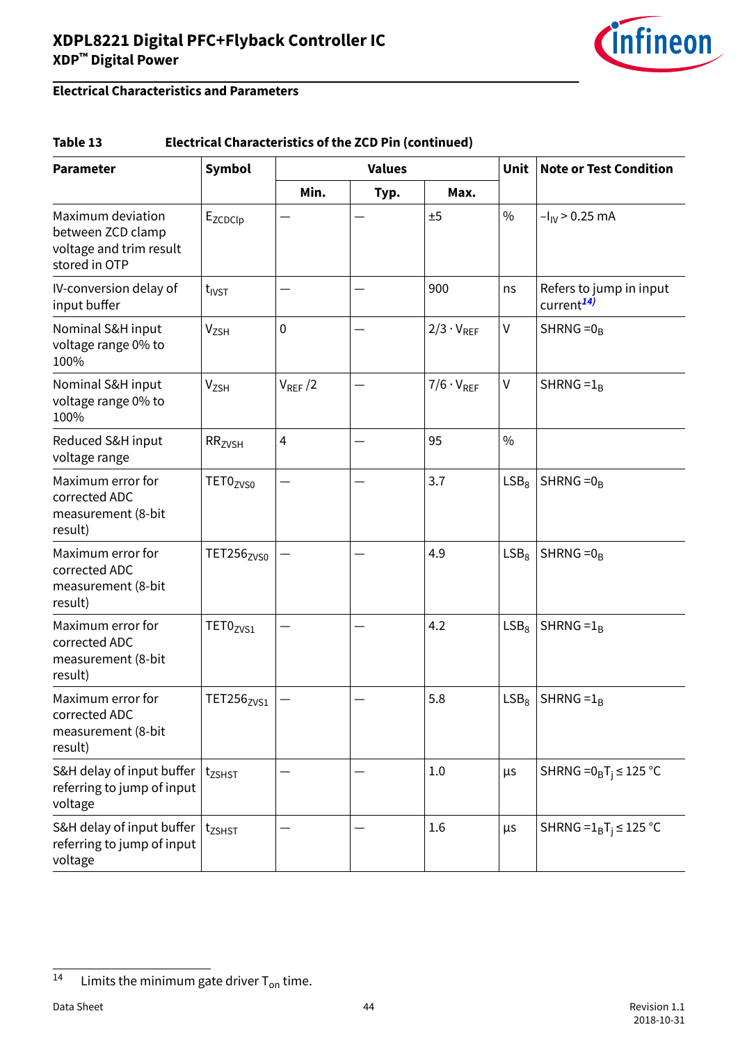**Table 13 Electrical Characteristics of the ZCD Pin (continued)**

| Parameter | Symbol | Values | | | Unit | Note or Test Condition |
|---|---|---|---|---|---|---|
| | | Min. | Typ. | Max. | | |
| Maximum deviation between ZCD clamp voltage and trim result stored in OTP | $E_{ZCDClp}$ | — | — | ±5 | % | $-I_{IV}$ > 0.25 mA |
| IV-conversion delay of input buffer | $t_{IVST}$ | — | — | 900 | ns | Refers to jump in input current[14] |
| Nominal S&H input voltage range 0% to 100% | $V_{ZSH}$ | 0 | — | $2/3 \cdot V_{REF}$ | V | SHRNG =$0_B$ |
| Nominal S&H input voltage range 0% to 100% | $V_{ZSH}$ | $V_{REF}/2$ | — | $7/6 \cdot V_{REF}$ | V | SHRNG =$1_B$ |
| Reduced S&H input voltage range | $RR_{ZVSH}$ | 4 | — | 95 | % | |
| Maximum error for corrected ADC measurement (8-bit result) | $TET0_{ZVS0}$ | — | — | 3.7 | $LSB_8$ | SHRNG =$0_B$ |
| Maximum error for corrected ADC measurement (8-bit result) | $TET256_{ZVS0}$ | — | — | 4.9 | $LSB_8$ | SHRNG =$0_B$ |
| Maximum error for corrected ADC measurement (8-bit result) | $TET0_{ZVS1}$ | — | — | 4.2 | $LSB_8$ | SHRNG =$1_B$ |
| Maximum error for corrected ADC measurement (8-bit result) | $TET256_{ZVS1}$ | — | — | 5.8 | $LSB_8$ | SHRNG =$1_B$ |
| S&H delay of input buffer referring to jump of input voltage | $t_{ZSHST}$ | — | — | 1.0 | µs | SHRNG =$0_B$ $T_j \leq 125$ °C |
| S&H delay of input buffer referring to jump of input voltage | $t_{ZSHST}$ | — | — | 1.6 | µs | SHRNG =$1_B$ $T_j \leq 125$ °C |

14 Limits the minimum gate driver $T_{on}$ time.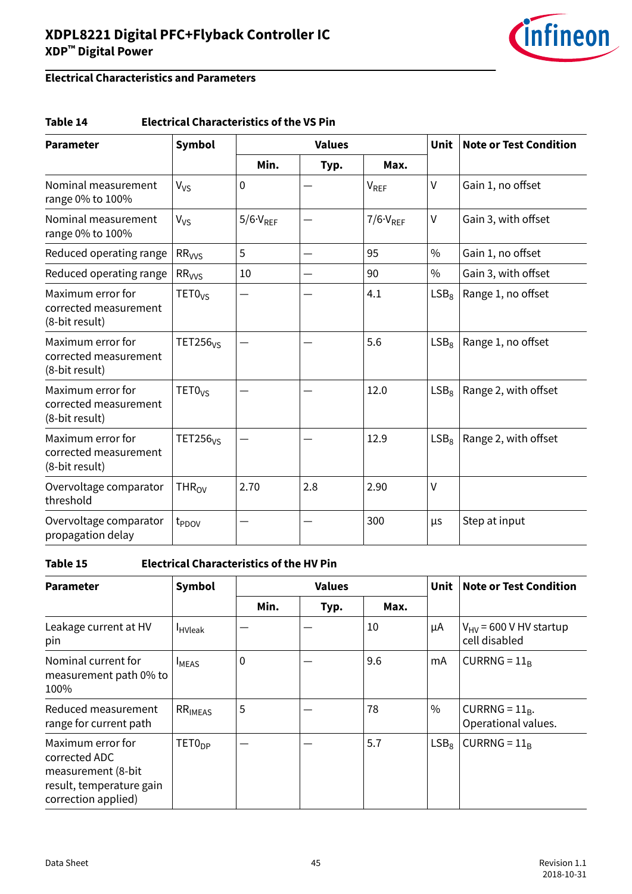## Electrical Characteristics and Parameters

**Table 14 Electrical Characteristics of the VS Pin**

| Parameter | Symbol | Values | | | Unit | Note or Test Condition |
|---|---|---|---|---|---|---|
| | | Min. | Typ. | Max. | | |
| Nominal measurement range 0% to 100% | $V_{VS}$ | 0 | — | $V_{REF}$ | V | Gain 1, no offset |
| Nominal measurement range 0% to 100% | $V_{VS}$ | $5/6 \cdot V_{REF}$ | — | $7/6 \cdot V_{REF}$ | V | Gain 3, with offset |
| Reduced operating range | $RR_{VVS}$ | 5 | — | 95 | % | Gain 1, no offset |
| Reduced operating range | $RR_{VVS}$ | 10 | — | 90 | % | Gain 3, with offset |
| Maximum error for corrected measurement (8-bit result) | $TET0_{VS}$ | — | — | 4.1 | $LSB_8$ | Range 1, no offset |
| Maximum error for corrected measurement (8-bit result) | $TET256_{VS}$ | — | — | 5.6 | $LSB_8$ | Range 1, no offset |
| Maximum error for corrected measurement (8-bit result) | $TET0_{VS}$ | — | — | 12.0 | $LSB_8$ | Range 2, with offset |
| Maximum error for corrected measurement (8-bit result) | $TET256_{VS}$ | — | — | 12.9 | $LSB_8$ | Range 2, with offset |
| Overvoltage comparator threshold | $THR_{OV}$ | 2.70 | 2.8 | 2.90 | V | |
| Overvoltage comparator propagation delay | $t_{PDOV}$ | — | — | 300 | µs | Step at input |

**Table 15 Electrical Characteristics of the HV Pin**

| Parameter | Symbol | Values | | | Unit | Note or Test Condition |
|---|---|---|---|---|---|---|
| | | Min. | Typ. | Max. | | |
| Leakage current at HV pin | $I_{HVleak}$ | — | — | 10 | µA | $V_{HV}$ = 600 V HV startup cell disabled |
| Nominal current for measurement path 0% to 100% | $I_{MEAS}$ | 0 | — | 9.6 | mA | CURRNG = $11_B$ |
| Reduced measurement range for current path | $RR_{IMEAS}$ | 5 | — | 78 | % | CURRNG = $11_B$. Operational values. |
| Maximum error for corrected ADC measurement (8-bit result, temperature gain correction applied) | $TET0_{DP}$ | — | — | 5.7 | $LSB_8$ | CURRNG = $11_B$ |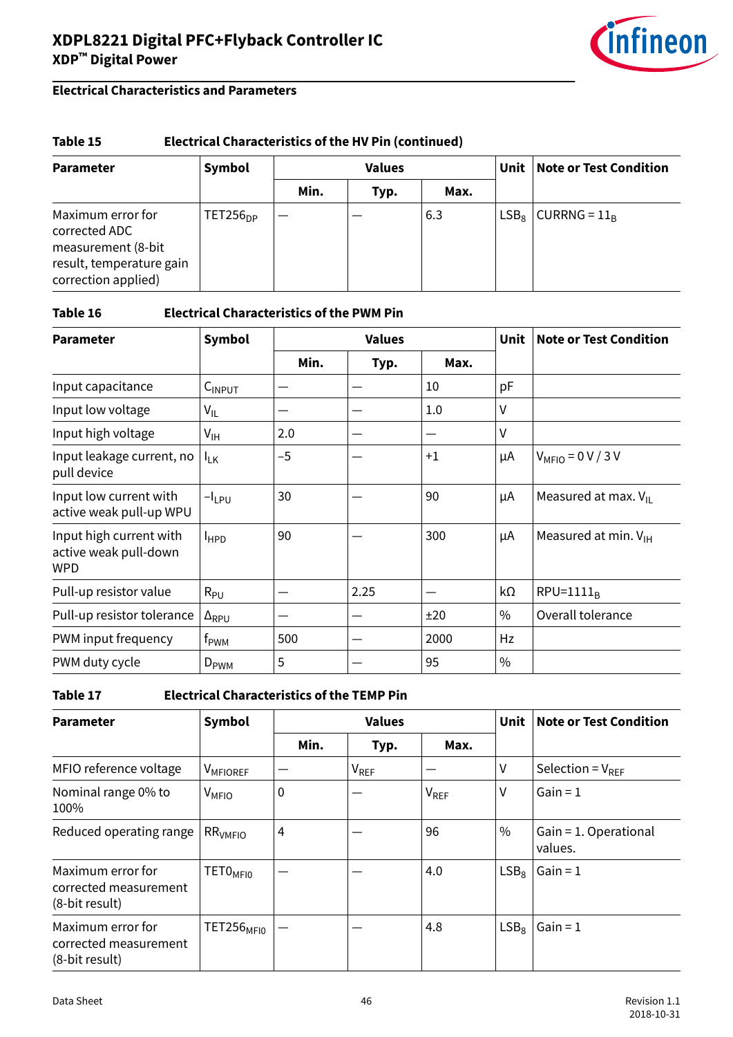## Electrical Characteristics and Parameters

**Table 15 Electrical Characteristics of the HV Pin (continued)**

| Parameter | Symbol | Values | | | Unit | Note or Test Condition |
|---|---|---|---|---|---|---|
| | | Min. | Typ. | Max. | | |
| Maximum error for corrected ADC measurement (8-bit result, temperature gain correction applied) | $TET256_{DP}$ | — | — | 6.3 | $LSB_8$ | CURRNG = $11_B$ |

**Table 16 Electrical Characteristics of the PWM Pin**

| Parameter | Symbol | Values | | | Unit | Note or Test Condition |
|---|---|---|---|---|---|---|
| | | Min. | Typ. | Max. | | |
| Input capacitance | $C_{INPUT}$ | — | — | 10 | pF | |
| Input low voltage | $V_{IL}$ | — | — | 1.0 | V | |
| Input high voltage | $V_{IH}$ | 2.0 | — | — | V | |
| Input leakage current, no pull device | $I_{LK}$ | –5 | — | +1 | µA | $V_{MFIO}$ = 0 V / 3 V |
| Input low current with active weak pull-up WPU | $-I_{LPU}$ | 30 | — | 90 | µA | Measured at max. $V_{IL}$ |
| Input high current with active weak pull-down WPD | $I_{HPD}$ | 90 | — | 300 | µA | Measured at min. $V_{IH}$ |
| Pull-up resistor value | $R_{PU}$ | — | 2.25 | — | kΩ | RPU=$1111_B$ |
| Pull-up resistor tolerance | $\Delta_{RPU}$ | — | — | ±20 | % | Overall tolerance |
| PWM input frequency | $f_{PWM}$ | 500 | — | 2000 | Hz | |
| PWM duty cycle | $D_{PWM}$ | 5 | — | 95 | % | |

**Table 17 Electrical Characteristics of the TEMP Pin**

| Parameter | Symbol | Values | | | Unit | Note or Test Condition |
|---|---|---|---|---|---|---|
| | | Min. | Typ. | Max. | | |
| MFIO reference voltage | $V_{MFIOREF}$ | — | $V_{REF}$ | — | V | Selection = $V_{REF}$ |
| Nominal range 0% to 100% | $V_{MFIO}$ | 0 | — | $V_{REF}$ | V | Gain = 1 |
| Reduced operating range | $RR_{VMFIO}$ | 4 | — | 96 | % | Gain = 1. Operational values. |
| Maximum error for corrected measurement (8-bit result) | $TET0_{MFIO}$ | — | — | 4.0 | $LSB_8$ | Gain = 1 |
| Maximum error for corrected measurement (8-bit result) | $TET256_{MFIO}$ | — | — | 4.8 | $LSB_8$ | Gain = 1 |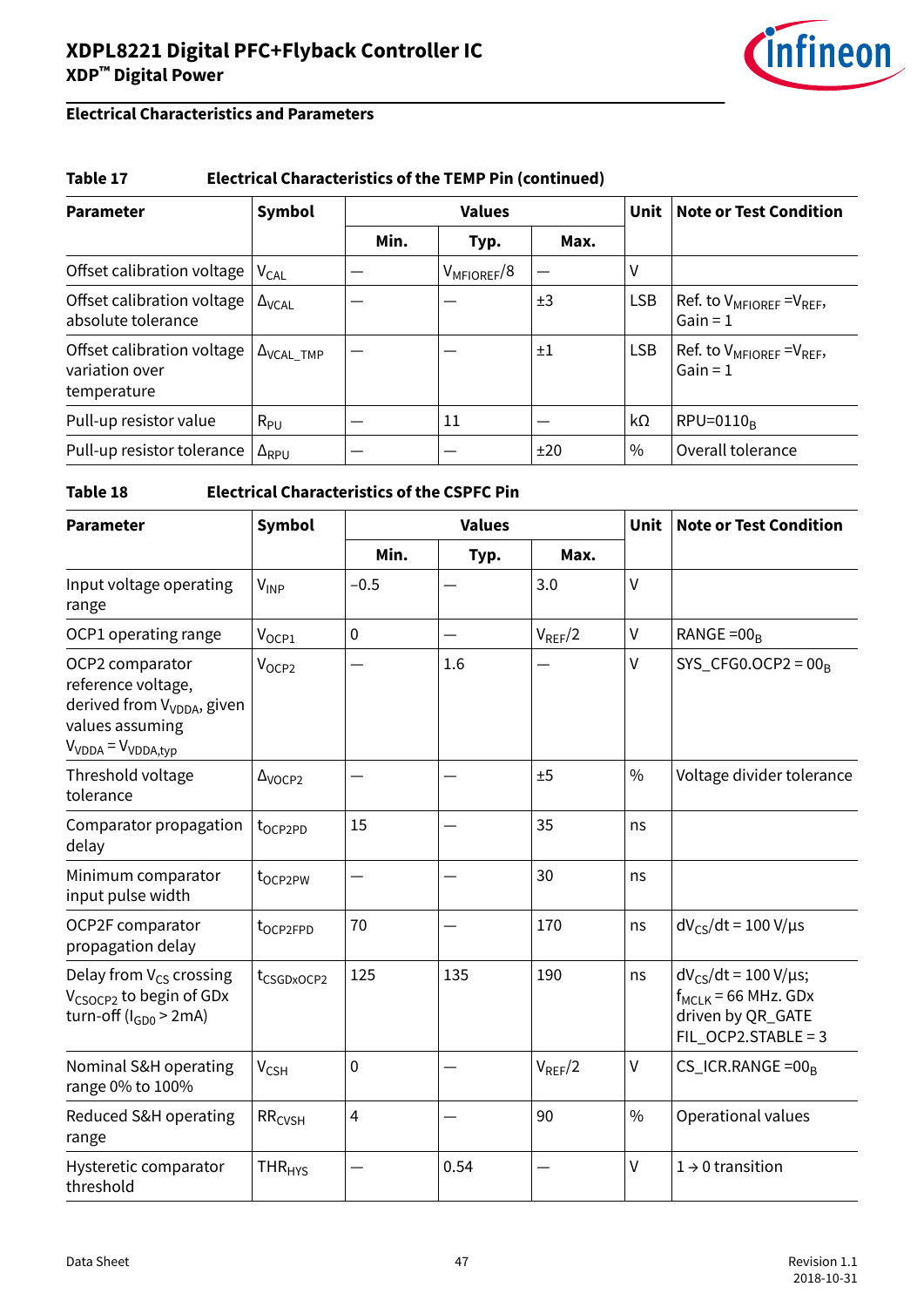## Electrical Characteristics and Parameters

**Table 17 Electrical Characteristics of the TEMP Pin (continued)**

| Parameter | Symbol | Values | | | Unit | Note or Test Condition |
|---|---|---|---|---|---|---|
| | | Min. | Typ. | Max. | | |
| Offset calibration voltage | $V_{CAL}$ | — | $V_{MFIOREF}/8$ | — | V | |
| Offset calibration voltage absolute tolerance | $\Delta_{VCAL}$ | — | — | ±3 | LSB | Ref. to $V_{MFIOREF}$ = $V_{REF}$, Gain = 1 |
| Offset calibration voltage variation over temperature | $\Delta_{VCAL\_TMP}$ | — | — | ±1 | LSB | Ref. to $V_{MFIOREF}$ = $V_{REF}$, Gain = 1 |
| Pull-up resistor value | $R_{PU}$ | — | 11 | — | kΩ | RPU=$0110_B$ |
| Pull-up resistor tolerance | $\Delta_{RPU}$ | — | — | ±20 | % | Overall tolerance |

**Table 18 Electrical Characteristics of the CSPFC Pin**

| Parameter | Symbol | Values | | | Unit | Note or Test Condition |
|---|---|---|---|---|---|---|
| | | Min. | Typ. | Max. | | |
| Input voltage operating range | $V_{INP}$ | −0.5 | — | 3.0 | V | |
| OCP1 operating range | $V_{OCP1}$ | 0 | — | $V_{REF}/2$ | V | RANGE =$00_B$ |
| OCP2 comparator reference voltage, derived from $V_{VDDA}$, given values assuming $V_{VDDA} = V_{VDDA,typ}$ | $V_{OCP2}$ | — | 1.6 | — | V | SYS_CFG0.OCP2 = $00_B$ |
| Threshold voltage tolerance | $\Delta_{VOCP2}$ | — | — | ±5 | % | Voltage divider tolerance |
| Comparator propagation delay | $t_{OCP2PD}$ | 15 | — | 35 | ns | |
| Minimum comparator input pulse width | $t_{OCP2PW}$ | — | — | 30 | ns | |
| OCP2F comparator propagation delay | $t_{OCP2FPD}$ | 70 | — | 170 | ns | $dV_{CS}/dt$ = 100 V/µs |
| Delay from $V_{CS}$ crossing $V_{CSOCP2}$ to begin of GDx turn-off ($I_{GD0}$ > 2mA) | $t_{CSGDxOCP2}$ | 125 | 135 | 190 | ns | $dV_{CS}/dt$ = 100 V/µs; $f_{MCLK}$ = 66 MHz. GDx driven by QR_GATE FIL_OCP2.STABLE = 3 |
| Nominal S&H operating range 0% to 100% | $V_{CSH}$ | 0 | — | $V_{REF}/2$ | V | CS_ICR.RANGE =$00_B$ |
| Reduced S&H operating range | $RR_{CVSH}$ | 4 | — | 90 | % | Operational values |
| Hysteretic comparator threshold | $THR_{HYS}$ | — | 0.54 | — | V | 1 → 0 transition |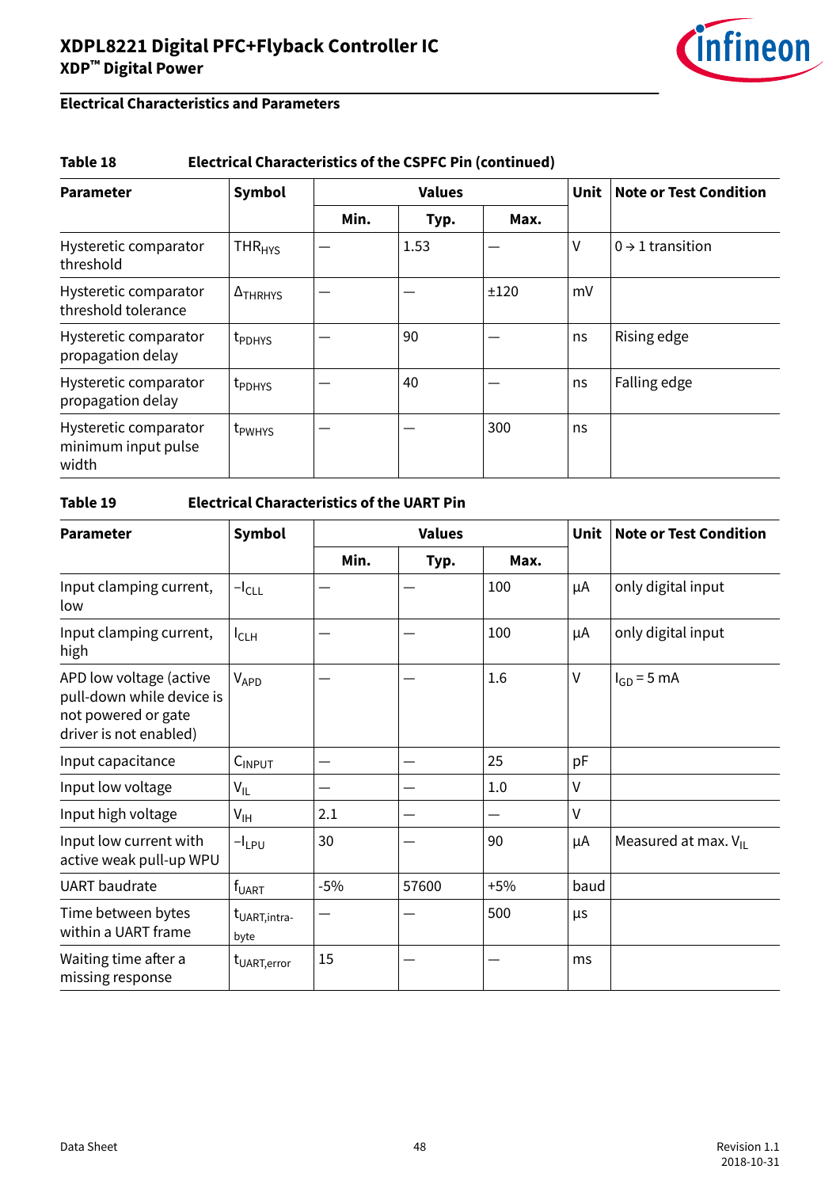## Electrical Characteristics and Parameters

**Table 18 Electrical Characteristics of the CSPFC Pin (continued)**

| Parameter | Symbol | Values | | | Unit | Note or Test Condition |
|---|---|---|---|---|---|---|
| | | Min. | Typ. | Max. | | |
| Hysteretic comparator threshold | $THR_{HYS}$ | — | 1.53 | — | V | 0 → 1 transition |
| Hysteretic comparator threshold tolerance | $\Delta_{THRHYS}$ | — | — | ±120 | mV | |
| Hysteretic comparator propagation delay | $t_{PDHYS}$ | — | 90 | — | ns | Rising edge |
| Hysteretic comparator propagation delay | $t_{PDHYS}$ | — | 40 | — | ns | Falling edge |
| Hysteretic comparator minimum input pulse width | $t_{PWHYS}$ | — | — | 300 | ns | |

**Table 19 Electrical Characteristics of the UART Pin**

| Parameter | Symbol | Values | | | Unit | Note or Test Condition |
|---|---|---|---|---|---|---|
| | | Min. | Typ. | Max. | | |
| Input clamping current, low | $-I_{CLL}$ | — | — | 100 | µA | only digital input |
| Input clamping current, high | $I_{CLH}$ | — | — | 100 | µA | only digital input |
| APD low voltage (active pull-down while device is not powered or gate driver is not enabled) | $V_{APD}$ | — | — | 1.6 | V | $I_{GD}$ = 5 mA |
| Input capacitance | $C_{INPUT}$ | — | — | 25 | pF | |
| Input low voltage | $V_{IL}$ | — | — | 1.0 | V | |
| Input high voltage | $V_{IH}$ | 2.1 | — | — | V | |
| Input low current with active weak pull-up WPU | $-I_{LPU}$ | 30 | — | 90 | µA | Measured at max. $V_{IL}$ |
| UART baudrate | $f_{UART}$ | -5% | 57600 | +5% | baud | |
| Time between bytes within a UART frame | $t_{UART,intra-byte}$ | — | — | 500 | µs | |
| Waiting time after a missing response | $t_{UART,error}$ | 15 | — | — | ms | |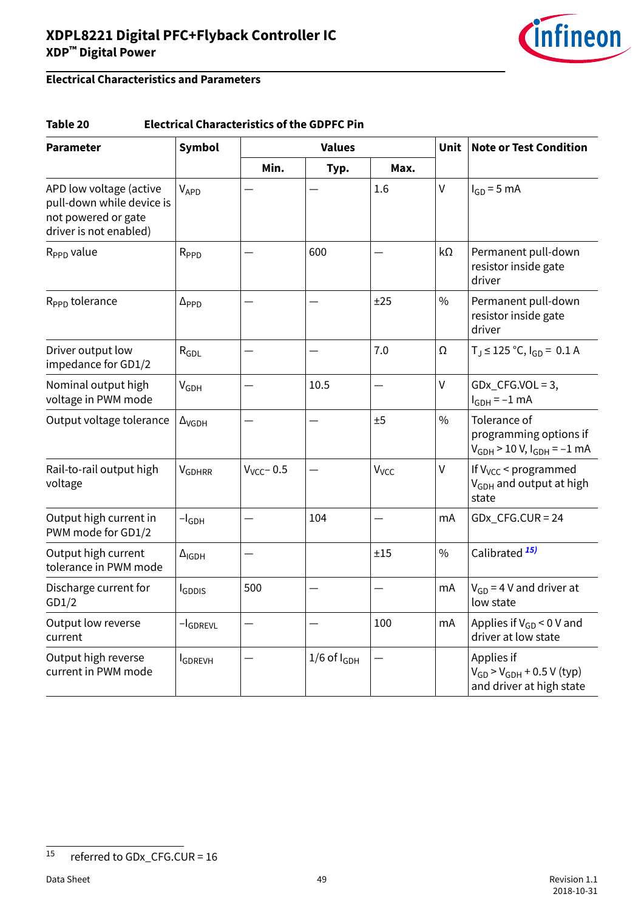## Electrical Characteristics and Parameters

**Table 20 Electrical Characteristics of the GDPFC Pin**

| Parameter | Symbol | Values | | | Unit | Note or Test Condition |
|---|---|---|---|---|---|---|
| | | Min. | Typ. | Max. | | |
| APD low voltage (active pull-down while device is not powered or gate driver is not enabled) | $V_{APD}$ | — | — | 1.6 | V | $I_{GD}$ = 5 mA |
| $R_{PPD}$ value | $R_{PPD}$ | — | 600 | — | kΩ | Permanent pull-down resistor inside gate driver |
| $R_{PPD}$ tolerance | $\Delta_{PPD}$ | — | — | ±25 | % | Permanent pull-down resistor inside gate driver |
| Driver output low impedance for GD1/2 | $R_{GDL}$ | — | — | 7.0 | Ω | $T_J$ ≤ 125 °C, $I_{GD}$ = 0.1 A |
| Nominal output high voltage in PWM mode | $V_{GDH}$ | — | 10.5 | — | V | GDx_CFG.VOL = 3, $I_{GDH}$ = −1 mA |
| Output voltage tolerance | $\Delta_{VGDH}$ | — | — | ±5 | % | Tolerance of programming options if $V_{GDH}$ > 10 V, $I_{GDH}$ = −1 mA |
| Rail-to-rail output high voltage | $V_{GDHRR}$ | $V_{VCC}$ − 0.5 | — | $V_{VCC}$ | V | If $V_{VCC}$ < programmed $V_{GDH}$ and output at high state |
| Output high current in PWM mode for GD1/2 | $-I_{GDH}$ | — | 104 | — | mA | GDx_CFG.CUR = 24 |
| Output high current tolerance in PWM mode | $\Delta_{IGDH}$ | — | | ±15 | % | Calibrated [15] |
| Discharge current for GD1/2 | $I_{GDDIS}$ | 500 | — | — | mA | $V_{GD}$ = 4 V and driver at low state |
| Output low reverse current | $-I_{GDREVL}$ | — | — | 100 | mA | Applies if $V_{GD}$ < 0 V and driver at low state |
| Output high reverse current in PWM mode | $I_{GDREVH}$ | — | 1/6 of $I_{GDH}$ | — | | Applies if $V_{GD}$ > $V_{GDH}$ + 0.5 V (typ) and driver at high state |

15 referred to GDx_CFG.CUR = 16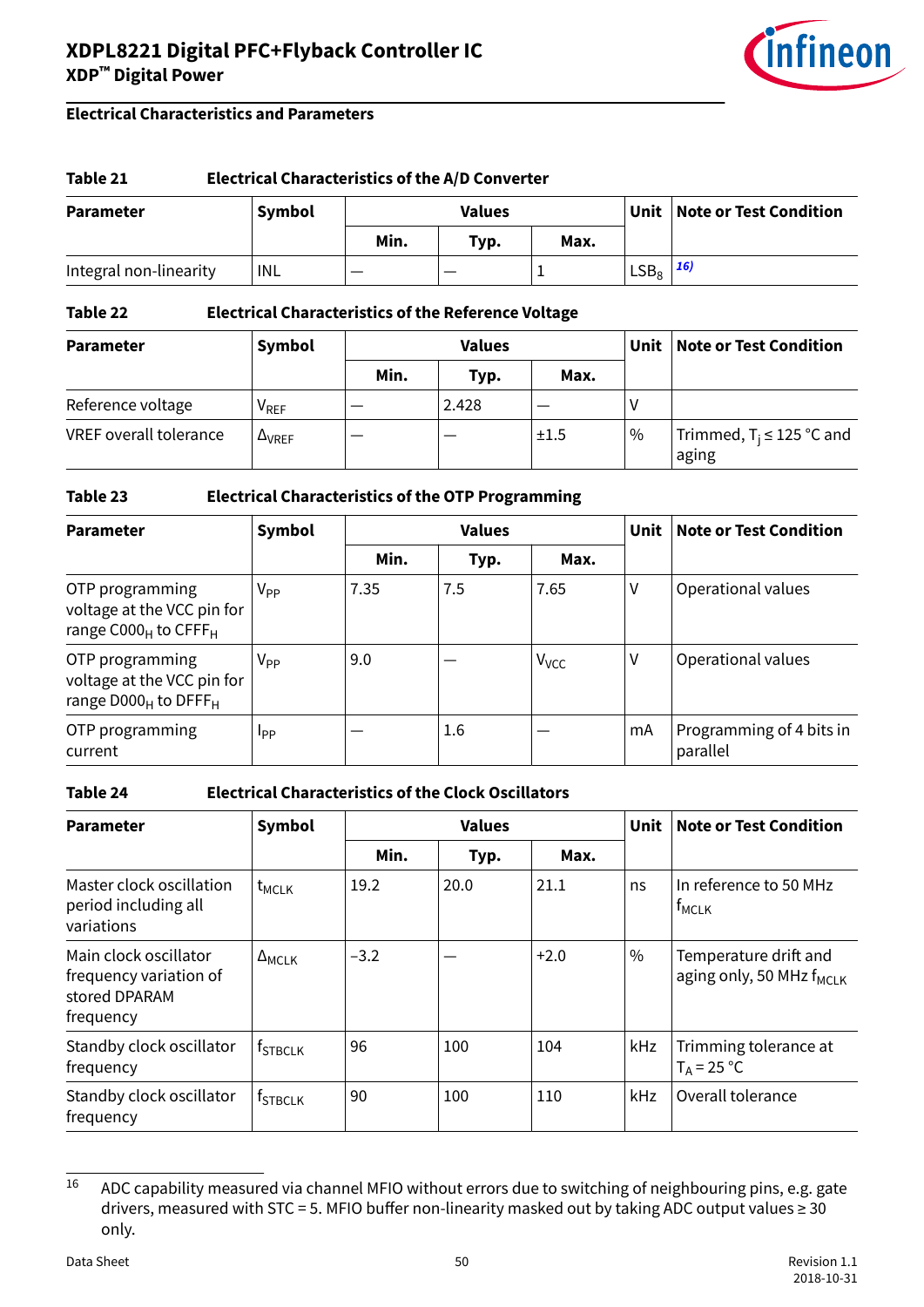## Electrical Characteristics and Parameters

**Table 21 Electrical Characteristics of the A/D Converter**

| Parameter | Symbol | Values | | | Unit | Note or Test Condition |
|---|---|---|---|---|---|---|
| | | Min. | Typ. | Max. | | |
| Integral non-linearity | INL | — | — | 1 | $LSB_8$ | [16] |

**Table 22 Electrical Characteristics of the Reference Voltage**

| Parameter | Symbol | Values | | | Unit | Note or Test Condition |
|---|---|---|---|---|---|---|
| | | Min. | Typ. | Max. | | |
| Reference voltage | $V_{REF}$ | — | 2.428 | — | V | |
| VREF overall tolerance | $\Delta_{VREF}$ | — | — | ±1.5 | % | Trimmed, $T_j \leq 125$ °C and aging |

**Table 23 Electrical Characteristics of the OTP Programming**

| Parameter | Symbol | Values | | | Unit | Note or Test Condition |
|---|---|---|---|---|---|---|
| | | Min. | Typ. | Max. | | |
| OTP programming voltage at the VCC pin for range $C000_H$ to $CFFF_H$ | $V_{PP}$ | 7.35 | 7.5 | 7.65 | V | Operational values |
| OTP programming voltage at the VCC pin for range $D000_H$ to $DFFF_H$ | $V_{PP}$ | 9.0 | — | $V_{VCC}$ | V | Operational values |
| OTP programming current | $I_{PP}$ | — | 1.6 | — | mA | Programming of 4 bits in parallel |

**Table 24 Electrical Characteristics of the Clock Oscillators**

| Parameter | Symbol | Values | | | Unit | Note or Test Condition |
|---|---|---|---|---|---|---|
| | | Min. | Typ. | Max. | | |
| Master clock oscillation period including all variations | $t_{MCLK}$ | 19.2 | 20.0 | 21.1 | ns | In reference to 50 MHz $f_{MCLK}$ |
| Main clock oscillator frequency variation of stored DPARAM frequency | $\Delta_{MCLK}$ | −3.2 | — | +2.0 | % | Temperature drift and aging only, 50 MHz $f_{MCLK}$ |
| Standby clock oscillator frequency | $f_{STBCLK}$ | 96 | 100 | 104 | kHz | Trimming tolerance at $T_A = 25$ °C |
| Standby clock oscillator frequency | $f_{STBCLK}$ | 90 | 100 | 110 | kHz | Overall tolerance |

[16] ADC capability measured via channel MFIO without errors due to switching of neighbouring pins, e.g. gate drivers, measured with STC = 5. MFIO buffer non-linearity masked out by taking ADC output values ≥ 30 only.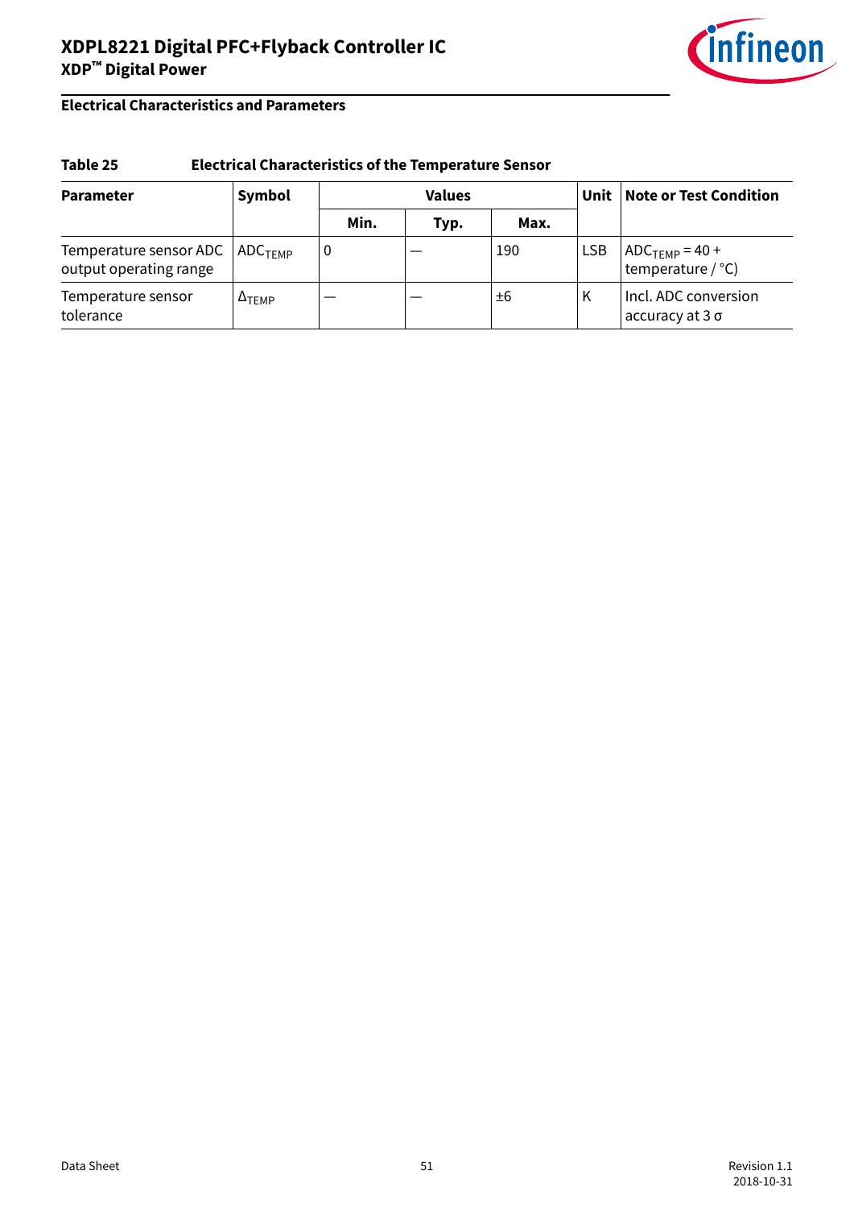## Electrical Characteristics and Parameters

**Table 25 Electrical Characteristics of the Temperature Sensor**

| Parameter | Symbol | Values | | | Unit | Note or Test Condition |
|---|---|---|---|---|---|---|
| | | Min. | Typ. | Max. | | |
| Temperature sensor ADC output operating range | $ADC_{TEMP}$ | 0 | — | 190 | LSB | $ADC_{TEMP}$ = 40 + temperature / °C) |
| Temperature sensor tolerance | $\Delta_{TEMP}$ | — | — | ±6 | K | Incl. ADC conversion accuracy at 3 σ |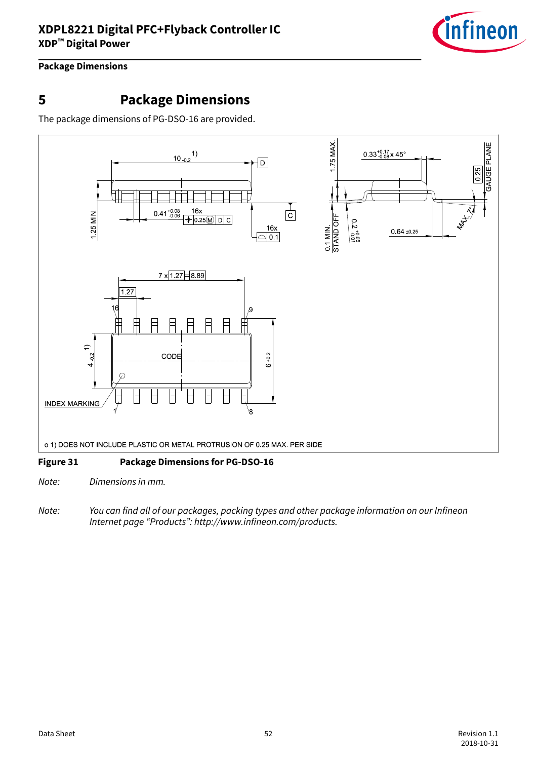# 5 Package Dimensions

The package dimensions of PG-DSO-16 are provided.

o 1) DOES NOT INCLUDE PLASTIC OR METAL PROTRUSION OF 0.25 MAX. PER SIDE

**Figure 31 Package Dimensions for PG-DSO-16**

*Note: Dimensions in mm.*

*Note: You can find all of our packages, packing types and other package information on our Infineon Internet page "Products": http://www.infineon.com/products.*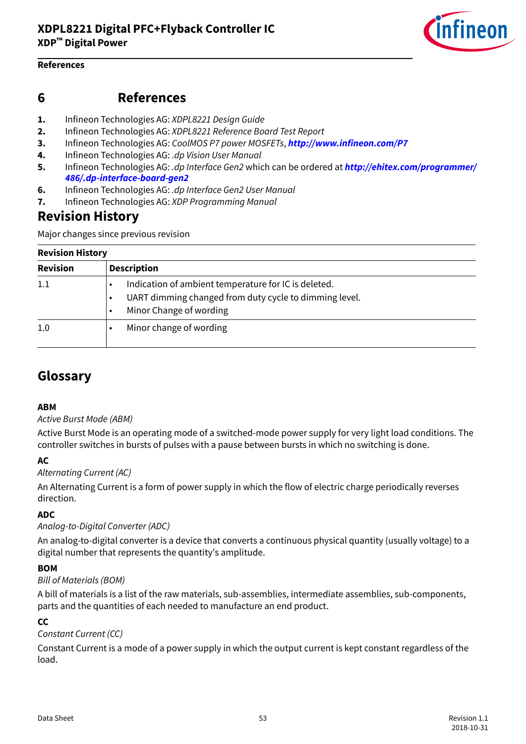# 6 References

1. Infineon Technologies AG: *XDPL8221 Design Guide*
2. Infineon Technologies AG: *XDPL8221 Reference Board Test Report*
3. Infineon Technologies AG: *CoolMOS P7 power MOSFETs*, ***http://www.infineon.com/P7***
4. Infineon Technologies AG: *.dp Vision User Manual*
5. Infineon Technologies AG: *.dp Interface Gen2* which can be ordered at ***http://ehitex.com/programmer/486/.dp-interface-board-gen2***
6. Infineon Technologies AG: *.dp Interface Gen2 User Manual*
7. Infineon Technologies AG: *XDP Programming Manual*

## Revision History

Major changes since previous revision

**Revision History**

| Revision | Description |
|---|---|
| 1.1 | • Indication of ambient temperature for IC is deleted.<br>• UART dimming changed from duty cycle to dimming level.<br>• Minor Change of wording |
| 1.0 | • Minor change of wording |

## Glossary

**ABM**

*Active Burst Mode (ABM)*

Active Burst Mode is an operating mode of a switched-mode power supply for very light load conditions. The controller switches in bursts of pulses with a pause between bursts in which no switching is done.

**AC**

*Alternating Current (AC)*

An Alternating Current is a form of power supply in which the flow of electric charge periodically reverses direction.

**ADC**

*Analog-to-Digital Converter (ADC)*

An analog-to-digital converter is a device that converts a continuous physical quantity (usually voltage) to a digital number that represents the quantity's amplitude.

**BOM**

*Bill of Materials (BOM)*

A bill of materials is a list of the raw materials, sub-assemblies, intermediate assemblies, sub-components, parts and the quantities of each needed to manufacture an end product.

**CC**

*Constant Current (CC)*

Constant Current is a mode of a power supply in which the output current is kept constant regardless of the load.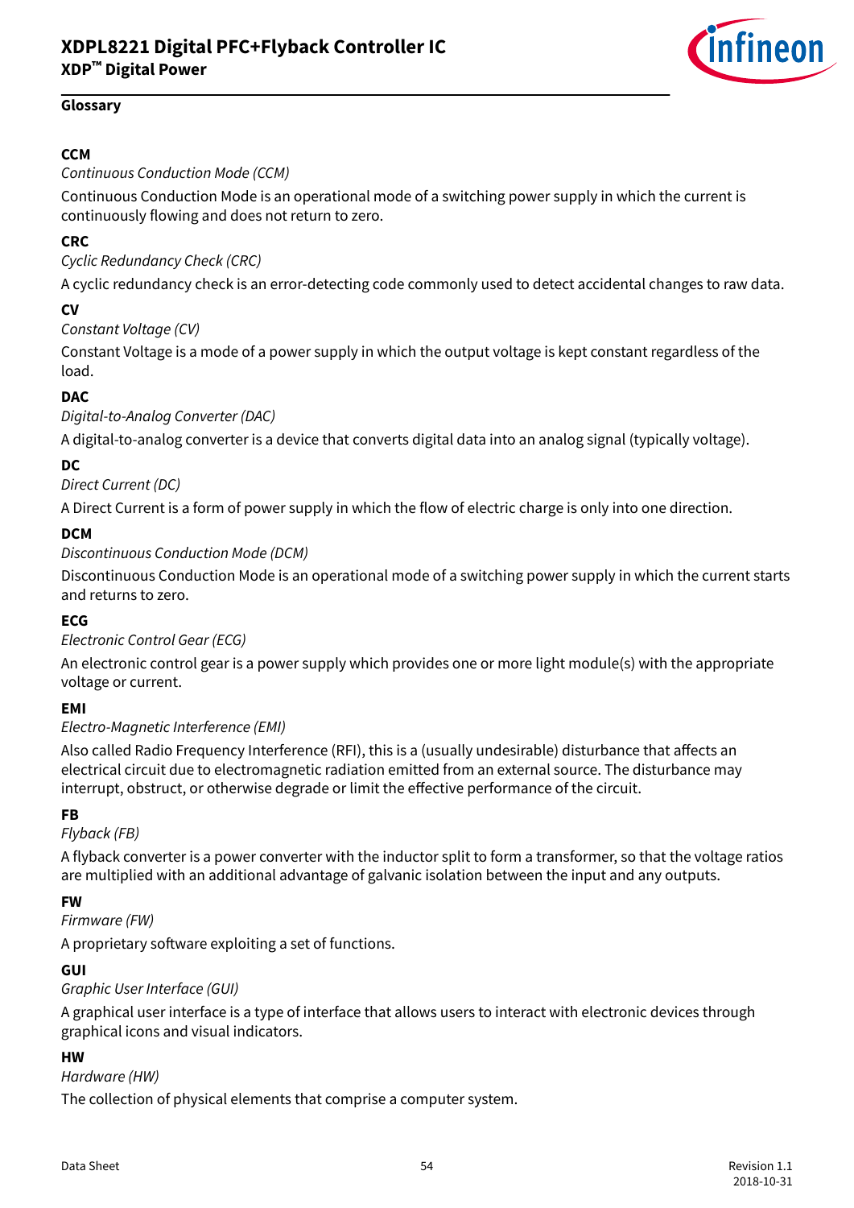## Glossary

**CCM**

*Continuous Conduction Mode (CCM)*

Continuous Conduction Mode is an operational mode of a switching power supply in which the current is continuously flowing and does not return to zero.

**CRC**

*Cyclic Redundancy Check (CRC)*

A cyclic redundancy check is an error-detecting code commonly used to detect accidental changes to raw data.

**CV**

*Constant Voltage (CV)*

Constant Voltage is a mode of a power supply in which the output voltage is kept constant regardless of the load.

**DAC**

*Digital-to-Analog Converter (DAC)*

A digital-to-analog converter is a device that converts digital data into an analog signal (typically voltage).

**DC**

*Direct Current (DC)*

A Direct Current is a form of power supply in which the flow of electric charge is only into one direction.

**DCM**

*Discontinuous Conduction Mode (DCM)*

Discontinuous Conduction Mode is an operational mode of a switching power supply in which the current starts and returns to zero.

**ECG**

*Electronic Control Gear (ECG)*

An electronic control gear is a power supply which provides one or more light module(s) with the appropriate voltage or current.

**EMI**

*Electro-Magnetic Interference (EMI)*

Also called Radio Frequency Interference (RFI), this is a (usually undesirable) disturbance that affects an electrical circuit due to electromagnetic radiation emitted from an external source. The disturbance may interrupt, obstruct, or otherwise degrade or limit the effective performance of the circuit.

**FB**

*Flyback (FB)*

A flyback converter is a power converter with the inductor split to form a transformer, so that the voltage ratios are multiplied with an additional advantage of galvanic isolation between the input and any outputs.

**FW**

*Firmware (FW)*

A proprietary software exploiting a set of functions.

**GUI**

*Graphic User Interface (GUI)*

A graphical user interface is a type of interface that allows users to interact with electronic devices through graphical icons and visual indicators.

**HW**

*Hardware (HW)*

The collection of physical elements that comprise a computer system.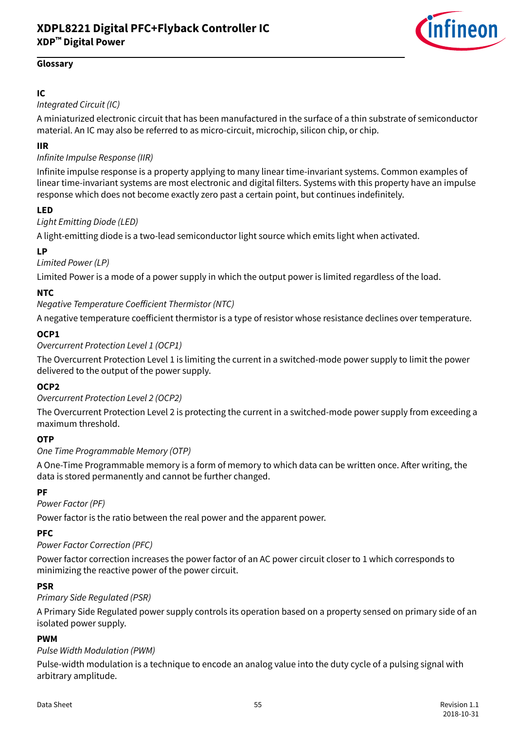**Glossary**

**IC**

*Integrated Circuit (IC)*

A miniaturized electronic circuit that has been manufactured in the surface of a thin substrate of semiconductor material. An IC may also be referred to as micro-circuit, microchip, silicon chip, or chip.

**IIR**

*Infinite Impulse Response (IIR)*

Infinite impulse response is a property applying to many linear time-invariant systems. Common examples of linear time-invariant systems are most electronic and digital filters. Systems with this property have an impulse response which does not become exactly zero past a certain point, but continues indefinitely.

**LED**

*Light Emitting Diode (LED)*

A light-emitting diode is a two-lead semiconductor light source which emits light when activated.

**LP**

*Limited Power (LP)*

Limited Power is a mode of a power supply in which the output power is limited regardless of the load.

**NTC**

*Negative Temperature Coefficient Thermistor (NTC)*

A negative temperature coefficient thermistor is a type of resistor whose resistance declines over temperature.

**OCP1**

*Overcurrent Protection Level 1 (OCP1)*

The Overcurrent Protection Level 1 is limiting the current in a switched-mode power supply to limit the power delivered to the output of the power supply.

**OCP2**

*Overcurrent Protection Level 2 (OCP2)*

The Overcurrent Protection Level 2 is protecting the current in a switched-mode power supply from exceeding a maximum threshold.

**OTP**

*One Time Programmable Memory (OTP)*

A One-Time Programmable memory is a form of memory to which data can be written once. After writing, the data is stored permanently and cannot be further changed.

**PF**

*Power Factor (PF)*

Power factor is the ratio between the real power and the apparent power.

**PFC**

*Power Factor Correction (PFC)*

Power factor correction increases the power factor of an AC power circuit closer to 1 which corresponds to minimizing the reactive power of the power circuit.

**PSR**

*Primary Side Regulated (PSR)*

A Primary Side Regulated power supply controls its operation based on a property sensed on primary side of an isolated power supply.

**PWM**

*Pulse Width Modulation (PWM)*

Pulse-width modulation is a technique to encode an analog value into the duty cycle of a pulsing signal with arbitrary amplitude.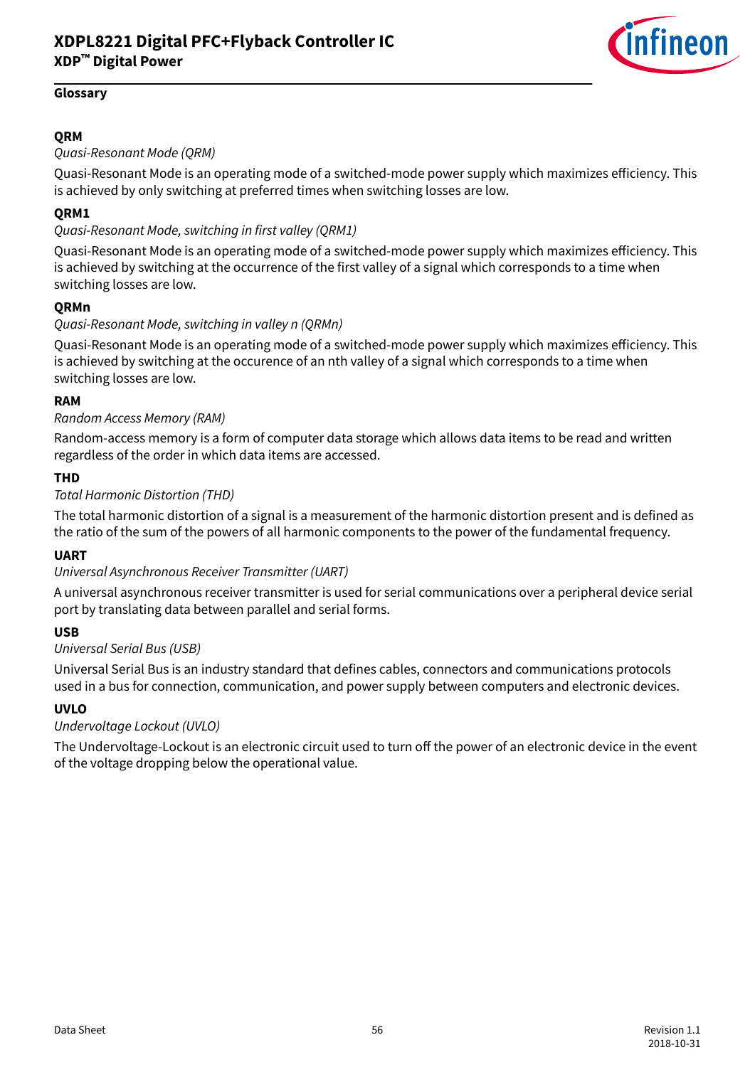## Glossary

**QRM**

*Quasi-Resonant Mode (QRM)*

Quasi-Resonant Mode is an operating mode of a switched-mode power supply which maximizes efficiency. This is achieved by only switching at preferred times when switching losses are low.

**QRM1**

*Quasi-Resonant Mode, switching in first valley (QRM1)*

Quasi-Resonant Mode is an operating mode of a switched-mode power supply which maximizes efficiency. This is achieved by switching at the occurrence of the first valley of a signal which corresponds to a time when switching losses are low.

**QRMn**

*Quasi-Resonant Mode, switching in valley n (QRMn)*

Quasi-Resonant Mode is an operating mode of a switched-mode power supply which maximizes efficiency. This is achieved by switching at the occurence of an nth valley of a signal which corresponds to a time when switching losses are low.

**RAM**

*Random Access Memory (RAM)*

Random-access memory is a form of computer data storage which allows data items to be read and written regardless of the order in which data items are accessed.

**THD**

*Total Harmonic Distortion (THD)*

The total harmonic distortion of a signal is a measurement of the harmonic distortion present and is defined as the ratio of the sum of the powers of all harmonic components to the power of the fundamental frequency.

**UART**

*Universal Asynchronous Receiver Transmitter (UART)*

A universal asynchronous receiver transmitter is used for serial communications over a peripheral device serial port by translating data between parallel and serial forms.

**USB**

*Universal Serial Bus (USB)*

Universal Serial Bus is an industry standard that defines cables, connectors and communications protocols used in a bus for connection, communication, and power supply between computers and electronic devices.

**UVLO**

*Undervoltage Lockout (UVLO)*

The Undervoltage-Lockout is an electronic circuit used to turn off the power of an electronic device in the event of the voltage dropping below the operational value.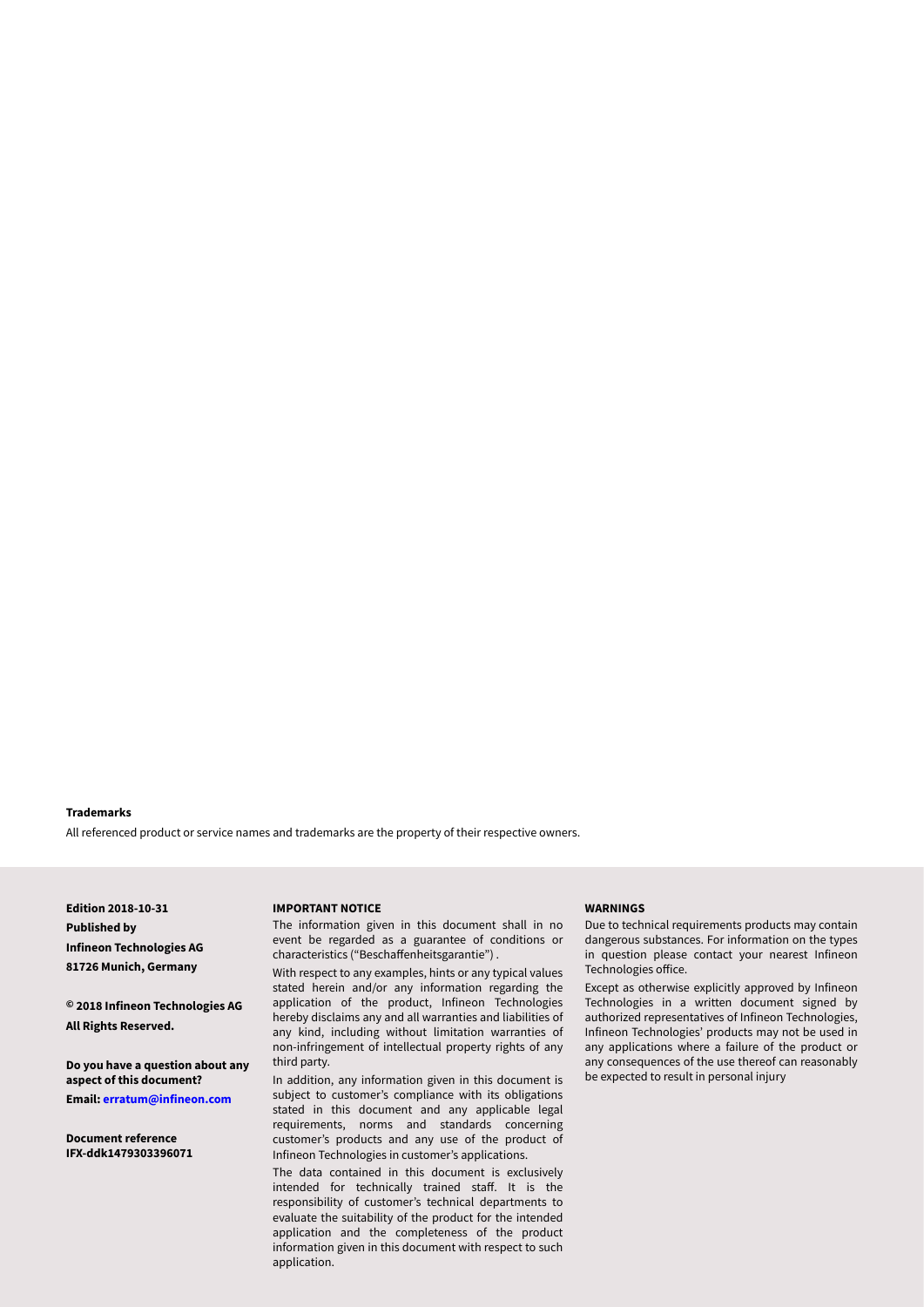**Trademarks**

All referenced product or service names and trademarks are the property of their respective owners.

**Edition 2018-10-31**
**Published by**
**Infineon Technologies AG**
**81726 Munich, Germany**

**© 2018 Infineon Technologies AG**
**All Rights Reserved.**

**Do you have a question about any aspect of this document?**
**Email: erratum@infineon.com**

**Document reference**
**IFX-ddk1479303396071**

**IMPORTANT NOTICE**

The information given in this document shall in no event be regarded as a guarantee of conditions or characteristics ("Beschaffenheitsgarantie") .

With respect to any examples, hints or any typical values stated herein and/or any information regarding the application of the product, Infineon Technologies hereby disclaims any and all warranties and liabilities of any kind, including without limitation warranties of non-infringement of intellectual property rights of any third party.

In addition, any information given in this document is subject to customer's compliance with its obligations stated in this document and any applicable legal requirements, norms and standards concerning customer's products and any use of the product of Infineon Technologies in customer's applications.

The data contained in this document is exclusively intended for technically trained staff. It is the responsibility of customer's technical departments to evaluate the suitability of the product for the intended application and the completeness of the product information given in this document with respect to such application.

**WARNINGS**

Due to technical requirements products may contain dangerous substances. For information on the types in question please contact your nearest Infineon Technologies office.

Except as otherwise explicitly approved by Infineon Technologies in a written document signed by authorized representatives of Infineon Technologies, Infineon Technologies' products may not be used in any applications where a failure of the product or any consequences of the use thereof can reasonably be expected to result in personal injury